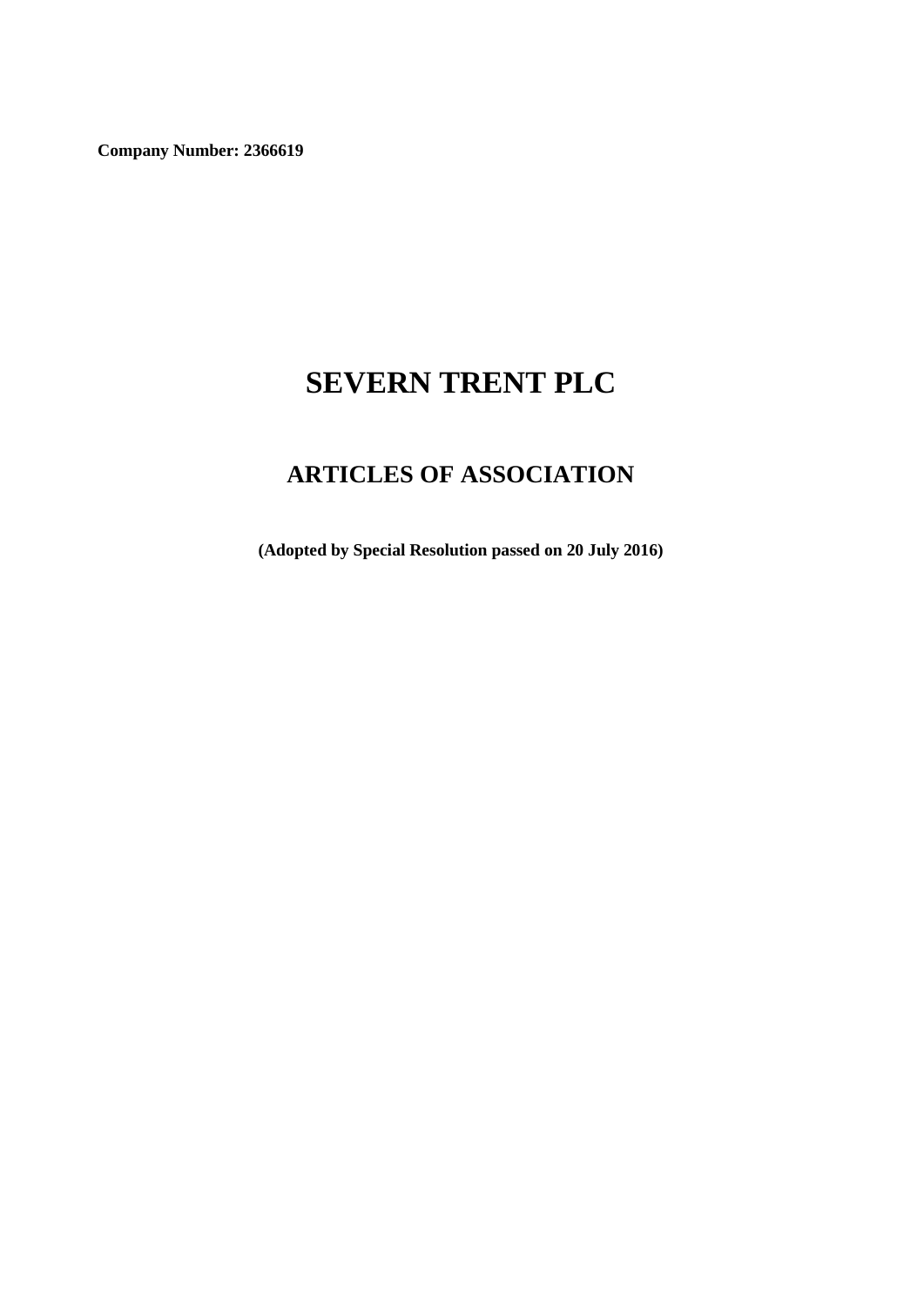**Company Number: 2366619**

# SEVERN TRENT PLC

## ARTICLES OF ASSOCIATION

**(Adopted by Special Resolution passed on 20 July 2016)**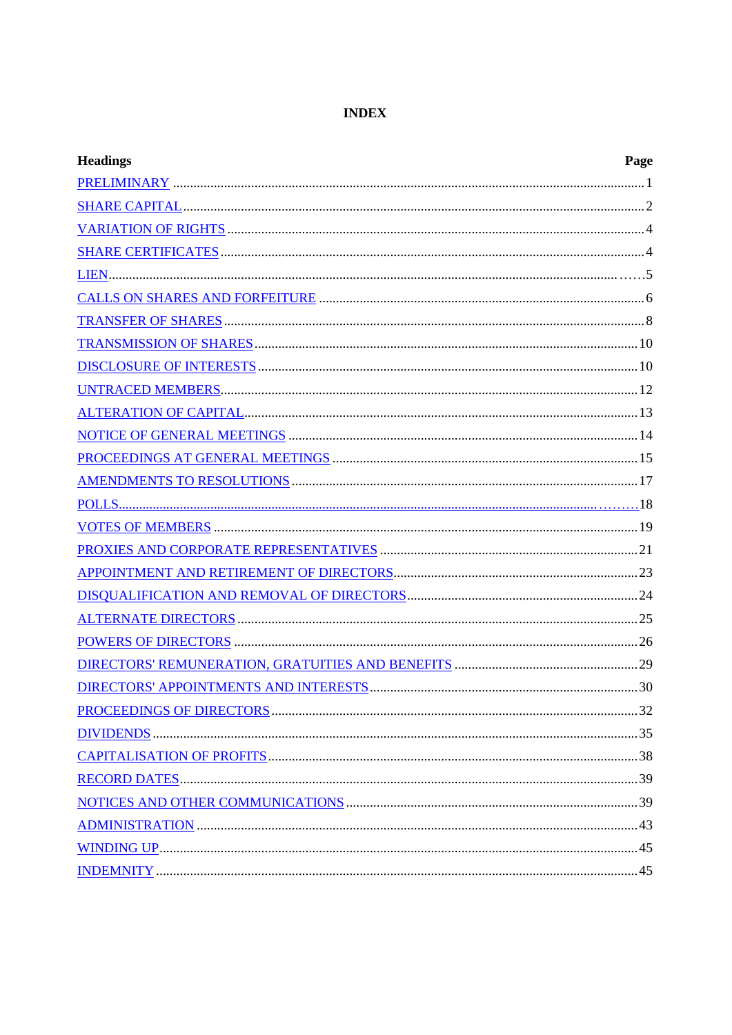# INDEX

| Headings | Page |
|---|---|
| PRELIMINARY | 1 |
| SHARE CAPITAL | 2 |
| VARIATION OF RIGHTS | 4 |
| SHARE CERTIFICATES | 4 |
| LIEN | 5 |
| CALLS ON SHARES AND FORFEITURE | 6 |
| TRANSFER OF SHARES | 8 |
| TRANSMISSION OF SHARES | 10 |
| DISCLOSURE OF INTERESTS | 10 |
| UNTRACED MEMBERS | 12 |
| ALTERATION OF CAPITAL | 13 |
| NOTICE OF GENERAL MEETINGS | 14 |
| PROCEEDINGS AT GENERAL MEETINGS | 15 |
| AMENDMENTS TO RESOLUTIONS | 17 |
| POLLS | 18 |
| VOTES OF MEMBERS | 19 |
| PROXIES AND CORPORATE REPRESENTATIVES | 21 |
| APPOINTMENT AND RETIREMENT OF DIRECTORS | 23 |
| DISQUALIFICATION AND REMOVAL OF DIRECTORS | 24 |
| ALTERNATE DIRECTORS | 25 |
| POWERS OF DIRECTORS | 26 |
| DIRECTORS' REMUNERATION, GRATUITIES AND BENEFITS | 29 |
| DIRECTORS' APPOINTMENTS AND INTERESTS | 30 |
| PROCEEDINGS OF DIRECTORS | 32 |
| DIVIDENDS | 35 |
| CAPITALISATION OF PROFITS | 38 |
| RECORD DATES | 39 |
| NOTICES AND OTHER COMMUNICATIONS | 39 |
| ADMINISTRATION | 43 |
| WINDING UP | 45 |
| INDEMNITY | 45 |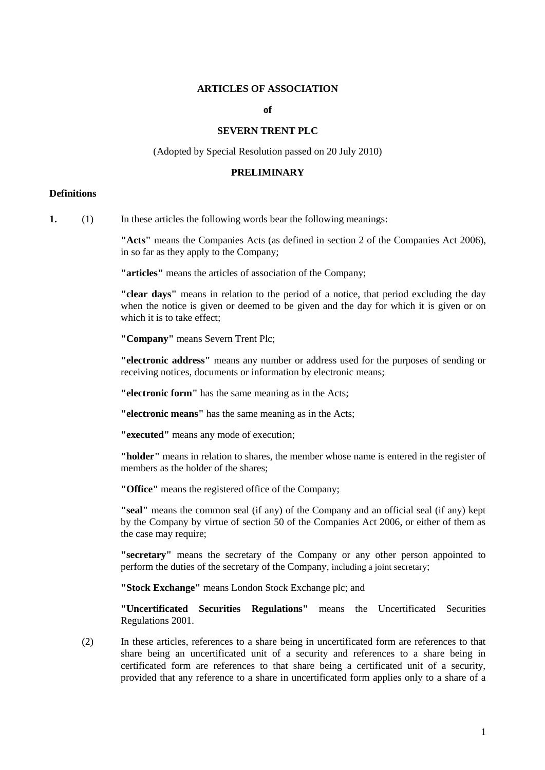**ARTICLES OF ASSOCIATION**

**of**

**SEVERN TRENT PLC**

(Adopted by Special Resolution passed on 20 July 2010)

**PRELIMINARY**

### Definitions

**1.** (1) In these articles the following words bear the following meanings:

**"Acts"** means the Companies Acts (as defined in section 2 of the Companies Act 2006), in so far as they apply to the Company;

**"articles"** means the articles of association of the Company;

**"clear days"** means in relation to the period of a notice, that period excluding the day when the notice is given or deemed to be given and the day for which it is given or on which it is to take effect;

**"Company"** means Severn Trent Plc;

**"electronic address"** means any number or address used for the purposes of sending or receiving notices, documents or information by electronic means;

**"electronic form"** has the same meaning as in the Acts;

**"electronic means"** has the same meaning as in the Acts;

**"executed"** means any mode of execution;

**"holder"** means in relation to shares, the member whose name is entered in the register of members as the holder of the shares;

**"Office"** means the registered office of the Company;

**"seal"** means the common seal (if any) of the Company and an official seal (if any) kept by the Company by virtue of section 50 of the Companies Act 2006, or either of them as the case may require;

**"secretary"** means the secretary of the Company or any other person appointed to perform the duties of the secretary of the Company, including a joint secretary;

**"Stock Exchange"** means London Stock Exchange plc; and

**"Uncertificated Securities Regulations"** means the Uncertificated Securities Regulations 2001.

(2) In these articles, references to a share being in uncertificated form are references to that share being an uncertificated unit of a security and references to a share being in certificated form are references to that share being a certificated unit of a security, provided that any reference to a share in uncertificated form applies only to a share of a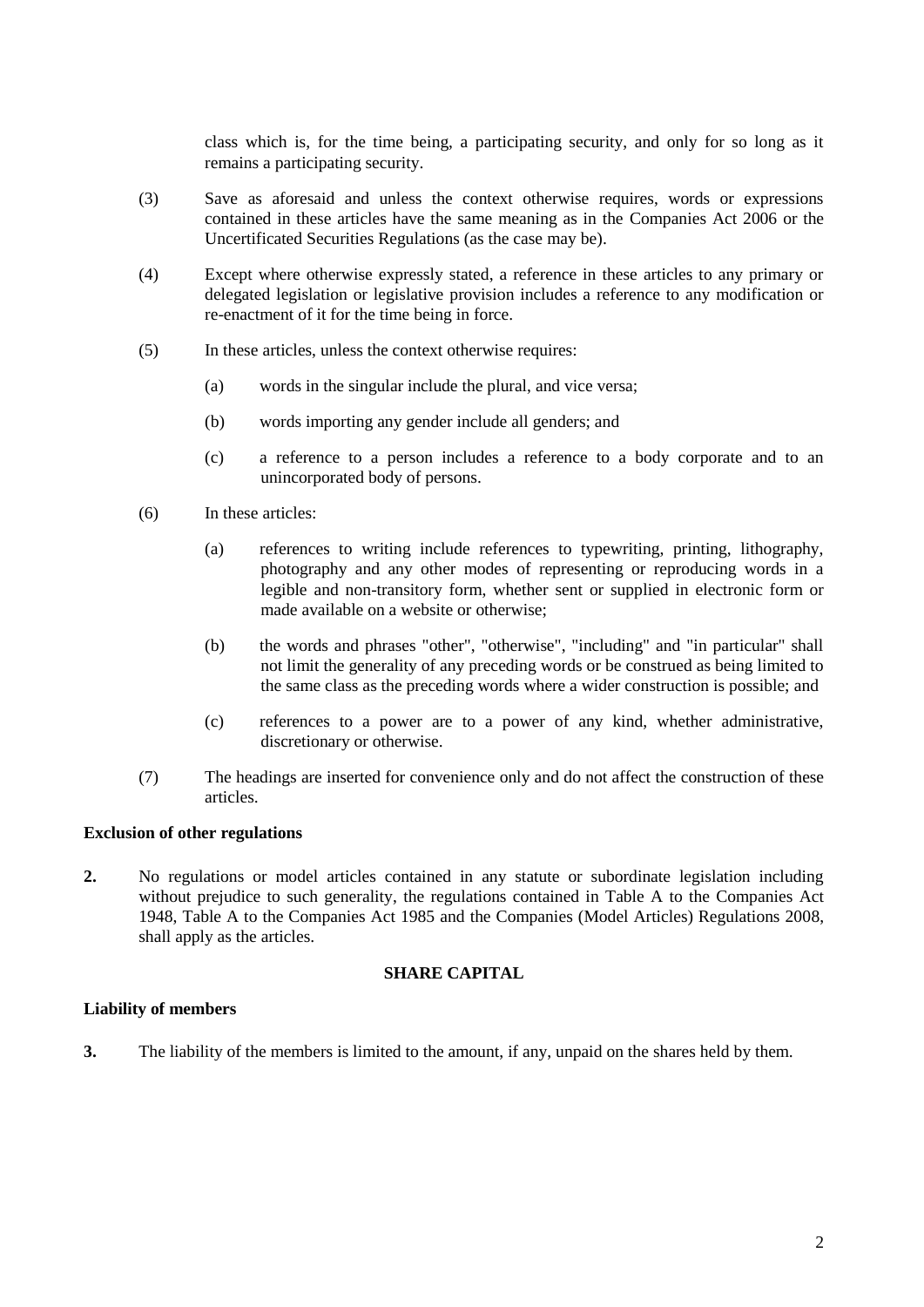class which is, for the time being, a participating security, and only for so long as it remains a participating security.

(3) Save as aforesaid and unless the context otherwise requires, words or expressions contained in these articles have the same meaning as in the Companies Act 2006 or the Uncertificated Securities Regulations (as the case may be).

(4) Except where otherwise expressly stated, a reference in these articles to any primary or delegated legislation or legislative provision includes a reference to any modification or re-enactment of it for the time being in force.

(5) In these articles, unless the context otherwise requires:

(a) words in the singular include the plural, and vice versa;

(b) words importing any gender include all genders; and

(c) a reference to a person includes a reference to a body corporate and to an unincorporated body of persons.

(6) In these articles:

(a) references to writing include references to typewriting, printing, lithography, photography and any other modes of representing or reproducing words in a legible and non-transitory form, whether sent or supplied in electronic form or made available on a website or otherwise;

(b) the words and phrases "other", "otherwise", "including" and "in particular" shall not limit the generality of any preceding words or be construed as being limited to the same class as the preceding words where a wider construction is possible; and

(c) references to a power are to a power of any kind, whether administrative, discretionary or otherwise.

(7) The headings are inserted for convenience only and do not affect the construction of these articles.

**Exclusion of other regulations**

**2.** No regulations or model articles contained in any statute or subordinate legislation including without prejudice to such generality, the regulations contained in Table A to the Companies Act 1948, Table A to the Companies Act 1985 and the Companies (Model Articles) Regulations 2008, shall apply as the articles.

## SHARE CAPITAL

**Liability of members**

**3.** The liability of the members is limited to the amount, if any, unpaid on the shares held by them.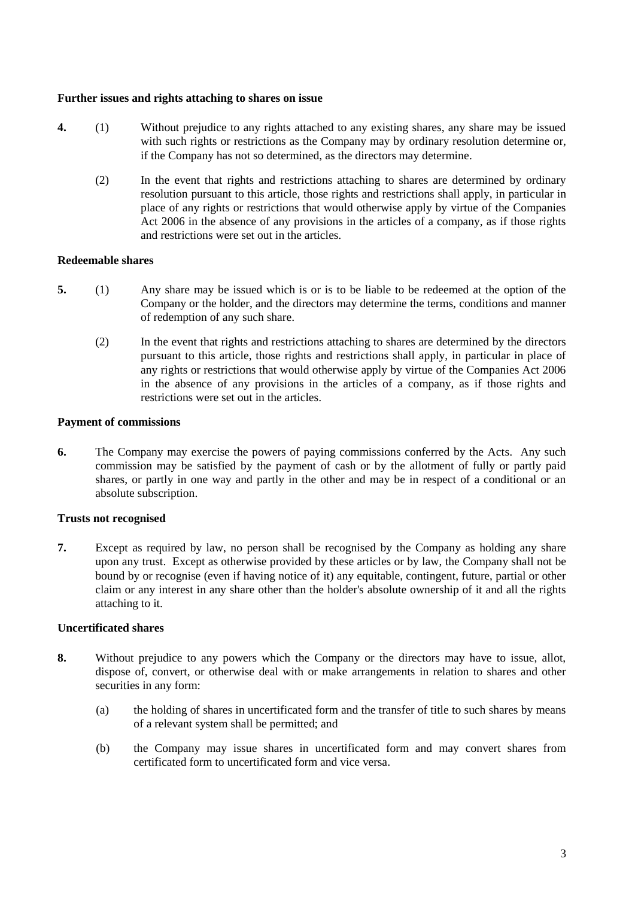**Further issues and rights attaching to shares on issue**

**4.** (1) Without prejudice to any rights attached to any existing shares, any share may be issued with such rights or restrictions as the Company may by ordinary resolution determine or, if the Company has not so determined, as the directors may determine.

(2) In the event that rights and restrictions attaching to shares are determined by ordinary resolution pursuant to this article, those rights and restrictions shall apply, in particular in place of any rights or restrictions that would otherwise apply by virtue of the Companies Act 2006 in the absence of any provisions in the articles of a company, as if those rights and restrictions were set out in the articles.

**Redeemable shares**

**5.** (1) Any share may be issued which is or is to be liable to be redeemed at the option of the Company or the holder, and the directors may determine the terms, conditions and manner of redemption of any such share.

(2) In the event that rights and restrictions attaching to shares are determined by the directors pursuant to this article, those rights and restrictions shall apply, in particular in place of any rights or restrictions that would otherwise apply by virtue of the Companies Act 2006 in the absence of any provisions in the articles of a company, as if those rights and restrictions were set out in the articles.

**Payment of commissions**

**6.** The Company may exercise the powers of paying commissions conferred by the Acts. Any such commission may be satisfied by the payment of cash or by the allotment of fully or partly paid shares, or partly in one way and partly in the other and may be in respect of a conditional or an absolute subscription.

**Trusts not recognised**

**7.** Except as required by law, no person shall be recognised by the Company as holding any share upon any trust. Except as otherwise provided by these articles or by law, the Company shall not be bound by or recognise (even if having notice of it) any equitable, contingent, future, partial or other claim or any interest in any share other than the holder's absolute ownership of it and all the rights attaching to it.

**Uncertificated shares**

**8.** Without prejudice to any powers which the Company or the directors may have to issue, allot, dispose of, convert, or otherwise deal with or make arrangements in relation to shares and other securities in any form:

(a) the holding of shares in uncertificated form and the transfer of title to such shares by means of a relevant system shall be permitted; and

(b) the Company may issue shares in uncertificated form and may convert shares from certificated form to uncertificated form and vice versa.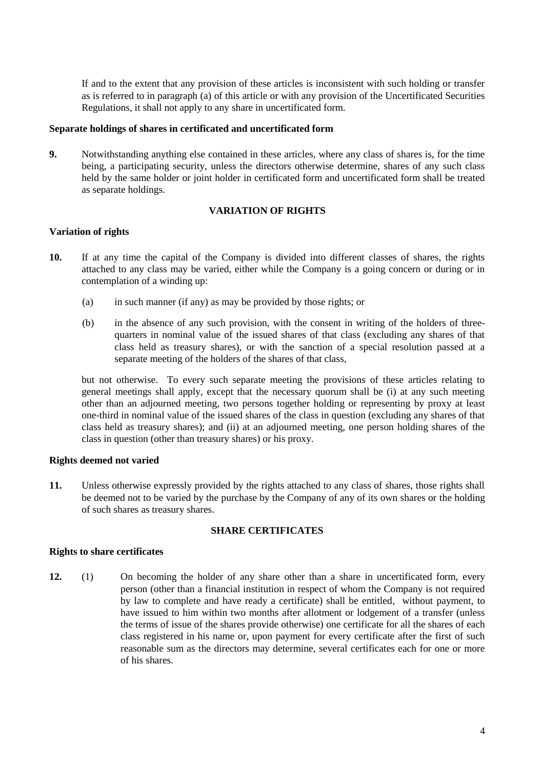If and to the extent that any provision of these articles is inconsistent with such holding or transfer as is referred to in paragraph (a) of this article or with any provision of the Uncertificated Securities Regulations, it shall not apply to any share in uncertificated form.

**Separate holdings of shares in certificated and uncertificated form**

**9.** Notwithstanding anything else contained in these articles, where any class of shares is, for the time being, a participating security, unless the directors otherwise determine, shares of any such class held by the same holder or joint holder in certificated form and uncertificated form shall be treated as separate holdings.

## VARIATION OF RIGHTS

**Variation of rights**

**10.** If at any time the capital of the Company is divided into different classes of shares, the rights attached to any class may be varied, either while the Company is a going concern or during or in contemplation of a winding up:

(a) in such manner (if any) as may be provided by those rights; or

(b) in the absence of any such provision, with the consent in writing of the holders of three-quarters in nominal value of the issued shares of that class (excluding any shares of that class held as treasury shares), or with the sanction of a special resolution passed at a separate meeting of the holders of the shares of that class,

but not otherwise. To every such separate meeting the provisions of these articles relating to general meetings shall apply, except that the necessary quorum shall be (i) at any such meeting other than an adjourned meeting, two persons together holding or representing by proxy at least one-third in nominal value of the issued shares of the class in question (excluding any shares of that class held as treasury shares); and (ii) at an adjourned meeting, one person holding shares of the class in question (other than treasury shares) or his proxy.

**Rights deemed not varied**

**11.** Unless otherwise expressly provided by the rights attached to any class of shares, those rights shall be deemed not to be varied by the purchase by the Company of any of its own shares or the holding of such shares as treasury shares.

## SHARE CERTIFICATES

**Rights to share certificates**

**12.** (1) On becoming the holder of any share other than a share in uncertificated form, every person (other than a financial institution in respect of whom the Company is not required by law to complete and have ready a certificate) shall be entitled, without payment, to have issued to him within two months after allotment or lodgement of a transfer (unless the terms of issue of the shares provide otherwise) one certificate for all the shares of each class registered in his name or, upon payment for every certificate after the first of such reasonable sum as the directors may determine, several certificates each for one or more of his shares.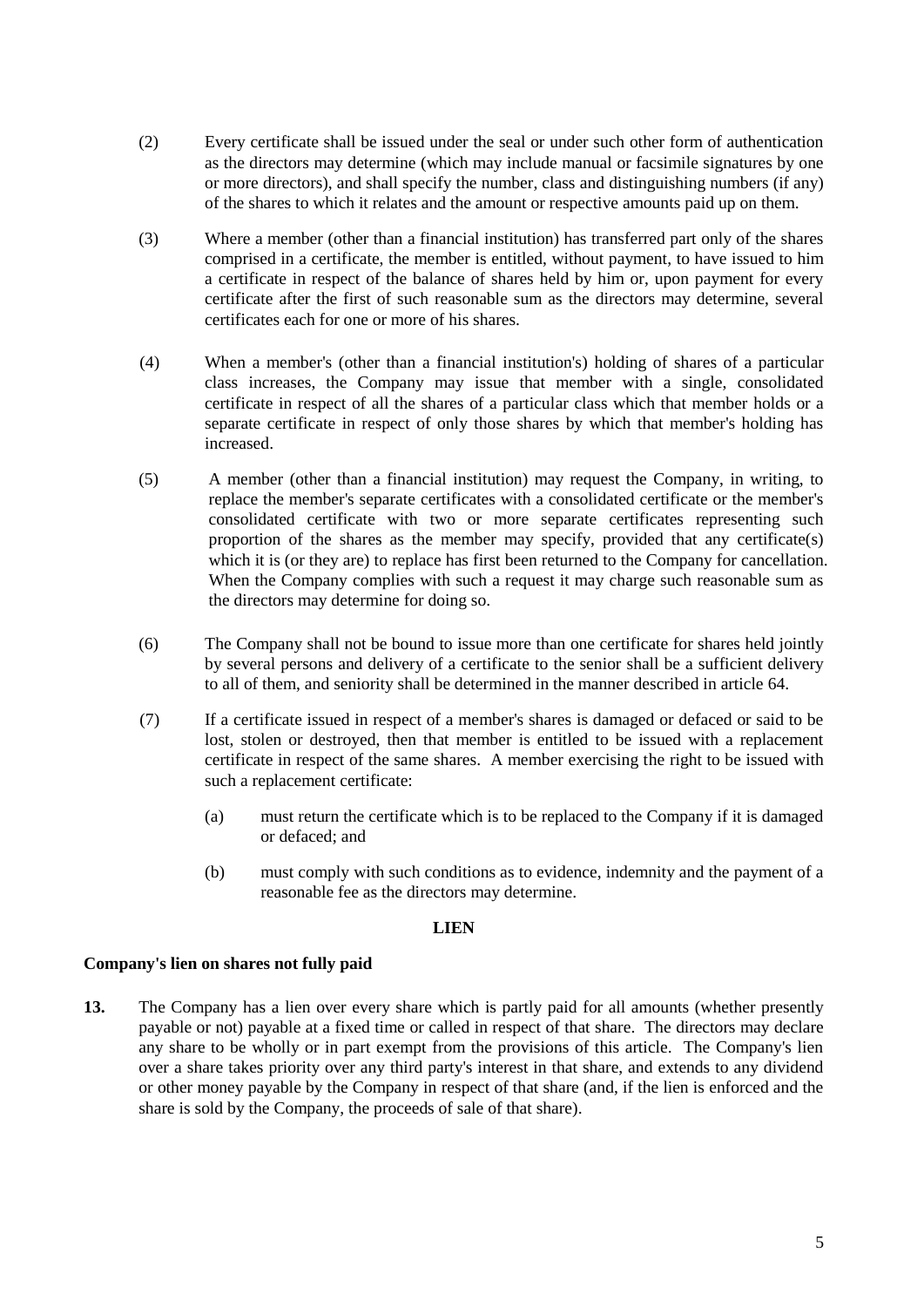(2) Every certificate shall be issued under the seal or under such other form of authentication as the directors may determine (which may include manual or facsimile signatures by one or more directors), and shall specify the number, class and distinguishing numbers (if any) of the shares to which it relates and the amount or respective amounts paid up on them.

(3) Where a member (other than a financial institution) has transferred part only of the shares comprised in a certificate, the member is entitled, without payment, to have issued to him a certificate in respect of the balance of shares held by him or, upon payment for every certificate after the first of such reasonable sum as the directors may determine, several certificates each for one or more of his shares.

(4) When a member's (other than a financial institution's) holding of shares of a particular class increases, the Company may issue that member with a single, consolidated certificate in respect of all the shares of a particular class which that member holds or a separate certificate in respect of only those shares by which that member's holding has increased.

(5) A member (other than a financial institution) may request the Company, in writing, to replace the member's separate certificates with a consolidated certificate or the member's consolidated certificate with two or more separate certificates representing such proportion of the shares as the member may specify, provided that any certificate(s) which it is (or they are) to replace has first been returned to the Company for cancellation. When the Company complies with such a request it may charge such reasonable sum as the directors may determine for doing so.

(6) The Company shall not be bound to issue more than one certificate for shares held jointly by several persons and delivery of a certificate to the senior shall be a sufficient delivery to all of them, and seniority shall be determined in the manner described in article 64.

(7) If a certificate issued in respect of a member's shares is damaged or defaced or said to be lost, stolen or destroyed, then that member is entitled to be issued with a replacement certificate in respect of the same shares. A member exercising the right to be issued with such a replacement certificate:

(a) must return the certificate which is to be replaced to the Company if it is damaged or defaced; and

(b) must comply with such conditions as to evidence, indemnity and the payment of a reasonable fee as the directors may determine.

## LIEN

### Company's lien on shares not fully paid

**13.** The Company has a lien over every share which is partly paid for all amounts (whether presently payable or not) payable at a fixed time or called in respect of that share. The directors may declare any share to be wholly or in part exempt from the provisions of this article. The Company's lien over a share takes priority over any third party's interest in that share, and extends to any dividend or other money payable by the Company in respect of that share (and, if the lien is enforced and the share is sold by the Company, the proceeds of sale of that share).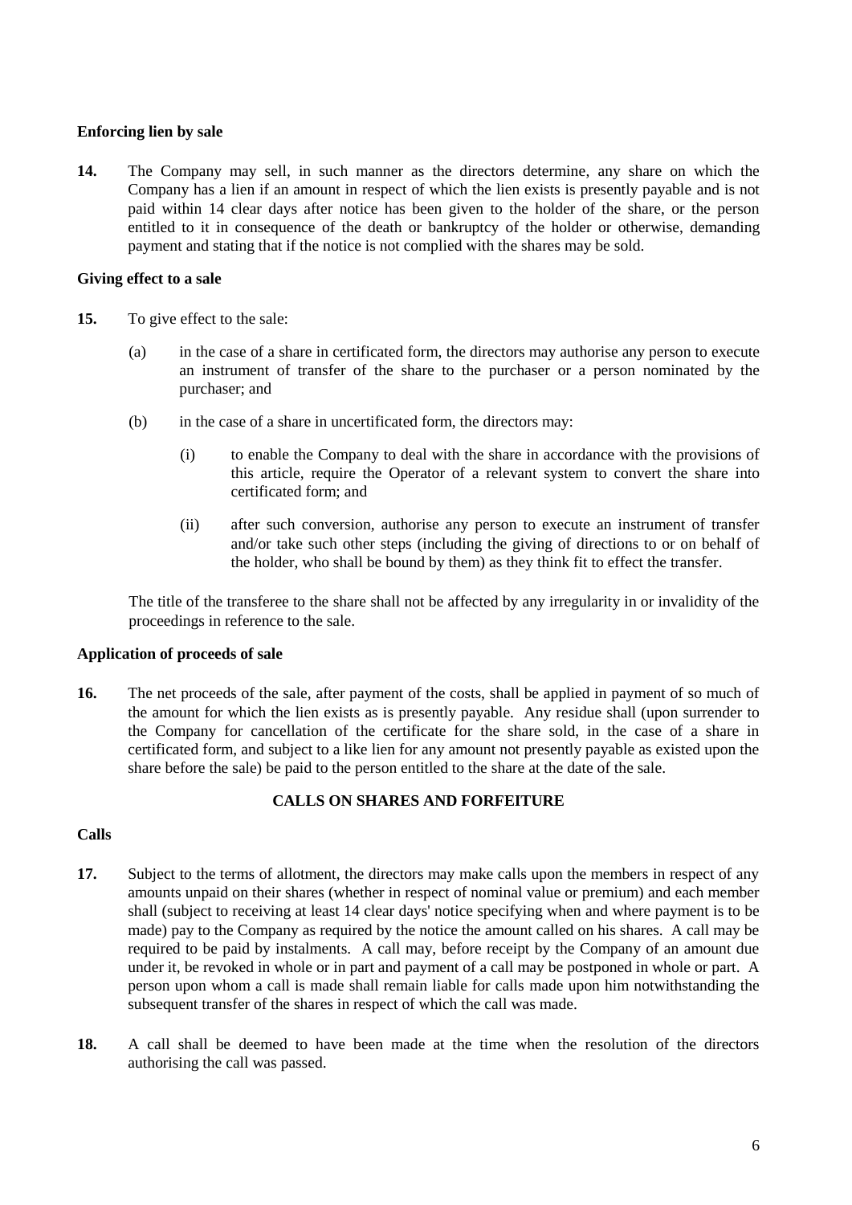### Enforcing lien by sale

**14.** The Company may sell, in such manner as the directors determine, any share on which the Company has a lien if an amount in respect of which the lien exists is presently payable and is not paid within 14 clear days after notice has been given to the holder of the share, or the person entitled to it in consequence of the death or bankruptcy of the holder or otherwise, demanding payment and stating that if the notice is not complied with the shares may be sold.

### Giving effect to a sale

**15.** To give effect to the sale:

(a) in the case of a share in certificated form, the directors may authorise any person to execute an instrument of transfer of the share to the purchaser or a person nominated by the purchaser; and

(b) in the case of a share in uncertificated form, the directors may:

(i) to enable the Company to deal with the share in accordance with the provisions of this article, require the Operator of a relevant system to convert the share into certificated form; and

(ii) after such conversion, authorise any person to execute an instrument of transfer and/or take such other steps (including the giving of directions to or on behalf of the holder, who shall be bound by them) as they think fit to effect the transfer.

The title of the transferee to the share shall not be affected by any irregularity in or invalidity of the proceedings in reference to the sale.

### Application of proceeds of sale

**16.** The net proceeds of the sale, after payment of the costs, shall be applied in payment of so much of the amount for which the lien exists as is presently payable. Any residue shall (upon surrender to the Company for cancellation of the certificate for the share sold, in the case of a share in certificated form, and subject to a like lien for any amount not presently payable as existed upon the share before the sale) be paid to the person entitled to the share at the date of the sale.

## CALLS ON SHARES AND FORFEITURE

### Calls

**17.** Subject to the terms of allotment, the directors may make calls upon the members in respect of any amounts unpaid on their shares (whether in respect of nominal value or premium) and each member shall (subject to receiving at least 14 clear days' notice specifying when and where payment is to be made) pay to the Company as required by the notice the amount called on his shares. A call may be required to be paid by instalments. A call may, before receipt by the Company of an amount due under it, be revoked in whole or in part and payment of a call may be postponed in whole or part. A person upon whom a call is made shall remain liable for calls made upon him notwithstanding the subsequent transfer of the shares in respect of which the call was made.

**18.** A call shall be deemed to have been made at the time when the resolution of the directors authorising the call was passed.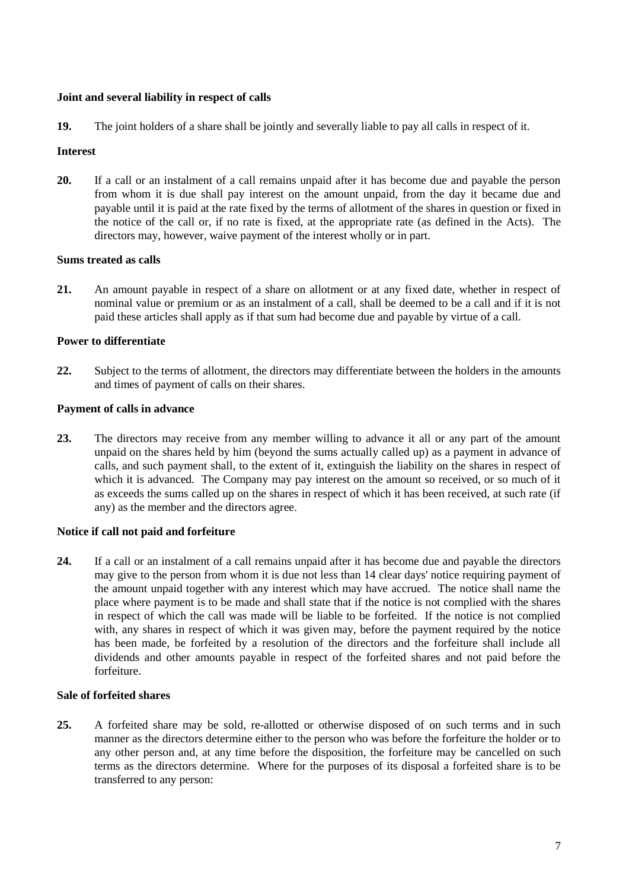**Joint and several liability in respect of calls**

**19.** The joint holders of a share shall be jointly and severally liable to pay all calls in respect of it.

**Interest**

**20.** If a call or an instalment of a call remains unpaid after it has become due and payable the person from whom it is due shall pay interest on the amount unpaid, from the day it became due and payable until it is paid at the rate fixed by the terms of allotment of the shares in question or fixed in the notice of the call or, if no rate is fixed, at the appropriate rate (as defined in the Acts). The directors may, however, waive payment of the interest wholly or in part.

**Sums treated as calls**

**21.** An amount payable in respect of a share on allotment or at any fixed date, whether in respect of nominal value or premium or as an instalment of a call, shall be deemed to be a call and if it is not paid these articles shall apply as if that sum had become due and payable by virtue of a call.

**Power to differentiate**

**22.** Subject to the terms of allotment, the directors may differentiate between the holders in the amounts and times of payment of calls on their shares.

**Payment of calls in advance**

**23.** The directors may receive from any member willing to advance it all or any part of the amount unpaid on the shares held by him (beyond the sums actually called up) as a payment in advance of calls, and such payment shall, to the extent of it, extinguish the liability on the shares in respect of which it is advanced. The Company may pay interest on the amount so received, or so much of it as exceeds the sums called up on the shares in respect of which it has been received, at such rate (if any) as the member and the directors agree.

**Notice if call not paid and forfeiture**

**24.** If a call or an instalment of a call remains unpaid after it has become due and payable the directors may give to the person from whom it is due not less than 14 clear days' notice requiring payment of the amount unpaid together with any interest which may have accrued. The notice shall name the place where payment is to be made and shall state that if the notice is not complied with the shares in respect of which the call was made will be liable to be forfeited. If the notice is not complied with, any shares in respect of which it was given may, before the payment required by the notice has been made, be forfeited by a resolution of the directors and the forfeiture shall include all dividends and other amounts payable in respect of the forfeited shares and not paid before the forfeiture.

**Sale of forfeited shares**

**25.** A forfeited share may be sold, re-allotted or otherwise disposed of on such terms and in such manner as the directors determine either to the person who was before the forfeiture the holder or to any other person and, at any time before the disposition, the forfeiture may be cancelled on such terms as the directors determine. Where for the purposes of its disposal a forfeited share is to be transferred to any person: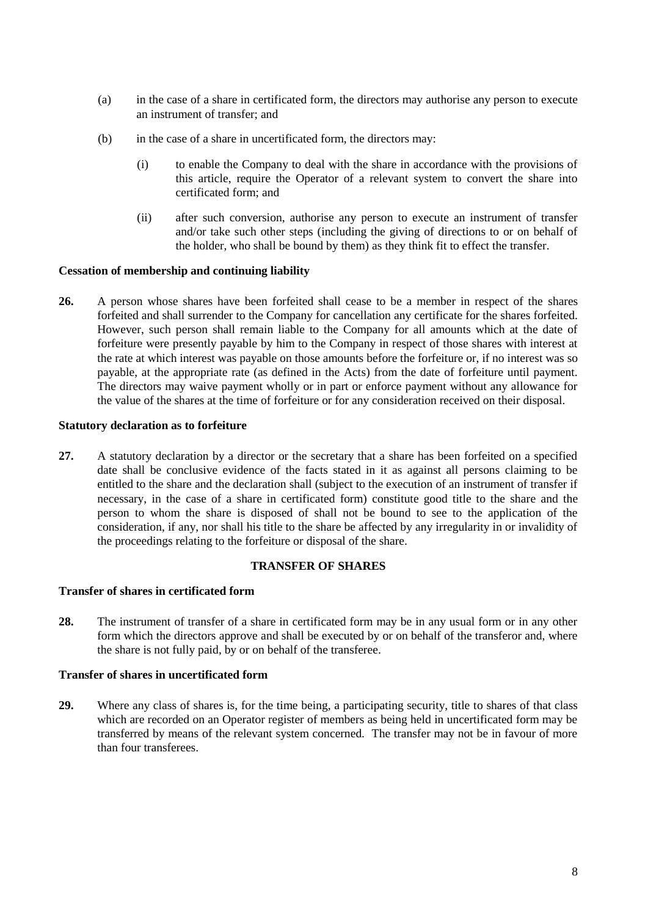(a) in the case of a share in certificated form, the directors may authorise any person to execute an instrument of transfer; and

(b) in the case of a share in uncertificated form, the directors may:

  (i) to enable the Company to deal with the share in accordance with the provisions of this article, require the Operator of a relevant system to convert the share into certificated form; and

  (ii) after such conversion, authorise any person to execute an instrument of transfer and/or take such other steps (including the giving of directions to or on behalf of the holder, who shall be bound by them) as they think fit to effect the transfer.

**Cessation of membership and continuing liability**

**26.** A person whose shares have been forfeited shall cease to be a member in respect of the shares forfeited and shall surrender to the Company for cancellation any certificate for the shares forfeited. However, such person shall remain liable to the Company for all amounts which at the date of forfeiture were presently payable by him to the Company in respect of those shares with interest at the rate at which interest was payable on those amounts before the forfeiture or, if no interest was so payable, at the appropriate rate (as defined in the Acts) from the date of forfeiture until payment. The directors may waive payment wholly or in part or enforce payment without any allowance for the value of the shares at the time of forfeiture or for any consideration received on their disposal.

**Statutory declaration as to forfeiture**

**27.** A statutory declaration by a director or the secretary that a share has been forfeited on a specified date shall be conclusive evidence of the facts stated in it as against all persons claiming to be entitled to the share and the declaration shall (subject to the execution of an instrument of transfer if necessary, in the case of a share in certificated form) constitute good title to the share and the person to whom the share is disposed of shall not be bound to see to the application of the consideration, if any, nor shall his title to the share be affected by any irregularity in or invalidity of the proceedings relating to the forfeiture or disposal of the share.

## TRANSFER OF SHARES

**Transfer of shares in certificated form**

**28.** The instrument of transfer of a share in certificated form may be in any usual form or in any other form which the directors approve and shall be executed by or on behalf of the transferor and, where the share is not fully paid, by or on behalf of the transferee.

**Transfer of shares in uncertificated form**

**29.** Where any class of shares is, for the time being, a participating security, title to shares of that class which are recorded on an Operator register of members as being held in uncertificated form may be transferred by means of the relevant system concerned. The transfer may not be in favour of more than four transferees.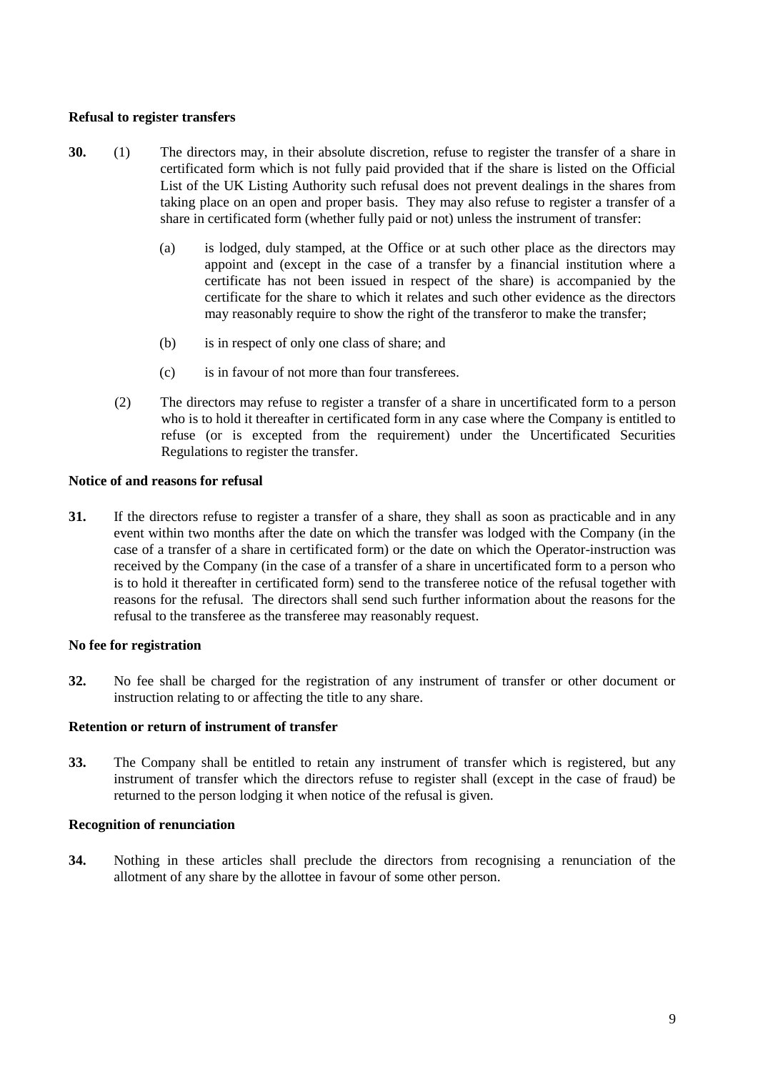**Refusal to register transfers**

**30.** (1) The directors may, in their absolute discretion, refuse to register the transfer of a share in certificated form which is not fully paid provided that if the share is listed on the Official List of the UK Listing Authority such refusal does not prevent dealings in the shares from taking place on an open and proper basis. They may also refuse to register a transfer of a share in certificated form (whether fully paid or not) unless the instrument of transfer:

(a) is lodged, duly stamped, at the Office or at such other place as the directors may appoint and (except in the case of a transfer by a financial institution where a certificate has not been issued in respect of the share) is accompanied by the certificate for the share to which it relates and such other evidence as the directors may reasonably require to show the right of the transferor to make the transfer;

(b) is in respect of only one class of share; and

(c) is in favour of not more than four transferees.

(2) The directors may refuse to register a transfer of a share in uncertificated form to a person who is to hold it thereafter in certificated form in any case where the Company is entitled to refuse (or is excepted from the requirement) under the Uncertificated Securities Regulations to register the transfer.

**Notice of and reasons for refusal**

**31.** If the directors refuse to register a transfer of a share, they shall as soon as practicable and in any event within two months after the date on which the transfer was lodged with the Company (in the case of a transfer of a share in certificated form) or the date on which the Operator-instruction was received by the Company (in the case of a transfer of a share in uncertificated form to a person who is to hold it thereafter in certificated form) send to the transferee notice of the refusal together with reasons for the refusal. The directors shall send such further information about the reasons for the refusal to the transferee as the transferee may reasonably request.

**No fee for registration**

**32.** No fee shall be charged for the registration of any instrument of transfer or other document or instruction relating to or affecting the title to any share.

**Retention or return of instrument of transfer**

**33.** The Company shall be entitled to retain any instrument of transfer which is registered, but any instrument of transfer which the directors refuse to register shall (except in the case of fraud) be returned to the person lodging it when notice of the refusal is given.

**Recognition of renunciation**

**34.** Nothing in these articles shall preclude the directors from recognising a renunciation of the allotment of any share by the allottee in favour of some other person.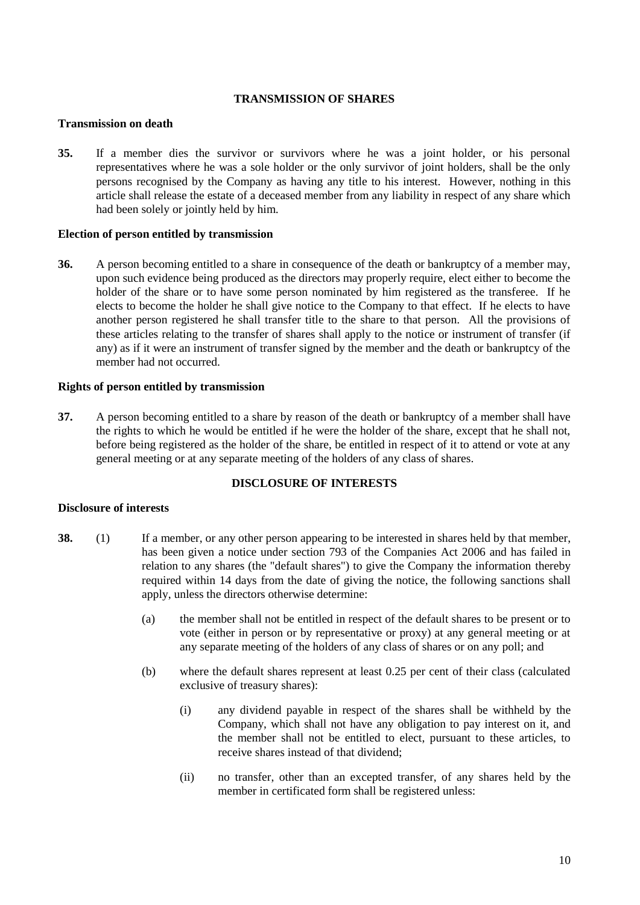## TRANSMISSION OF SHARES

### Transmission on death

**35.** If a member dies the survivor or survivors where he was a joint holder, or his personal representatives where he was a sole holder or the only survivor of joint holders, shall be the only persons recognised by the Company as having any title to his interest. However, nothing in this article shall release the estate of a deceased member from any liability in respect of any share which had been solely or jointly held by him.

### Election of person entitled by transmission

**36.** A person becoming entitled to a share in consequence of the death or bankruptcy of a member may, upon such evidence being produced as the directors may properly require, elect either to become the holder of the share or to have some person nominated by him registered as the transferee. If he elects to become the holder he shall give notice to the Company to that effect. If he elects to have another person registered he shall transfer title to the share to that person. All the provisions of these articles relating to the transfer of shares shall apply to the notice or instrument of transfer (if any) as if it were an instrument of transfer signed by the member and the death or bankruptcy of the member had not occurred.

### Rights of person entitled by transmission

**37.** A person becoming entitled to a share by reason of the death or bankruptcy of a member shall have the rights to which he would be entitled if he were the holder of the share, except that he shall not, before being registered as the holder of the share, be entitled in respect of it to attend or vote at any general meeting or at any separate meeting of the holders of any class of shares.

## DISCLOSURE OF INTERESTS

### Disclosure of interests

**38.** (1) If a member, or any other person appearing to be interested in shares held by that member, has been given a notice under section 793 of the Companies Act 2006 and has failed in relation to any shares (the "default shares") to give the Company the information thereby required within 14 days from the date of giving the notice, the following sanctions shall apply, unless the directors otherwise determine:

(a) the member shall not be entitled in respect of the default shares to be present or to vote (either in person or by representative or proxy) at any general meeting or at any separate meeting of the holders of any class of shares or on any poll; and

(b) where the default shares represent at least 0.25 per cent of their class (calculated exclusive of treasury shares):

(i) any dividend payable in respect of the shares shall be withheld by the Company, which shall not have any obligation to pay interest on it, and the member shall not be entitled to elect, pursuant to these articles, to receive shares instead of that dividend;

(ii) no transfer, other than an excepted transfer, of any shares held by the member in certificated form shall be registered unless: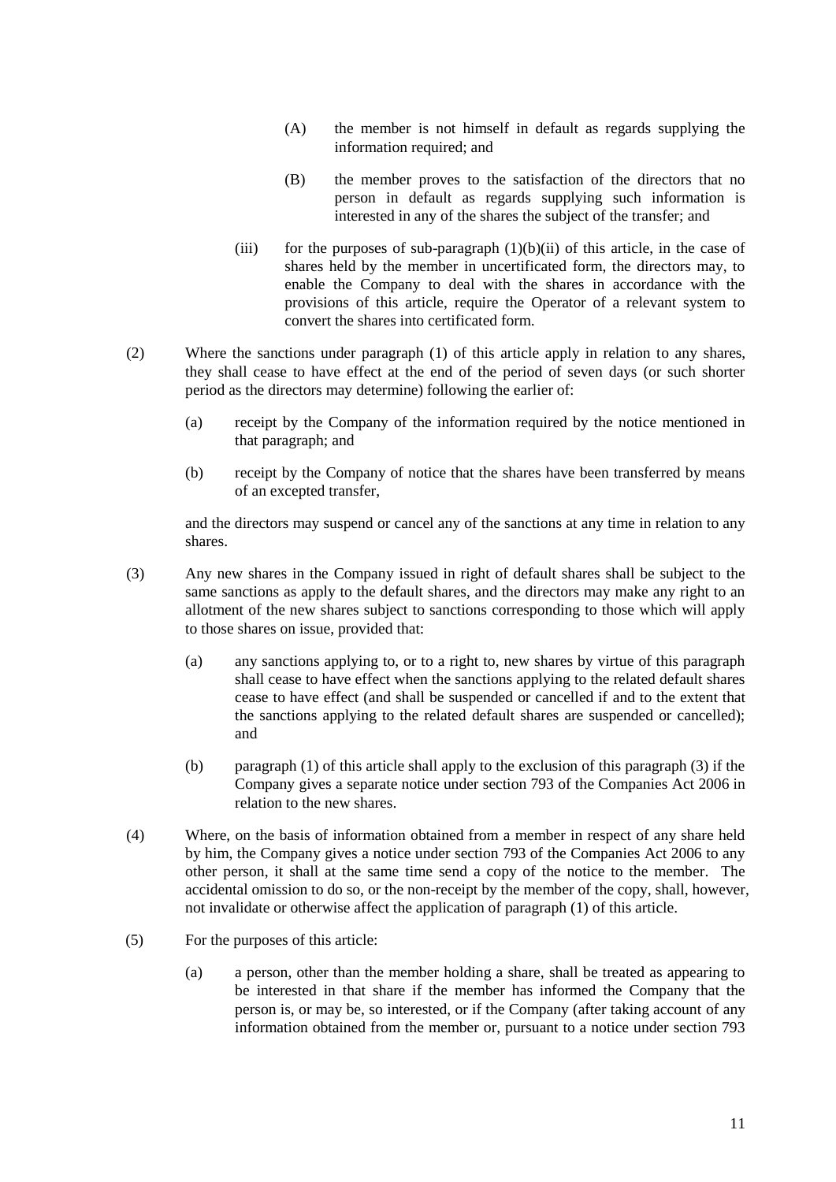(A) the member is not himself in default as regards supplying the information required; and

(B) the member proves to the satisfaction of the directors that no person in default as regards supplying such information is interested in any of the shares the subject of the transfer; and

(iii) for the purposes of sub-paragraph (1)(b)(ii) of this article, in the case of shares held by the member in uncertificated form, the directors may, to enable the Company to deal with the shares in accordance with the provisions of this article, require the Operator of a relevant system to convert the shares into certificated form.

(2) Where the sanctions under paragraph (1) of this article apply in relation to any shares, they shall cease to have effect at the end of the period of seven days (or such shorter period as the directors may determine) following the earlier of:

(a) receipt by the Company of the information required by the notice mentioned in that paragraph; and

(b) receipt by the Company of notice that the shares have been transferred by means of an excepted transfer,

and the directors may suspend or cancel any of the sanctions at any time in relation to any shares.

(3) Any new shares in the Company issued in right of default shares shall be subject to the same sanctions as apply to the default shares, and the directors may make any right to an allotment of the new shares subject to sanctions corresponding to those which will apply to those shares on issue, provided that:

(a) any sanctions applying to, or to a right to, new shares by virtue of this paragraph shall cease to have effect when the sanctions applying to the related default shares cease to have effect (and shall be suspended or cancelled if and to the extent that the sanctions applying to the related default shares are suspended or cancelled); and

(b) paragraph (1) of this article shall apply to the exclusion of this paragraph (3) if the Company gives a separate notice under section 793 of the Companies Act 2006 in relation to the new shares.

(4) Where, on the basis of information obtained from a member in respect of any share held by him, the Company gives a notice under section 793 of the Companies Act 2006 to any other person, it shall at the same time send a copy of the notice to the member. The accidental omission to do so, or the non-receipt by the member of the copy, shall, however, not invalidate or otherwise affect the application of paragraph (1) of this article.

(5) For the purposes of this article:

(a) a person, other than the member holding a share, shall be treated as appearing to be interested in that share if the member has informed the Company that the person is, or may be, so interested, or if the Company (after taking account of any information obtained from the member or, pursuant to a notice under section 793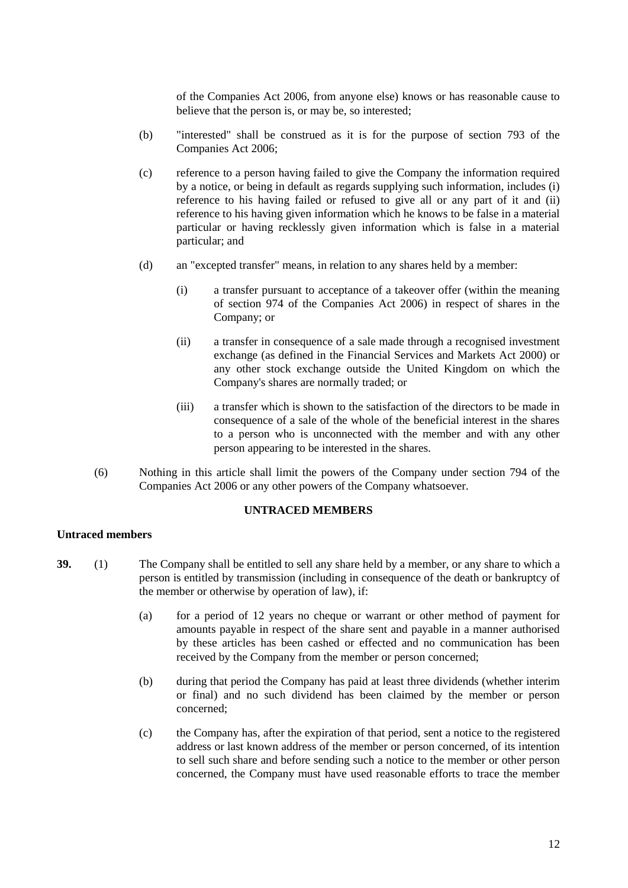of the Companies Act 2006, from anyone else) knows or has reasonable cause to believe that the person is, or may be, so interested;

(b) "interested" shall be construed as it is for the purpose of section 793 of the Companies Act 2006;

(c) reference to a person having failed to give the Company the information required by a notice, or being in default as regards supplying such information, includes (i) reference to his having failed or refused to give all or any part of it and (ii) reference to his having given information which he knows to be false in a material particular or having recklessly given information which is false in a material particular; and

(d) an "excepted transfer" means, in relation to any shares held by a member:

   (i) a transfer pursuant to acceptance of a takeover offer (within the meaning of section 974 of the Companies Act 2006) in respect of shares in the Company; or

   (ii) a transfer in consequence of a sale made through a recognised investment exchange (as defined in the Financial Services and Markets Act 2000) or any other stock exchange outside the United Kingdom on which the Company's shares are normally traded; or

   (iii) a transfer which is shown to the satisfaction of the directors to be made in consequence of a sale of the whole of the beneficial interest in the shares to a person who is unconnected with the member and with any other person appearing to be interested in the shares.

(6) Nothing in this article shall limit the powers of the Company under section 794 of the Companies Act 2006 or any other powers of the Company whatsoever.

## UNTRACED MEMBERS

### Untraced members

**39.** (1) The Company shall be entitled to sell any share held by a member, or any share to which a person is entitled by transmission (including in consequence of the death or bankruptcy of the member or otherwise by operation of law), if:

(a) for a period of 12 years no cheque or warrant or other method of payment for amounts payable in respect of the share sent and payable in a manner authorised by these articles has been cashed or effected and no communication has been received by the Company from the member or person concerned;

(b) during that period the Company has paid at least three dividends (whether interim or final) and no such dividend has been claimed by the member or person concerned;

(c) the Company has, after the expiration of that period, sent a notice to the registered address or last known address of the member or person concerned, of its intention to sell such share and before sending such a notice to the member or other person concerned, the Company must have used reasonable efforts to trace the member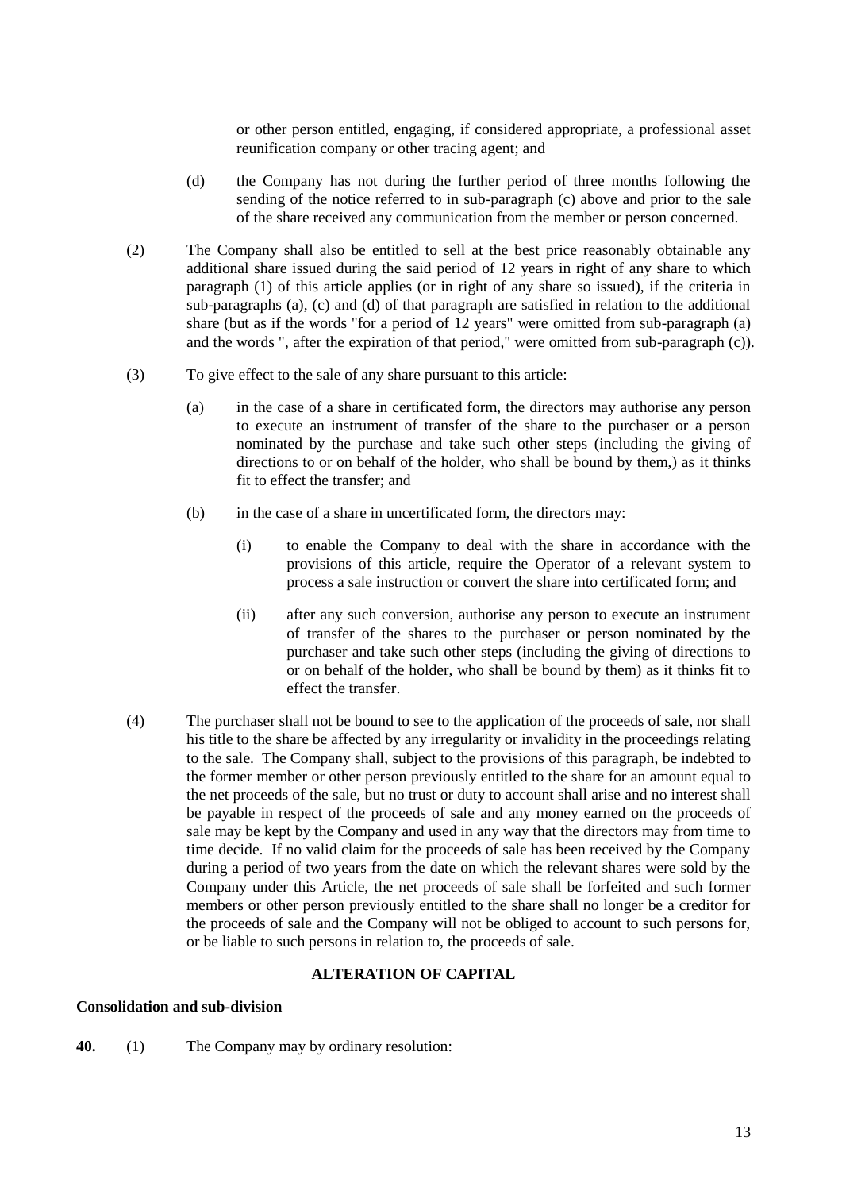or other person entitled, engaging, if considered appropriate, a professional asset reunification company or other tracing agent; and

(d) the Company has not during the further period of three months following the sending of the notice referred to in sub-paragraph (c) above and prior to the sale of the share received any communication from the member or person concerned.

(2) The Company shall also be entitled to sell at the best price reasonably obtainable any additional share issued during the said period of 12 years in right of any share to which paragraph (1) of this article applies (or in right of any share so issued), if the criteria in sub-paragraphs (a), (c) and (d) of that paragraph are satisfied in relation to the additional share (but as if the words "for a period of 12 years" were omitted from sub-paragraph (a) and the words ", after the expiration of that period," were omitted from sub-paragraph (c)).

(3) To give effect to the sale of any share pursuant to this article:

(a) in the case of a share in certificated form, the directors may authorise any person to execute an instrument of transfer of the share to the purchaser or a person nominated by the purchase and take such other steps (including the giving of directions to or on behalf of the holder, who shall be bound by them,) as it thinks fit to effect the transfer; and

(b) in the case of a share in uncertificated form, the directors may:

(i) to enable the Company to deal with the share in accordance with the provisions of this article, require the Operator of a relevant system to process a sale instruction or convert the share into certificated form; and

(ii) after any such conversion, authorise any person to execute an instrument of transfer of the shares to the purchaser or person nominated by the purchaser and take such other steps (including the giving of directions to or on behalf of the holder, who shall be bound by them) as it thinks fit to effect the transfer.

(4) The purchaser shall not be bound to see to the application of the proceeds of sale, nor shall his title to the share be affected by any irregularity or invalidity in the proceedings relating to the sale. The Company shall, subject to the provisions of this paragraph, be indebted to the former member or other person previously entitled to the share for an amount equal to the net proceeds of the sale, but no trust or duty to account shall arise and no interest shall be payable in respect of the proceeds of sale and any money earned on the proceeds of sale may be kept by the Company and used in any way that the directors may from time to time decide. If no valid claim for the proceeds of sale has been received by the Company during a period of two years from the date on which the relevant shares were sold by the Company under this Article, the net proceeds of sale shall be forfeited and such former members or other person previously entitled to the share shall no longer be a creditor for the proceeds of sale and the Company will not be obliged to account to such persons for, or be liable to such persons in relation to, the proceeds of sale.

## ALTERATION OF CAPITAL

### Consolidation and sub-division

**40.** (1) The Company may by ordinary resolution: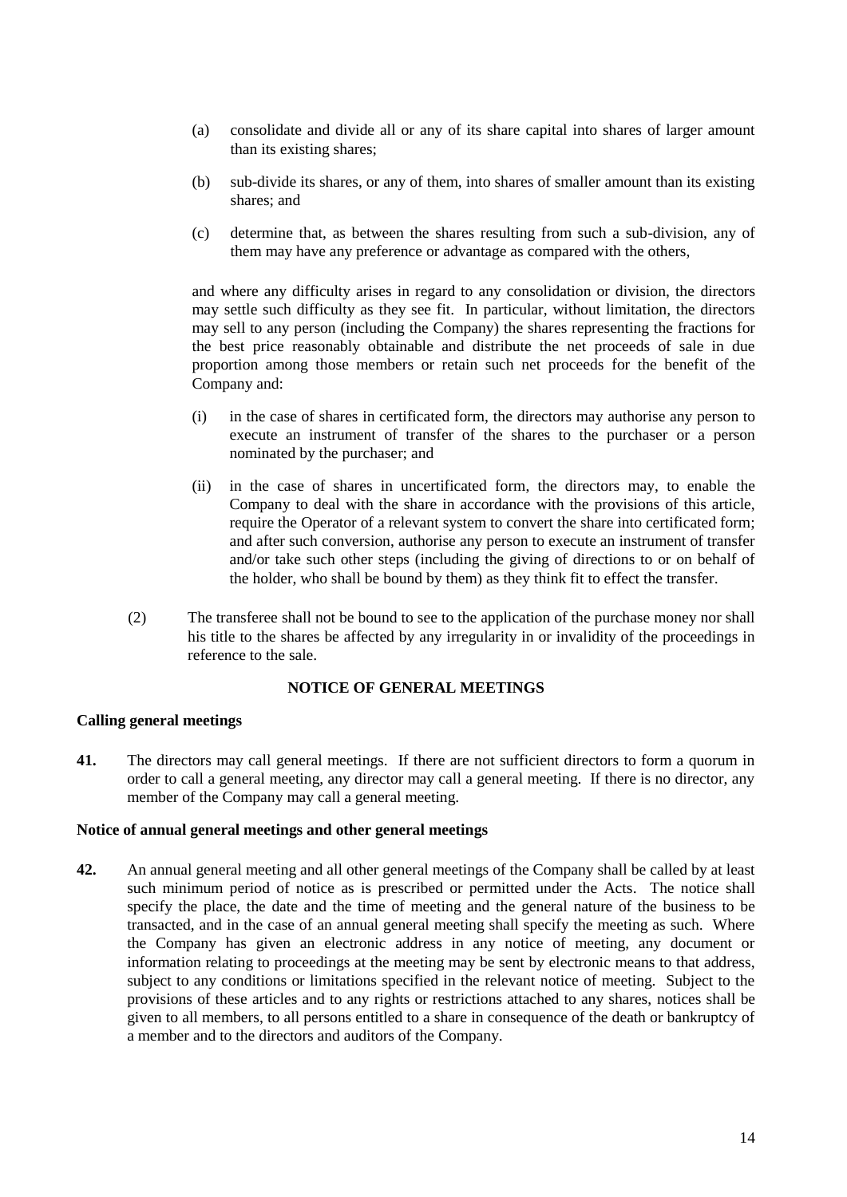(a) consolidate and divide all or any of its share capital into shares of larger amount than its existing shares;

(b) sub-divide its shares, or any of them, into shares of smaller amount than its existing shares; and

(c) determine that, as between the shares resulting from such a sub-division, any of them may have any preference or advantage as compared with the others,

and where any difficulty arises in regard to any consolidation or division, the directors may settle such difficulty as they see fit. In particular, without limitation, the directors may sell to any person (including the Company) the shares representing the fractions for the best price reasonably obtainable and distribute the net proceeds of sale in due proportion among those members or retain such net proceeds for the benefit of the Company and:

(i) in the case of shares in certificated form, the directors may authorise any person to execute an instrument of transfer of the shares to the purchaser or a person nominated by the purchaser; and

(ii) in the case of shares in uncertificated form, the directors may, to enable the Company to deal with the share in accordance with the provisions of this article, require the Operator of a relevant system to convert the share into certificated form; and after such conversion, authorise any person to execute an instrument of transfer and/or take such other steps (including the giving of directions to or on behalf of the holder, who shall be bound by them) as they think fit to effect the transfer.

(2) The transferee shall not be bound to see to the application of the purchase money nor shall his title to the shares be affected by any irregularity in or invalidity of the proceedings in reference to the sale.

## NOTICE OF GENERAL MEETINGS

### Calling general meetings

**41.** The directors may call general meetings. If there are not sufficient directors to form a quorum in order to call a general meeting, any director may call a general meeting. If there is no director, any member of the Company may call a general meeting.

### Notice of annual general meetings and other general meetings

**42.** An annual general meeting and all other general meetings of the Company shall be called by at least such minimum period of notice as is prescribed or permitted under the Acts. The notice shall specify the place, the date and the time of meeting and the general nature of the business to be transacted, and in the case of an annual general meeting shall specify the meeting as such. Where the Company has given an electronic address in any notice of meeting, any document or information relating to proceedings at the meeting may be sent by electronic means to that address, subject to any conditions or limitations specified in the relevant notice of meeting. Subject to the provisions of these articles and to any rights or restrictions attached to any shares, notices shall be given to all members, to all persons entitled to a share in consequence of the death or bankruptcy of a member and to the directors and auditors of the Company.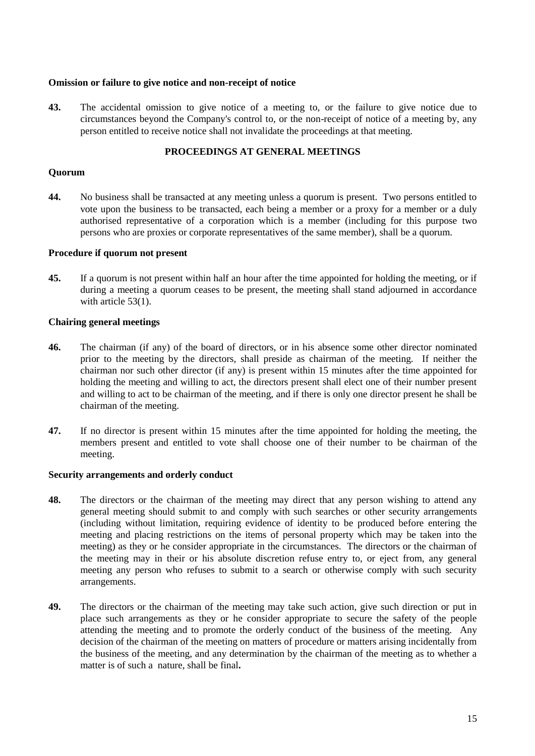**Omission or failure to give notice and non-receipt of notice**

**43.** The accidental omission to give notice of a meeting to, or the failure to give notice due to circumstances beyond the Company's control to, or the non-receipt of notice of a meeting by, any person entitled to receive notice shall not invalidate the proceedings at that meeting.

## PROCEEDINGS AT GENERAL MEETINGS

**Quorum**

**44.** No business shall be transacted at any meeting unless a quorum is present. Two persons entitled to vote upon the business to be transacted, each being a member or a proxy for a member or a duly authorised representative of a corporation which is a member (including for this purpose two persons who are proxies or corporate representatives of the same member), shall be a quorum.

**Procedure if quorum not present**

**45.** If a quorum is not present within half an hour after the time appointed for holding the meeting, or if during a meeting a quorum ceases to be present, the meeting shall stand adjourned in accordance with article 53(1).

**Chairing general meetings**

**46.** The chairman (if any) of the board of directors, or in his absence some other director nominated prior to the meeting by the directors, shall preside as chairman of the meeting. If neither the chairman nor such other director (if any) is present within 15 minutes after the time appointed for holding the meeting and willing to act, the directors present shall elect one of their number present and willing to act to be chairman of the meeting, and if there is only one director present he shall be chairman of the meeting.

**47.** If no director is present within 15 minutes after the time appointed for holding the meeting, the members present and entitled to vote shall choose one of their number to be chairman of the meeting.

**Security arrangements and orderly conduct**

**48.** The directors or the chairman of the meeting may direct that any person wishing to attend any general meeting should submit to and comply with such searches or other security arrangements (including without limitation, requiring evidence of identity to be produced before entering the meeting and placing restrictions on the items of personal property which may be taken into the meeting) as they or he consider appropriate in the circumstances. The directors or the chairman of the meeting may in their or his absolute discretion refuse entry to, or eject from, any general meeting any person who refuses to submit to a search or otherwise comply with such security arrangements.

**49.** The directors or the chairman of the meeting may take such action, give such direction or put in place such arrangements as they or he consider appropriate to secure the safety of the people attending the meeting and to promote the orderly conduct of the business of the meeting. Any decision of the chairman of the meeting on matters of procedure or matters arising incidentally from the business of the meeting, and any determination by the chairman of the meeting as to whether a matter is of such a nature, shall be final**.**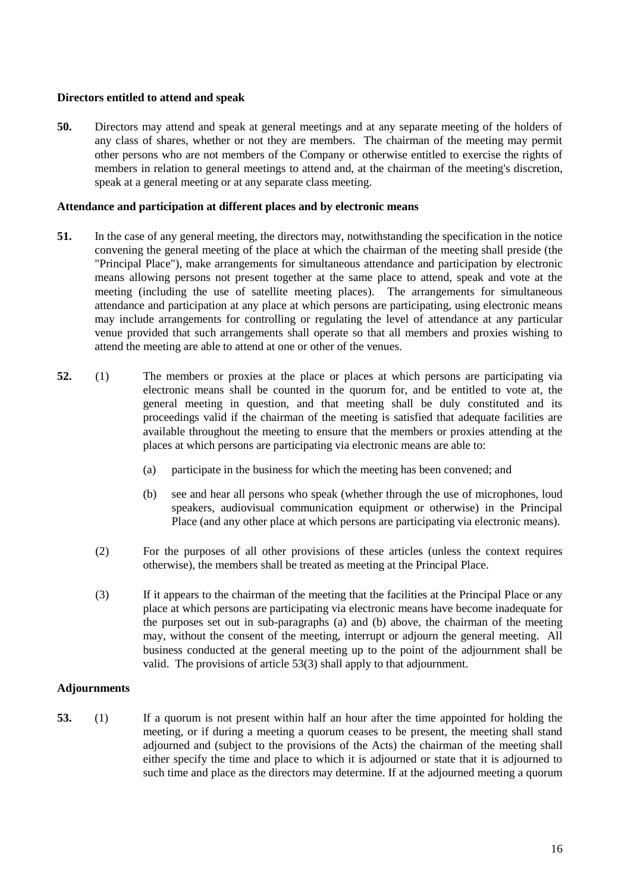**Directors entitled to attend and speak**

**50.** Directors may attend and speak at general meetings and at any separate meeting of the holders of any class of shares, whether or not they are members. The chairman of the meeting may permit other persons who are not members of the Company or otherwise entitled to exercise the rights of members in relation to general meetings to attend and, at the chairman of the meeting's discretion, speak at a general meeting or at any separate class meeting.

**Attendance and participation at different places and by electronic means**

**51.** In the case of any general meeting, the directors may, notwithstanding the specification in the notice convening the general meeting of the place at which the chairman of the meeting shall preside (the "Principal Place"), make arrangements for simultaneous attendance and participation by electronic means allowing persons not present together at the same place to attend, speak and vote at the meeting (including the use of satellite meeting places). The arrangements for simultaneous attendance and participation at any place at which persons are participating, using electronic means may include arrangements for controlling or regulating the level of attendance at any particular venue provided that such arrangements shall operate so that all members and proxies wishing to attend the meeting are able to attend at one or other of the venues.

**52.** (1) The members or proxies at the place or places at which persons are participating via electronic means shall be counted in the quorum for, and be entitled to vote at, the general meeting in question, and that meeting shall be duly constituted and its proceedings valid if the chairman of the meeting is satisfied that adequate facilities are available throughout the meeting to ensure that the members or proxies attending at the places at which persons are participating via electronic means are able to:

(a) participate in the business for which the meeting has been convened; and

(b) see and hear all persons who speak (whether through the use of microphones, loud speakers, audiovisual communication equipment or otherwise) in the Principal Place (and any other place at which persons are participating via electronic means).

(2) For the purposes of all other provisions of these articles (unless the context requires otherwise), the members shall be treated as meeting at the Principal Place.

(3) If it appears to the chairman of the meeting that the facilities at the Principal Place or any place at which persons are participating via electronic means have become inadequate for the purposes set out in sub-paragraphs (a) and (b) above, the chairman of the meeting may, without the consent of the meeting, interrupt or adjourn the general meeting. All business conducted at the general meeting up to the point of the adjournment shall be valid. The provisions of article 53(3) shall apply to that adjournment.

**Adjournments**

**53.** (1) If a quorum is not present within half an hour after the time appointed for holding the meeting, or if during a meeting a quorum ceases to be present, the meeting shall stand adjourned and (subject to the provisions of the Acts) the chairman of the meeting shall either specify the time and place to which it is adjourned or state that it is adjourned to such time and place as the directors may determine. If at the adjourned meeting a quorum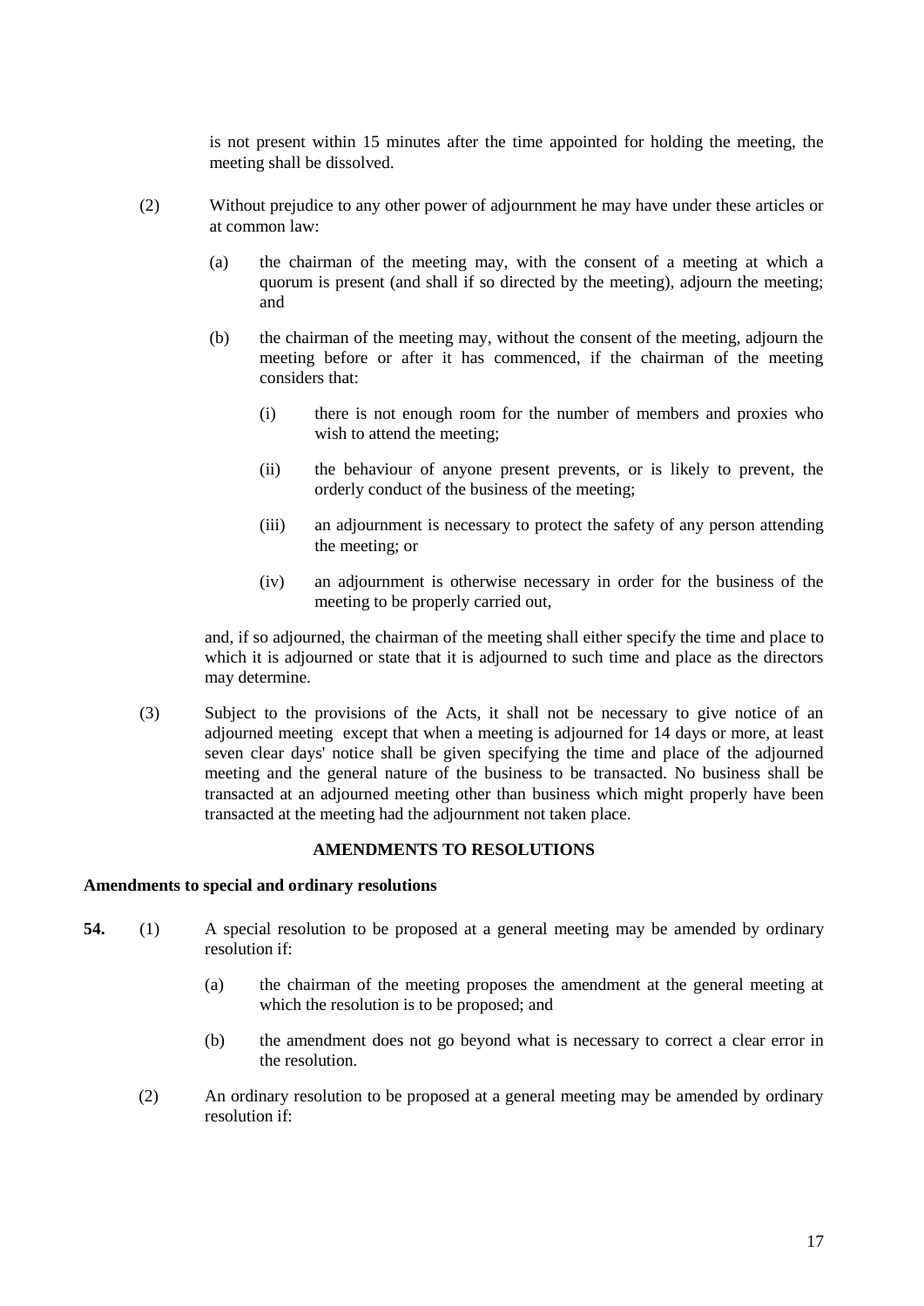is not present within 15 minutes after the time appointed for holding the meeting, the meeting shall be dissolved.

(2) Without prejudice to any other power of adjournment he may have under these articles or at common law:

(a) the chairman of the meeting may, with the consent of a meeting at which a quorum is present (and shall if so directed by the meeting), adjourn the meeting; and

(b) the chairman of the meeting may, without the consent of the meeting, adjourn the meeting before or after it has commenced, if the chairman of the meeting considers that:

(i) there is not enough room for the number of members and proxies who wish to attend the meeting;

(ii) the behaviour of anyone present prevents, or is likely to prevent, the orderly conduct of the business of the meeting;

(iii) an adjournment is necessary to protect the safety of any person attending the meeting; or

(iv) an adjournment is otherwise necessary in order for the business of the meeting to be properly carried out,

and, if so adjourned, the chairman of the meeting shall either specify the time and place to which it is adjourned or state that it is adjourned to such time and place as the directors may determine.

(3) Subject to the provisions of the Acts, it shall not be necessary to give notice of an adjourned meeting except that when a meeting is adjourned for 14 days or more, at least seven clear days' notice shall be given specifying the time and place of the adjourned meeting and the general nature of the business to be transacted. No business shall be transacted at an adjourned meeting other than business which might properly have been transacted at the meeting had the adjournment not taken place.

## AMENDMENTS TO RESOLUTIONS

**Amendments to special and ordinary resolutions**

**54.** (1) A special resolution to be proposed at a general meeting may be amended by ordinary resolution if:

(a) the chairman of the meeting proposes the amendment at the general meeting at which the resolution is to be proposed; and

(b) the amendment does not go beyond what is necessary to correct a clear error in the resolution.

(2) An ordinary resolution to be proposed at a general meeting may be amended by ordinary resolution if: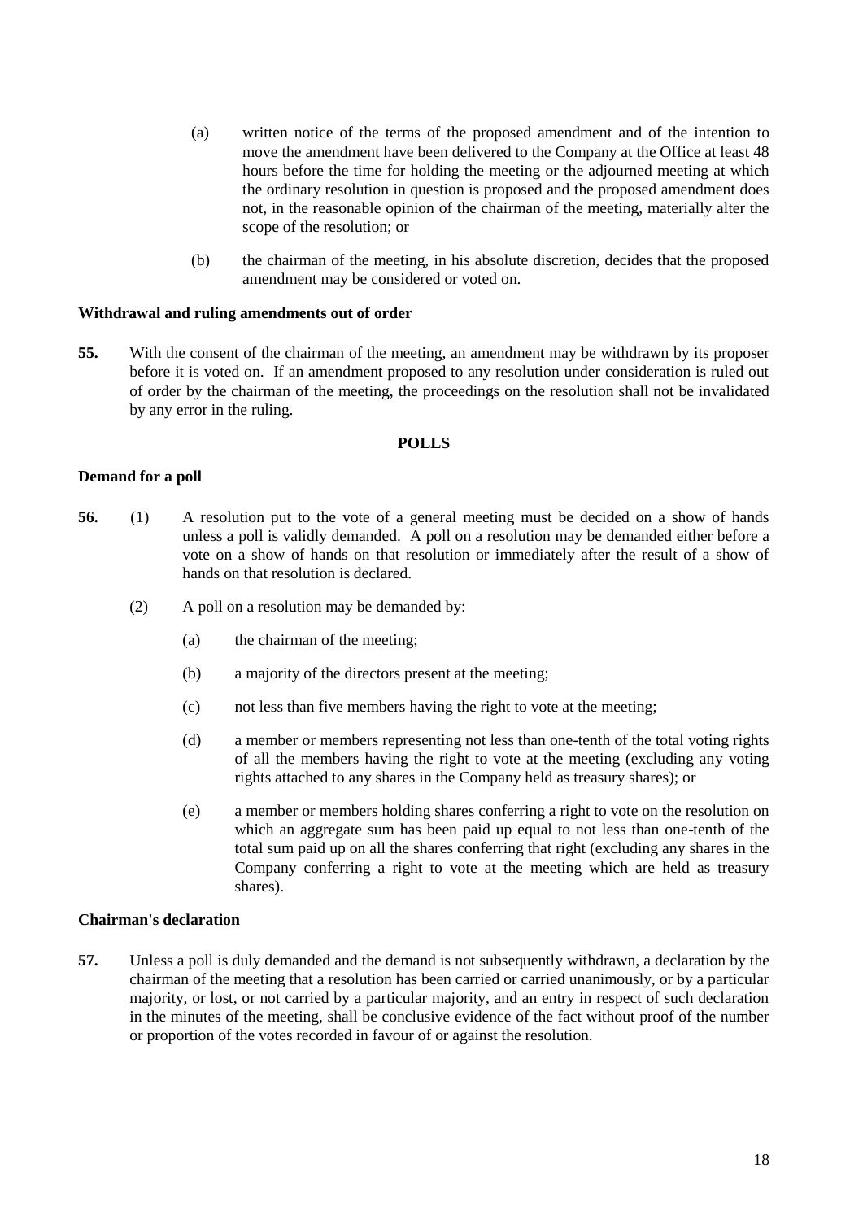(a) written notice of the terms of the proposed amendment and of the intention to move the amendment have been delivered to the Company at the Office at least 48 hours before the time for holding the meeting or the adjourned meeting at which the ordinary resolution in question is proposed and the proposed amendment does not, in the reasonable opinion of the chairman of the meeting, materially alter the scope of the resolution; or

(b) the chairman of the meeting, in his absolute discretion, decides that the proposed amendment may be considered or voted on.

**Withdrawal and ruling amendments out of order**

**55.** With the consent of the chairman of the meeting, an amendment may be withdrawn by its proposer before it is voted on. If an amendment proposed to any resolution under consideration is ruled out of order by the chairman of the meeting, the proceedings on the resolution shall not be invalidated by any error in the ruling.

**POLLS**

**Demand for a poll**

**56.** (1) A resolution put to the vote of a general meeting must be decided on a show of hands unless a poll is validly demanded. A poll on a resolution may be demanded either before a vote on a show of hands on that resolution or immediately after the result of a show of hands on that resolution is declared.

(2) A poll on a resolution may be demanded by:

(a) the chairman of the meeting;

(b) a majority of the directors present at the meeting;

(c) not less than five members having the right to vote at the meeting;

(d) a member or members representing not less than one-tenth of the total voting rights of all the members having the right to vote at the meeting (excluding any voting rights attached to any shares in the Company held as treasury shares); or

(e) a member or members holding shares conferring a right to vote on the resolution on which an aggregate sum has been paid up equal to not less than one-tenth of the total sum paid up on all the shares conferring that right (excluding any shares in the Company conferring a right to vote at the meeting which are held as treasury shares).

**Chairman's declaration**

**57.** Unless a poll is duly demanded and the demand is not subsequently withdrawn, a declaration by the chairman of the meeting that a resolution has been carried or carried unanimously, or by a particular majority, or lost, or not carried by a particular majority, and an entry in respect of such declaration in the minutes of the meeting, shall be conclusive evidence of the fact without proof of the number or proportion of the votes recorded in favour of or against the resolution.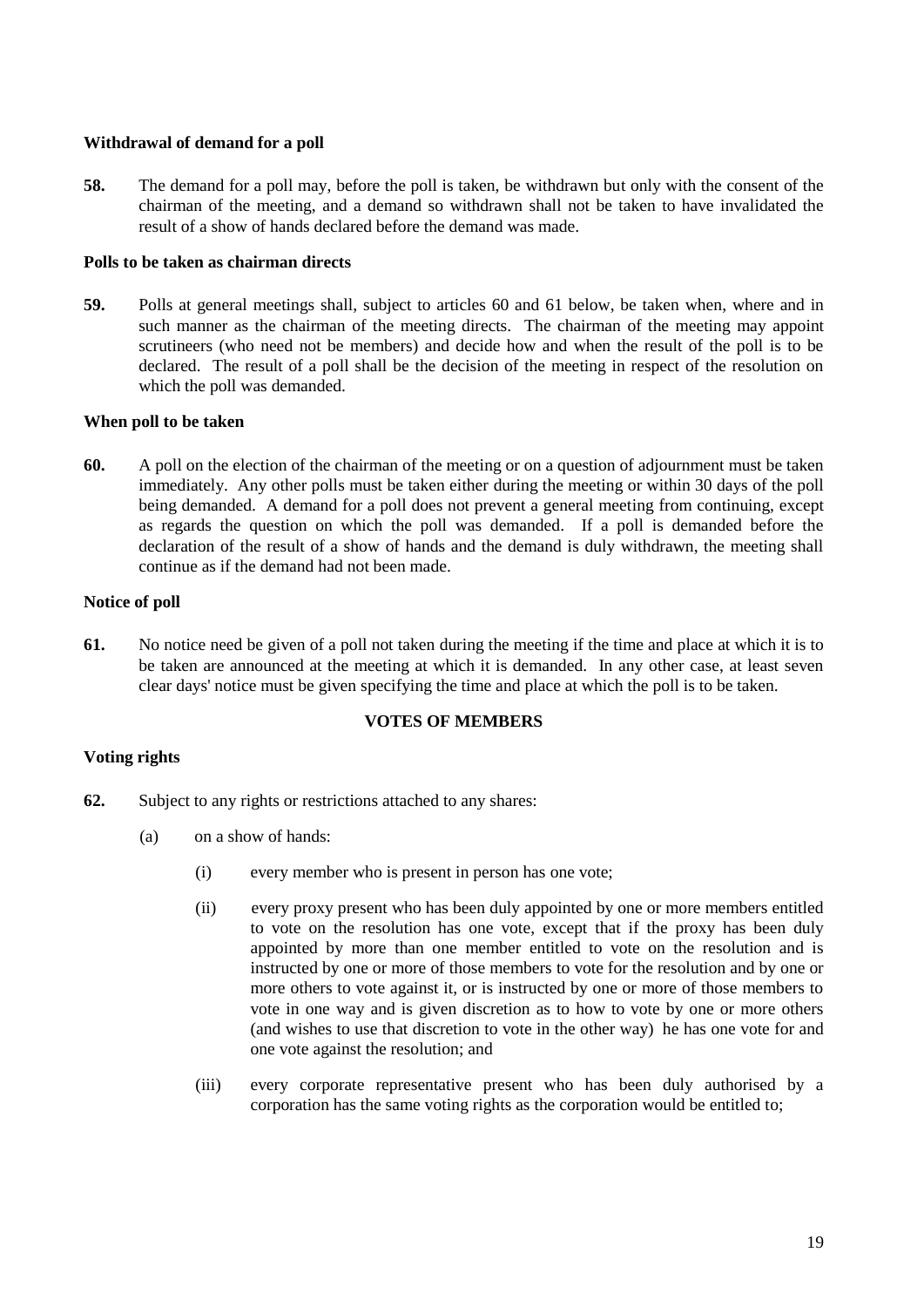**Withdrawal of demand for a poll**

**58.** The demand for a poll may, before the poll is taken, be withdrawn but only with the consent of the chairman of the meeting, and a demand so withdrawn shall not be taken to have invalidated the result of a show of hands declared before the demand was made.

**Polls to be taken as chairman directs**

**59.** Polls at general meetings shall, subject to articles 60 and 61 below, be taken when, where and in such manner as the chairman of the meeting directs. The chairman of the meeting may appoint scrutineers (who need not be members) and decide how and when the result of the poll is to be declared. The result of a poll shall be the decision of the meeting in respect of the resolution on which the poll was demanded.

**When poll to be taken**

**60.** A poll on the election of the chairman of the meeting or on a question of adjournment must be taken immediately. Any other polls must be taken either during the meeting or within 30 days of the poll being demanded. A demand for a poll does not prevent a general meeting from continuing, except as regards the question on which the poll was demanded. If a poll is demanded before the declaration of the result of a show of hands and the demand is duly withdrawn, the meeting shall continue as if the demand had not been made.

**Notice of poll**

**61.** No notice need be given of a poll not taken during the meeting if the time and place at which it is to be taken are announced at the meeting at which it is demanded. In any other case, at least seven clear days' notice must be given specifying the time and place at which the poll is to be taken.

**VOTES OF MEMBERS**

**Voting rights**

**62.** Subject to any rights or restrictions attached to any shares:

(a) on a show of hands:

(i) every member who is present in person has one vote;

(ii) every proxy present who has been duly appointed by one or more members entitled to vote on the resolution has one vote, except that if the proxy has been duly appointed by more than one member entitled to vote on the resolution and is instructed by one or more of those members to vote for the resolution and by one or more others to vote against it, or is instructed by one or more of those members to vote in one way and is given discretion as to how to vote by one or more others (and wishes to use that discretion to vote in the other way) he has one vote for and one vote against the resolution; and

(iii) every corporate representative present who has been duly authorised by a corporation has the same voting rights as the corporation would be entitled to;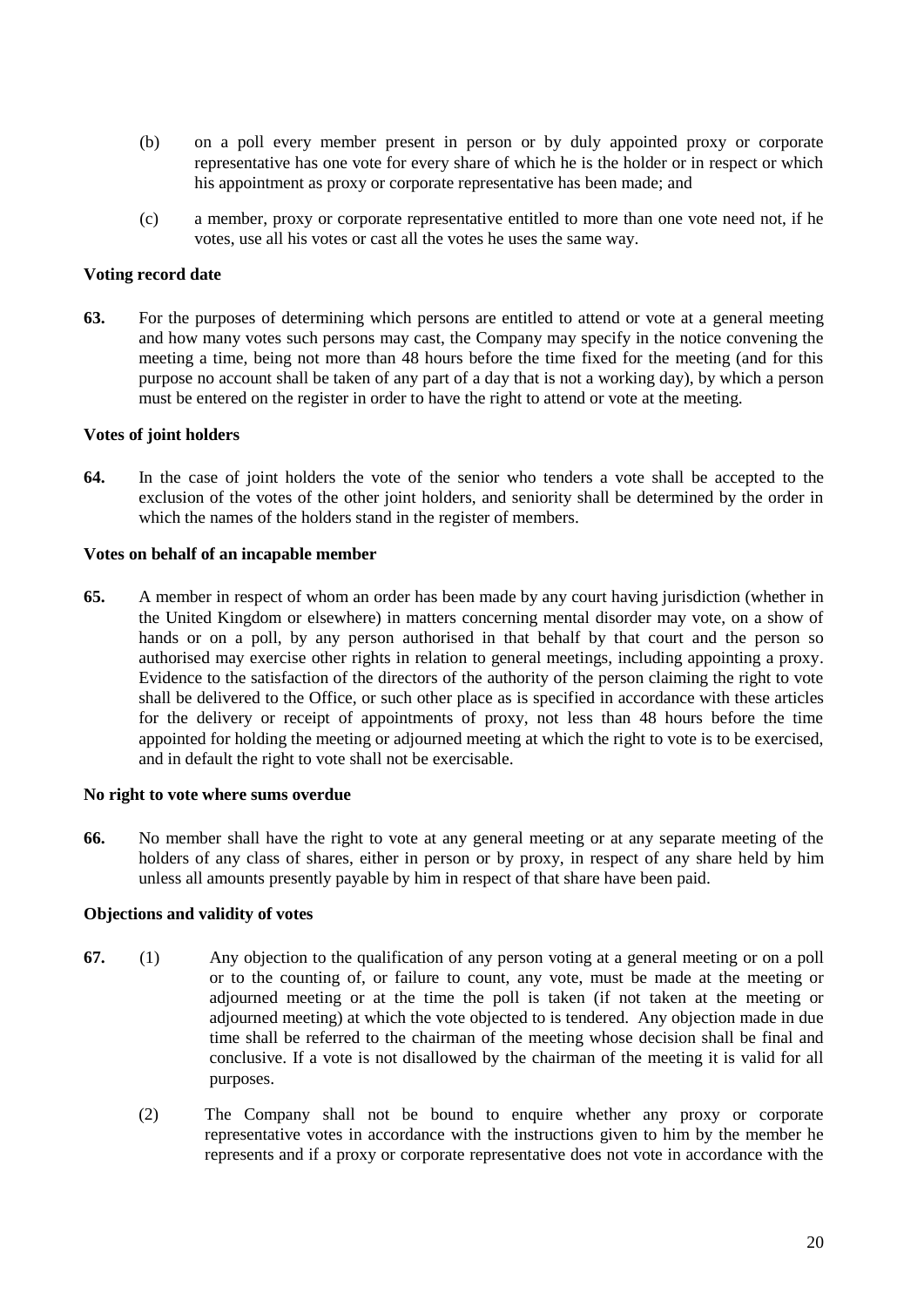(b) on a poll every member present in person or by duly appointed proxy or corporate representative has one vote for every share of which he is the holder or in respect or which his appointment as proxy or corporate representative has been made; and

(c) a member, proxy or corporate representative entitled to more than one vote need not, if he votes, use all his votes or cast all the votes he uses the same way.

**Voting record date**

**63.** For the purposes of determining which persons are entitled to attend or vote at a general meeting and how many votes such persons may cast, the Company may specify in the notice convening the meeting a time, being not more than 48 hours before the time fixed for the meeting (and for this purpose no account shall be taken of any part of a day that is not a working day), by which a person must be entered on the register in order to have the right to attend or vote at the meeting.

**Votes of joint holders**

**64.** In the case of joint holders the vote of the senior who tenders a vote shall be accepted to the exclusion of the votes of the other joint holders, and seniority shall be determined by the order in which the names of the holders stand in the register of members.

**Votes on behalf of an incapable member**

**65.** A member in respect of whom an order has been made by any court having jurisdiction (whether in the United Kingdom or elsewhere) in matters concerning mental disorder may vote, on a show of hands or on a poll, by any person authorised in that behalf by that court and the person so authorised may exercise other rights in relation to general meetings, including appointing a proxy. Evidence to the satisfaction of the directors of the authority of the person claiming the right to vote shall be delivered to the Office, or such other place as is specified in accordance with these articles for the delivery or receipt of appointments of proxy, not less than 48 hours before the time appointed for holding the meeting or adjourned meeting at which the right to vote is to be exercised, and in default the right to vote shall not be exercisable.

**No right to vote where sums overdue**

**66.** No member shall have the right to vote at any general meeting or at any separate meeting of the holders of any class of shares, either in person or by proxy, in respect of any share held by him unless all amounts presently payable by him in respect of that share have been paid.

**Objections and validity of votes**

**67.** (1) Any objection to the qualification of any person voting at a general meeting or on a poll or to the counting of, or failure to count, any vote, must be made at the meeting or adjourned meeting or at the time the poll is taken (if not taken at the meeting or adjourned meeting) at which the vote objected to is tendered. Any objection made in due time shall be referred to the chairman of the meeting whose decision shall be final and conclusive. If a vote is not disallowed by the chairman of the meeting it is valid for all purposes.

(2) The Company shall not be bound to enquire whether any proxy or corporate representative votes in accordance with the instructions given to him by the member he represents and if a proxy or corporate representative does not vote in accordance with the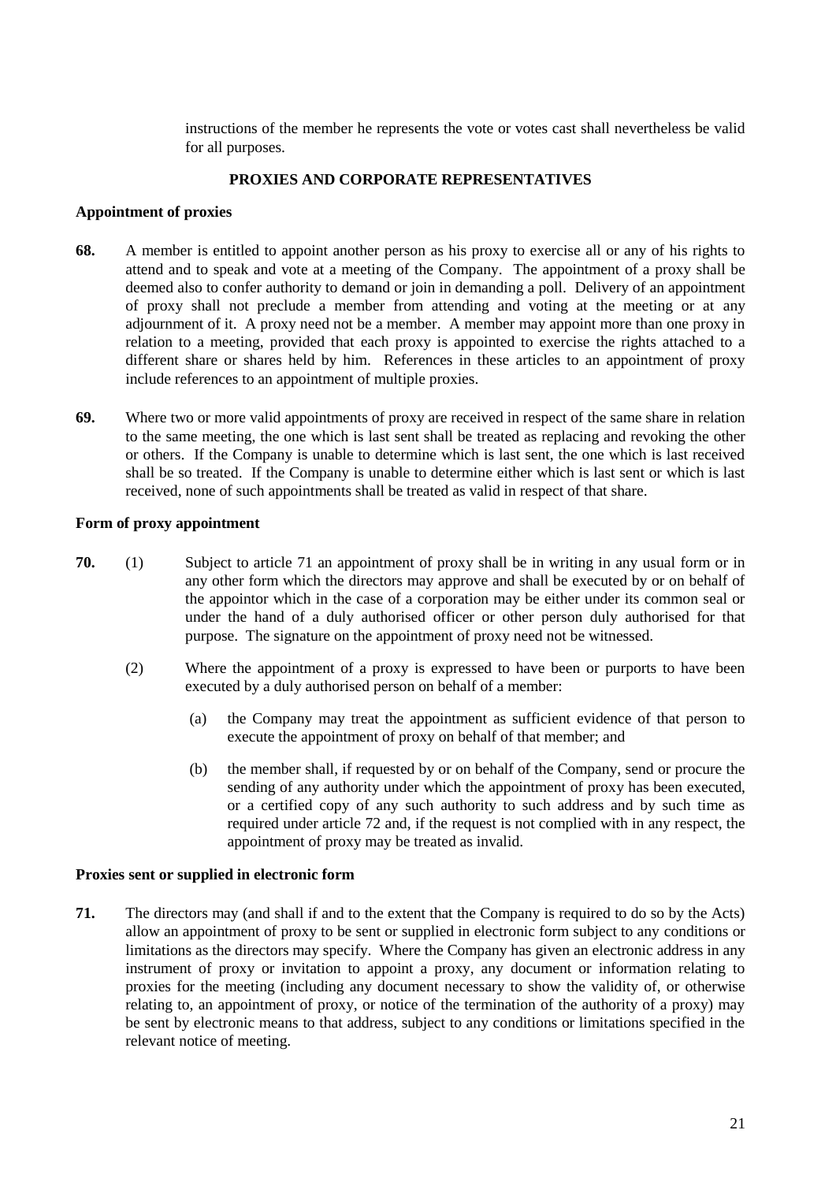instructions of the member he represents the vote or votes cast shall nevertheless be valid for all purposes.

## PROXIES AND CORPORATE REPRESENTATIVES

### Appointment of proxies

**68.** A member is entitled to appoint another person as his proxy to exercise all or any of his rights to attend and to speak and vote at a meeting of the Company. The appointment of a proxy shall be deemed also to confer authority to demand or join in demanding a poll. Delivery of an appointment of proxy shall not preclude a member from attending and voting at the meeting or at any adjournment of it. A proxy need not be a member. A member may appoint more than one proxy in relation to a meeting, provided that each proxy is appointed to exercise the rights attached to a different share or shares held by him. References in these articles to an appointment of proxy include references to an appointment of multiple proxies.

**69.** Where two or more valid appointments of proxy are received in respect of the same share in relation to the same meeting, the one which is last sent shall be treated as replacing and revoking the other or others. If the Company is unable to determine which is last sent, the one which is last received shall be so treated. If the Company is unable to determine either which is last sent or which is last received, none of such appointments shall be treated as valid in respect of that share.

### Form of proxy appointment

**70.** (1) Subject to article 71 an appointment of proxy shall be in writing in any usual form or in any other form which the directors may approve and shall be executed by or on behalf of the appointor which in the case of a corporation may be either under its common seal or under the hand of a duly authorised officer or other person duly authorised for that purpose. The signature on the appointment of proxy need not be witnessed.

(2) Where the appointment of a proxy is expressed to have been or purports to have been executed by a duly authorised person on behalf of a member:

(a) the Company may treat the appointment as sufficient evidence of that person to execute the appointment of proxy on behalf of that member; and

(b) the member shall, if requested by or on behalf of the Company, send or procure the sending of any authority under which the appointment of proxy has been executed, or a certified copy of any such authority to such address and by such time as required under article 72 and, if the request is not complied with in any respect, the appointment of proxy may be treated as invalid.

### Proxies sent or supplied in electronic form

**71.** The directors may (and shall if and to the extent that the Company is required to do so by the Acts) allow an appointment of proxy to be sent or supplied in electronic form subject to any conditions or limitations as the directors may specify. Where the Company has given an electronic address in any instrument of proxy or invitation to appoint a proxy, any document or information relating to proxies for the meeting (including any document necessary to show the validity of, or otherwise relating to, an appointment of proxy, or notice of the termination of the authority of a proxy) may be sent by electronic means to that address, subject to any conditions or limitations specified in the relevant notice of meeting.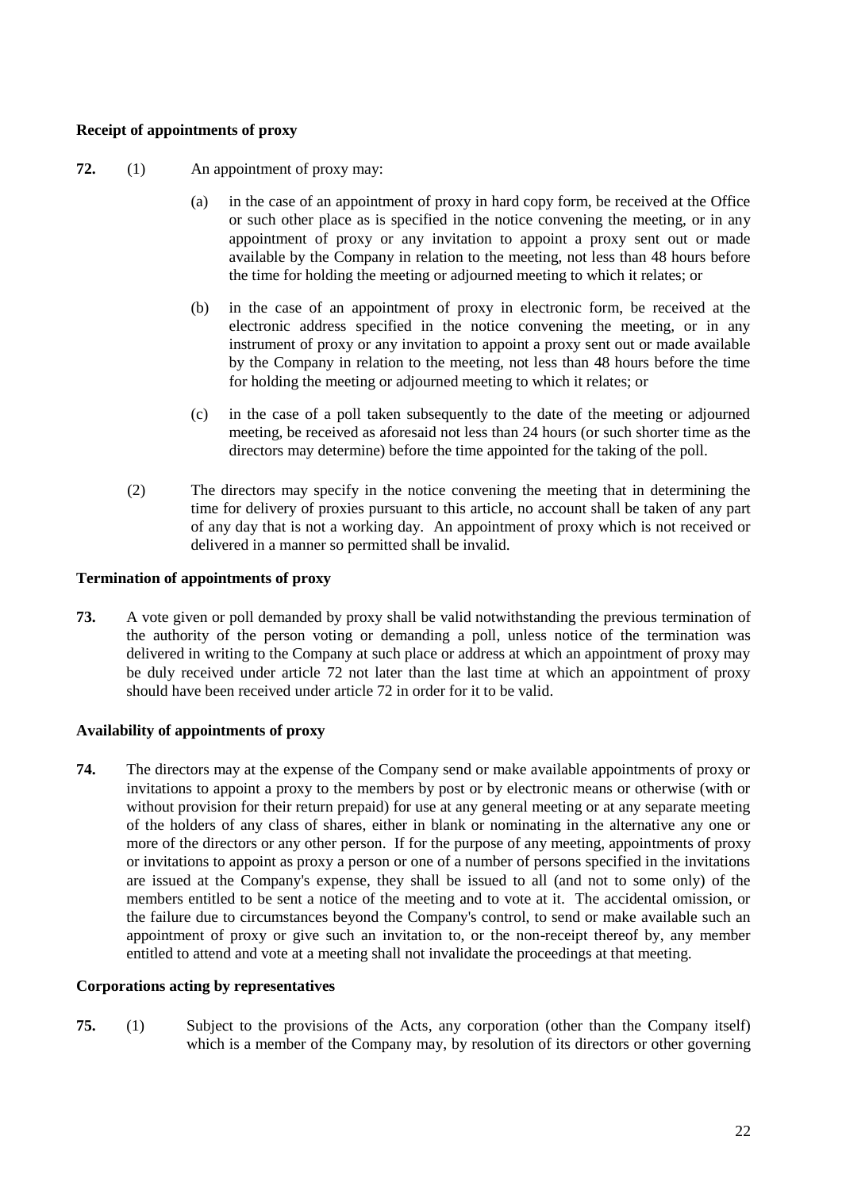**Receipt of appointments of proxy**

**72.** (1) An appointment of proxy may:

(a) in the case of an appointment of proxy in hard copy form, be received at the Office or such other place as is specified in the notice convening the meeting, or in any appointment of proxy or any invitation to appoint a proxy sent out or made available by the Company in relation to the meeting, not less than 48 hours before the time for holding the meeting or adjourned meeting to which it relates; or

(b) in the case of an appointment of proxy in electronic form, be received at the electronic address specified in the notice convening the meeting, or in any instrument of proxy or any invitation to appoint a proxy sent out or made available by the Company in relation to the meeting, not less than 48 hours before the time for holding the meeting or adjourned meeting to which it relates; or

(c) in the case of a poll taken subsequently to the date of the meeting or adjourned meeting, be received as aforesaid not less than 24 hours (or such shorter time as the directors may determine) before the time appointed for the taking of the poll.

(2) The directors may specify in the notice convening the meeting that in determining the time for delivery of proxies pursuant to this article, no account shall be taken of any part of any day that is not a working day. An appointment of proxy which is not received or delivered in a manner so permitted shall be invalid.

**Termination of appointments of proxy**

**73.** A vote given or poll demanded by proxy shall be valid notwithstanding the previous termination of the authority of the person voting or demanding a poll, unless notice of the termination was delivered in writing to the Company at such place or address at which an appointment of proxy may be duly received under article 72 not later than the last time at which an appointment of proxy should have been received under article 72 in order for it to be valid.

**Availability of appointments of proxy**

**74.** The directors may at the expense of the Company send or make available appointments of proxy or invitations to appoint a proxy to the members by post or by electronic means or otherwise (with or without provision for their return prepaid) for use at any general meeting or at any separate meeting of the holders of any class of shares, either in blank or nominating in the alternative any one or more of the directors or any other person. If for the purpose of any meeting, appointments of proxy or invitations to appoint as proxy a person or one of a number of persons specified in the invitations are issued at the Company's expense, they shall be issued to all (and not to some only) of the members entitled to be sent a notice of the meeting and to vote at it. The accidental omission, or the failure due to circumstances beyond the Company's control, to send or make available such an appointment of proxy or give such an invitation to, or the non-receipt thereof by, any member entitled to attend and vote at a meeting shall not invalidate the proceedings at that meeting.

**Corporations acting by representatives**

**75.** (1) Subject to the provisions of the Acts, any corporation (other than the Company itself) which is a member of the Company may, by resolution of its directors or other governing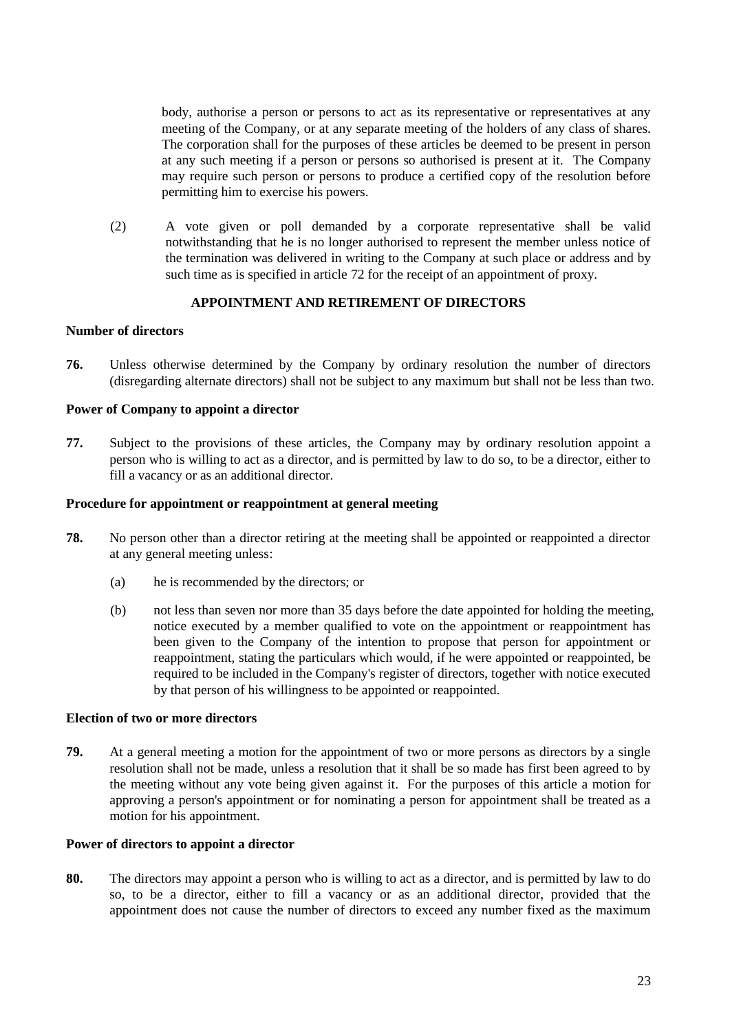body, authorise a person or persons to act as its representative or representatives at any meeting of the Company, or at any separate meeting of the holders of any class of shares. The corporation shall for the purposes of these articles be deemed to be present in person at any such meeting if a person or persons so authorised is present at it. The Company may require such person or persons to produce a certified copy of the resolution before permitting him to exercise his powers.

(2) A vote given or poll demanded by a corporate representative shall be valid notwithstanding that he is no longer authorised to represent the member unless notice of the termination was delivered in writing to the Company at such place or address and by such time as is specified in article 72 for the receipt of an appointment of proxy.

## APPOINTMENT AND RETIREMENT OF DIRECTORS

**Number of directors**

**76.** Unless otherwise determined by the Company by ordinary resolution the number of directors (disregarding alternate directors) shall not be subject to any maximum but shall not be less than two.

**Power of Company to appoint a director**

**77.** Subject to the provisions of these articles, the Company may by ordinary resolution appoint a person who is willing to act as a director, and is permitted by law to do so, to be a director, either to fill a vacancy or as an additional director.

**Procedure for appointment or reappointment at general meeting**

**78.** No person other than a director retiring at the meeting shall be appointed or reappointed a director at any general meeting unless:

(a) he is recommended by the directors; or

(b) not less than seven nor more than 35 days before the date appointed for holding the meeting, notice executed by a member qualified to vote on the appointment or reappointment has been given to the Company of the intention to propose that person for appointment or reappointment, stating the particulars which would, if he were appointed or reappointed, be required to be included in the Company's register of directors, together with notice executed by that person of his willingness to be appointed or reappointed.

**Election of two or more directors**

**79.** At a general meeting a motion for the appointment of two or more persons as directors by a single resolution shall not be made, unless a resolution that it shall be so made has first been agreed to by the meeting without any vote being given against it. For the purposes of this article a motion for approving a person's appointment or for nominating a person for appointment shall be treated as a motion for his appointment.

**Power of directors to appoint a director**

**80.** The directors may appoint a person who is willing to act as a director, and is permitted by law to do so, to be a director, either to fill a vacancy or as an additional director, provided that the appointment does not cause the number of directors to exceed any number fixed as the maximum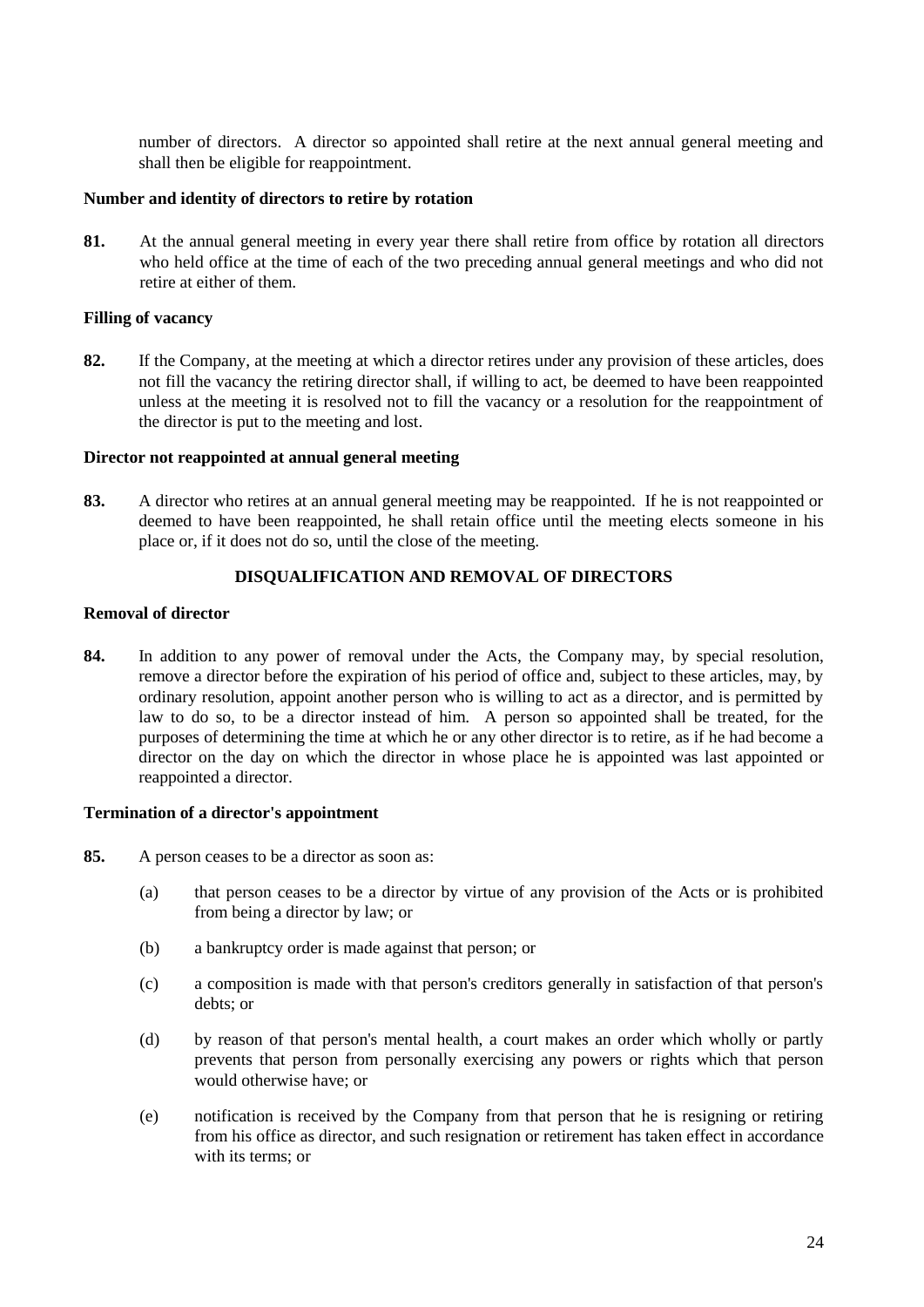number of directors. A director so appointed shall retire at the next annual general meeting and shall then be eligible for reappointment.

**Number and identity of directors to retire by rotation**

**81.** At the annual general meeting in every year there shall retire from office by rotation all directors who held office at the time of each of the two preceding annual general meetings and who did not retire at either of them.

**Filling of vacancy**

**82.** If the Company, at the meeting at which a director retires under any provision of these articles, does not fill the vacancy the retiring director shall, if willing to act, be deemed to have been reappointed unless at the meeting it is resolved not to fill the vacancy or a resolution for the reappointment of the director is put to the meeting and lost.

**Director not reappointed at annual general meeting**

**83.** A director who retires at an annual general meeting may be reappointed. If he is not reappointed or deemed to have been reappointed, he shall retain office until the meeting elects someone in his place or, if it does not do so, until the close of the meeting.

**DISQUALIFICATION AND REMOVAL OF DIRECTORS**

**Removal of director**

**84.** In addition to any power of removal under the Acts, the Company may, by special resolution, remove a director before the expiration of his period of office and, subject to these articles, may, by ordinary resolution, appoint another person who is willing to act as a director, and is permitted by law to do so, to be a director instead of him. A person so appointed shall be treated, for the purposes of determining the time at which he or any other director is to retire, as if he had become a director on the day on which the director in whose place he is appointed was last appointed or reappointed a director.

**Termination of a director's appointment**

**85.** A person ceases to be a director as soon as:

(a) that person ceases to be a director by virtue of any provision of the Acts or is prohibited from being a director by law; or

(b) a bankruptcy order is made against that person; or

(c) a composition is made with that person's creditors generally in satisfaction of that person's debts; or

(d) by reason of that person's mental health, a court makes an order which wholly or partly prevents that person from personally exercising any powers or rights which that person would otherwise have; or

(e) notification is received by the Company from that person that he is resigning or retiring from his office as director, and such resignation or retirement has taken effect in accordance with its terms; or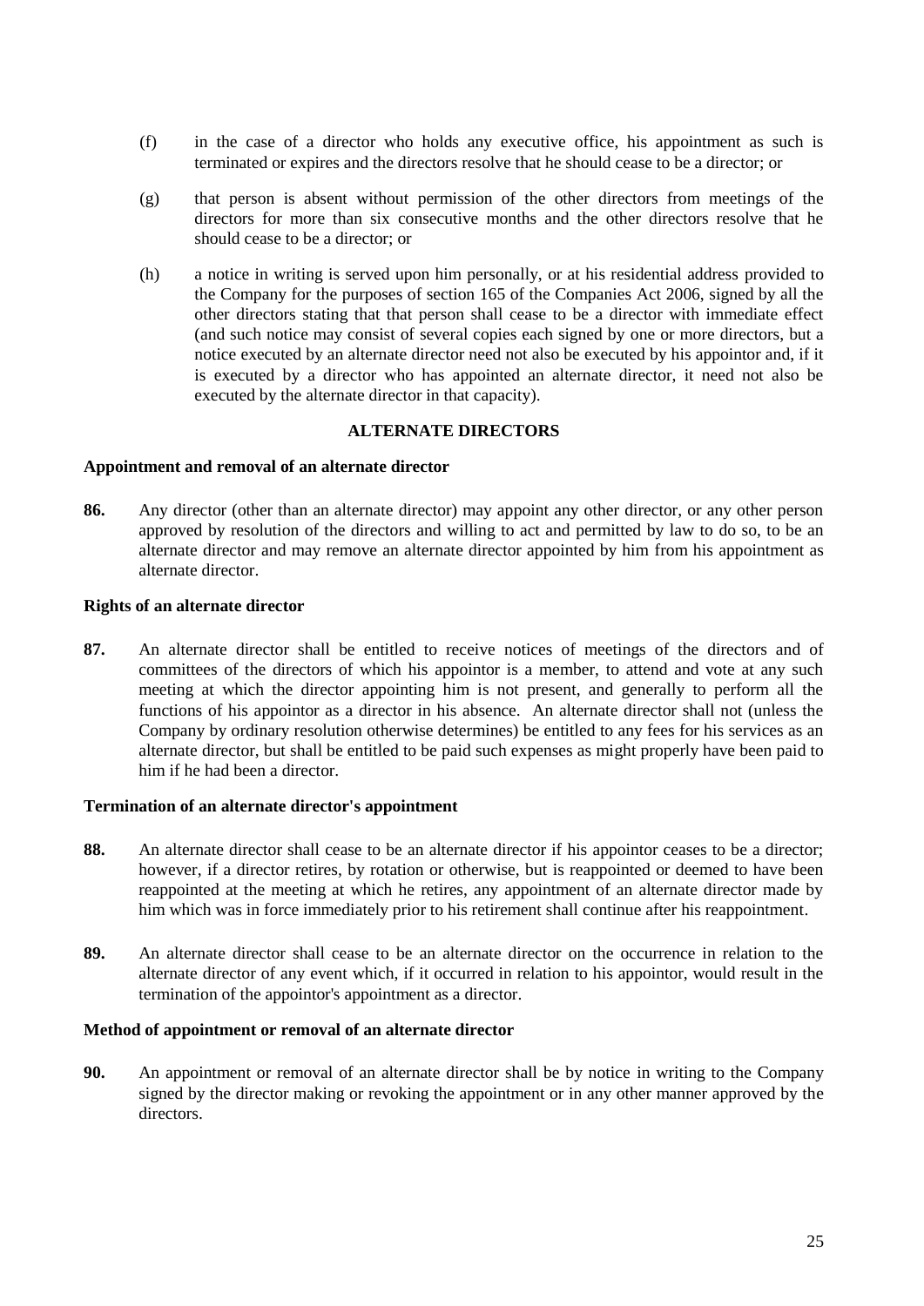(f) in the case of a director who holds any executive office, his appointment as such is terminated or expires and the directors resolve that he should cease to be a director; or

(g) that person is absent without permission of the other directors from meetings of the directors for more than six consecutive months and the other directors resolve that he should cease to be a director; or

(h) a notice in writing is served upon him personally, or at his residential address provided to the Company for the purposes of section 165 of the Companies Act 2006, signed by all the other directors stating that that person shall cease to be a director with immediate effect (and such notice may consist of several copies each signed by one or more directors, but a notice executed by an alternate director need not also be executed by his appointor and, if it is executed by a director who has appointed an alternate director, it need not also be executed by the alternate director in that capacity).

## ALTERNATE DIRECTORS

### Appointment and removal of an alternate director

**86.** Any director (other than an alternate director) may appoint any other director, or any other person approved by resolution of the directors and willing to act and permitted by law to do so, to be an alternate director and may remove an alternate director appointed by him from his appointment as alternate director.

### Rights of an alternate director

**87.** An alternate director shall be entitled to receive notices of meetings of the directors and of committees of the directors of which his appointor is a member, to attend and vote at any such meeting at which the director appointing him is not present, and generally to perform all the functions of his appointor as a director in his absence. An alternate director shall not (unless the Company by ordinary resolution otherwise determines) be entitled to any fees for his services as an alternate director, but shall be entitled to be paid such expenses as might properly have been paid to him if he had been a director.

### Termination of an alternate director's appointment

**88.** An alternate director shall cease to be an alternate director if his appointor ceases to be a director; however, if a director retires, by rotation or otherwise, but is reappointed or deemed to have been reappointed at the meeting at which he retires, any appointment of an alternate director made by him which was in force immediately prior to his retirement shall continue after his reappointment.

**89.** An alternate director shall cease to be an alternate director on the occurrence in relation to the alternate director of any event which, if it occurred in relation to his appointor, would result in the termination of the appointor's appointment as a director.

### Method of appointment or removal of an alternate director

**90.** An appointment or removal of an alternate director shall be by notice in writing to the Company signed by the director making or revoking the appointment or in any other manner approved by the directors.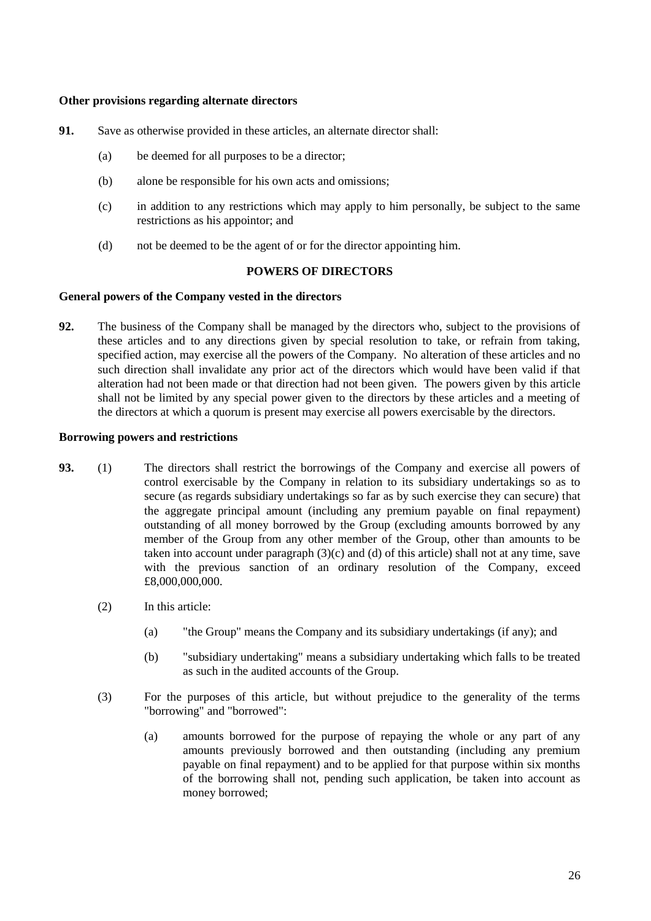**Other provisions regarding alternate directors**

**91.** Save as otherwise provided in these articles, an alternate director shall:

(a) be deemed for all purposes to be a director;

(b) alone be responsible for his own acts and omissions;

(c) in addition to any restrictions which may apply to him personally, be subject to the same restrictions as his appointor; and

(d) not be deemed to be the agent of or for the director appointing him.

## POWERS OF DIRECTORS

**General powers of the Company vested in the directors**

**92.** The business of the Company shall be managed by the directors who, subject to the provisions of these articles and to any directions given by special resolution to take, or refrain from taking, specified action, may exercise all the powers of the Company. No alteration of these articles and no such direction shall invalidate any prior act of the directors which would have been valid if that alteration had not been made or that direction had not been given. The powers given by this article shall not be limited by any special power given to the directors by these articles and a meeting of the directors at which a quorum is present may exercise all powers exercisable by the directors.

**Borrowing powers and restrictions**

**93.** (1) The directors shall restrict the borrowings of the Company and exercise all powers of control exercisable by the Company in relation to its subsidiary undertakings so as to secure (as regards subsidiary undertakings so far as by such exercise they can secure) that the aggregate principal amount (including any premium payable on final repayment) outstanding of all money borrowed by the Group (excluding amounts borrowed by any member of the Group from any other member of the Group, other than amounts to be taken into account under paragraph (3)(c) and (d) of this article) shall not at any time, save with the previous sanction of an ordinary resolution of the Company, exceed £8,000,000,000.

(2) In this article:

(a) "the Group" means the Company and its subsidiary undertakings (if any); and

(b) "subsidiary undertaking" means a subsidiary undertaking which falls to be treated as such in the audited accounts of the Group.

(3) For the purposes of this article, but without prejudice to the generality of the terms "borrowing" and "borrowed":

(a) amounts borrowed for the purpose of repaying the whole or any part of any amounts previously borrowed and then outstanding (including any premium payable on final repayment) and to be applied for that purpose within six months of the borrowing shall not, pending such application, be taken into account as money borrowed;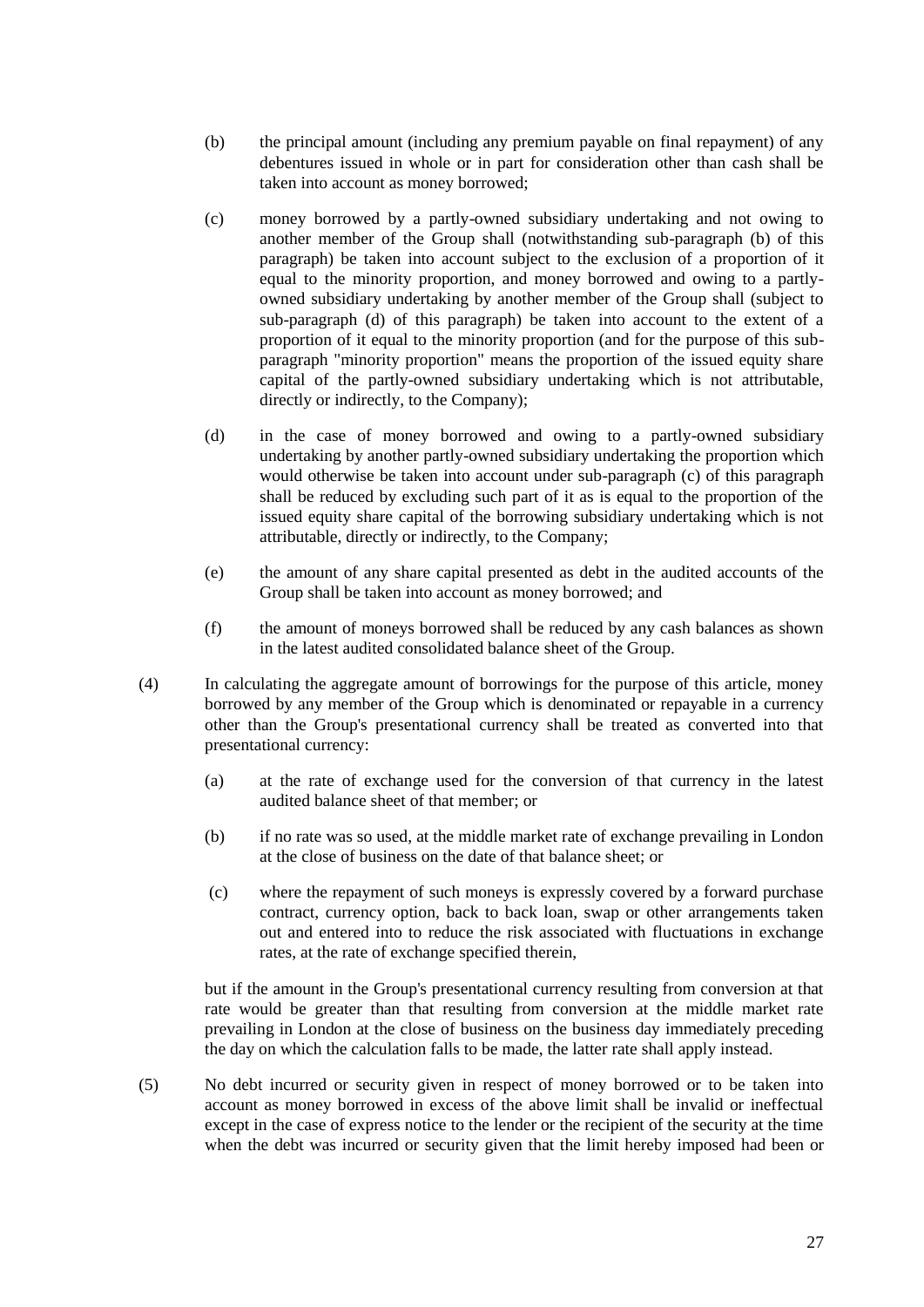(b) the principal amount (including any premium payable on final repayment) of any debentures issued in whole or in part for consideration other than cash shall be taken into account as money borrowed;

(c) money borrowed by a partly-owned subsidiary undertaking and not owing to another member of the Group shall (notwithstanding sub-paragraph (b) of this paragraph) be taken into account subject to the exclusion of a proportion of it equal to the minority proportion, and money borrowed and owing to a partly-owned subsidiary undertaking by another member of the Group shall (subject to sub-paragraph (d) of this paragraph) be taken into account to the extent of a proportion of it equal to the minority proportion (and for the purpose of this sub-paragraph "minority proportion" means the proportion of the issued equity share capital of the partly-owned subsidiary undertaking which is not attributable, directly or indirectly, to the Company);

(d) in the case of money borrowed and owing to a partly-owned subsidiary undertaking by another partly-owned subsidiary undertaking the proportion which would otherwise be taken into account under sub-paragraph (c) of this paragraph shall be reduced by excluding such part of it as is equal to the proportion of the issued equity share capital of the borrowing subsidiary undertaking which is not attributable, directly or indirectly, to the Company;

(e) the amount of any share capital presented as debt in the audited accounts of the Group shall be taken into account as money borrowed; and

(f) the amount of moneys borrowed shall be reduced by any cash balances as shown in the latest audited consolidated balance sheet of the Group.

(4) In calculating the aggregate amount of borrowings for the purpose of this article, money borrowed by any member of the Group which is denominated or repayable in a currency other than the Group's presentational currency shall be treated as converted into that presentational currency:

(a) at the rate of exchange used for the conversion of that currency in the latest audited balance sheet of that member; or

(b) if no rate was so used, at the middle market rate of exchange prevailing in London at the close of business on the date of that balance sheet; or

(c) where the repayment of such moneys is expressly covered by a forward purchase contract, currency option, back to back loan, swap or other arrangements taken out and entered into to reduce the risk associated with fluctuations in exchange rates, at the rate of exchange specified therein,

but if the amount in the Group's presentational currency resulting from conversion at that rate would be greater than that resulting from conversion at the middle market rate prevailing in London at the close of business on the business day immediately preceding the day on which the calculation falls to be made, the latter rate shall apply instead.

(5) No debt incurred or security given in respect of money borrowed or to be taken into account as money borrowed in excess of the above limit shall be invalid or ineffectual except in the case of express notice to the lender or the recipient of the security at the time when the debt was incurred or security given that the limit hereby imposed had been or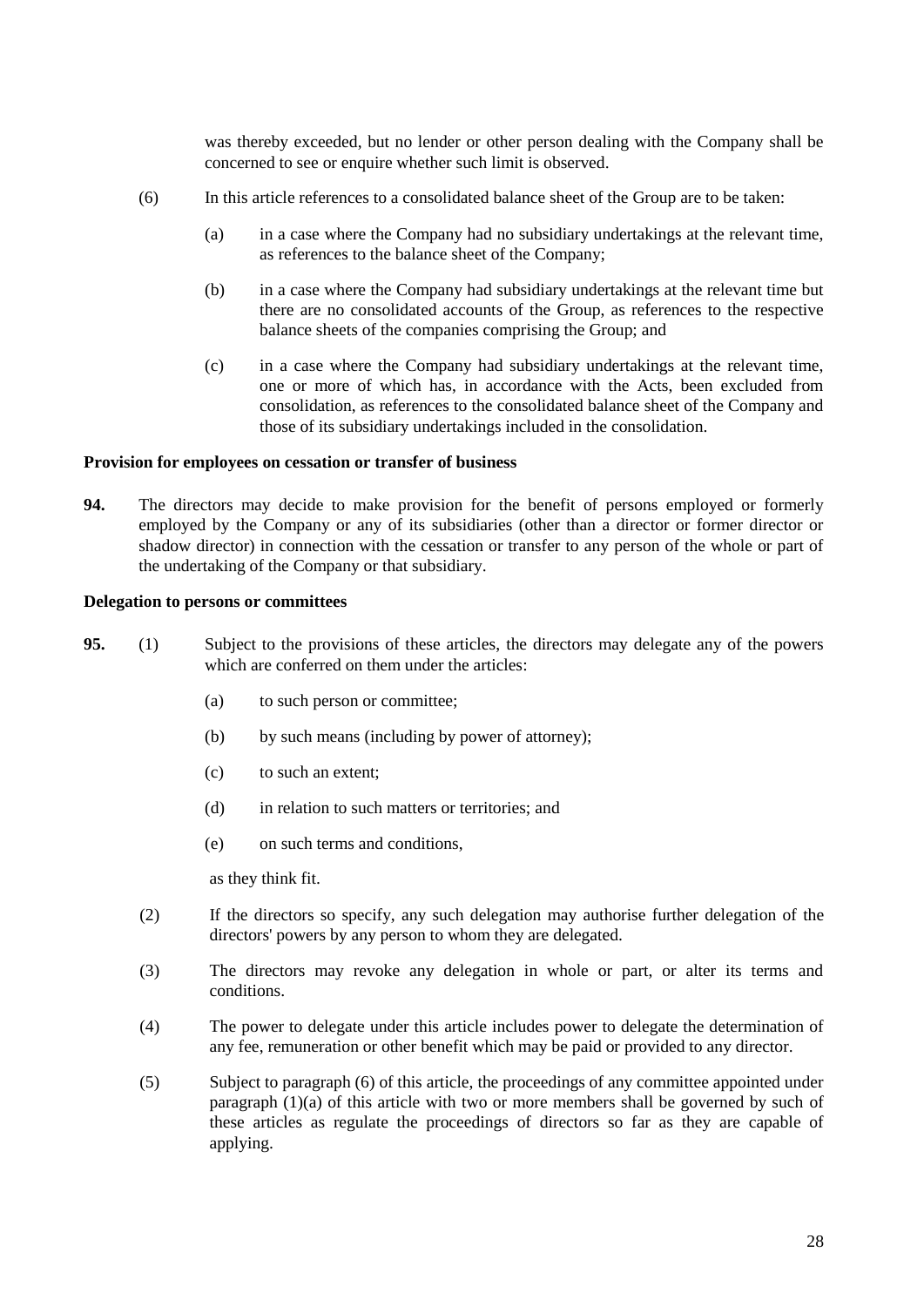was thereby exceeded, but no lender or other person dealing with the Company shall be concerned to see or enquire whether such limit is observed.

(6) In this article references to a consolidated balance sheet of the Group are to be taken:

(a) in a case where the Company had no subsidiary undertakings at the relevant time, as references to the balance sheet of the Company;

(b) in a case where the Company had subsidiary undertakings at the relevant time but there are no consolidated accounts of the Group, as references to the respective balance sheets of the companies comprising the Group; and

(c) in a case where the Company had subsidiary undertakings at the relevant time, one or more of which has, in accordance with the Acts, been excluded from consolidation, as references to the consolidated balance sheet of the Company and those of its subsidiary undertakings included in the consolidation.

**Provision for employees on cessation or transfer of business**

**94.** The directors may decide to make provision for the benefit of persons employed or formerly employed by the Company or any of its subsidiaries (other than a director or former director or shadow director) in connection with the cessation or transfer to any person of the whole or part of the undertaking of the Company or that subsidiary.

**Delegation to persons or committees**

**95.** (1) Subject to the provisions of these articles, the directors may delegate any of the powers which are conferred on them under the articles:

(a) to such person or committee;

(b) by such means (including by power of attorney);

(c) to such an extent;

(d) in relation to such matters or territories; and

(e) on such terms and conditions,

as they think fit.

(2) If the directors so specify, any such delegation may authorise further delegation of the directors' powers by any person to whom they are delegated.

(3) The directors may revoke any delegation in whole or part, or alter its terms and conditions.

(4) The power to delegate under this article includes power to delegate the determination of any fee, remuneration or other benefit which may be paid or provided to any director.

(5) Subject to paragraph (6) of this article, the proceedings of any committee appointed under paragraph (1)(a) of this article with two or more members shall be governed by such of these articles as regulate the proceedings of directors so far as they are capable of applying.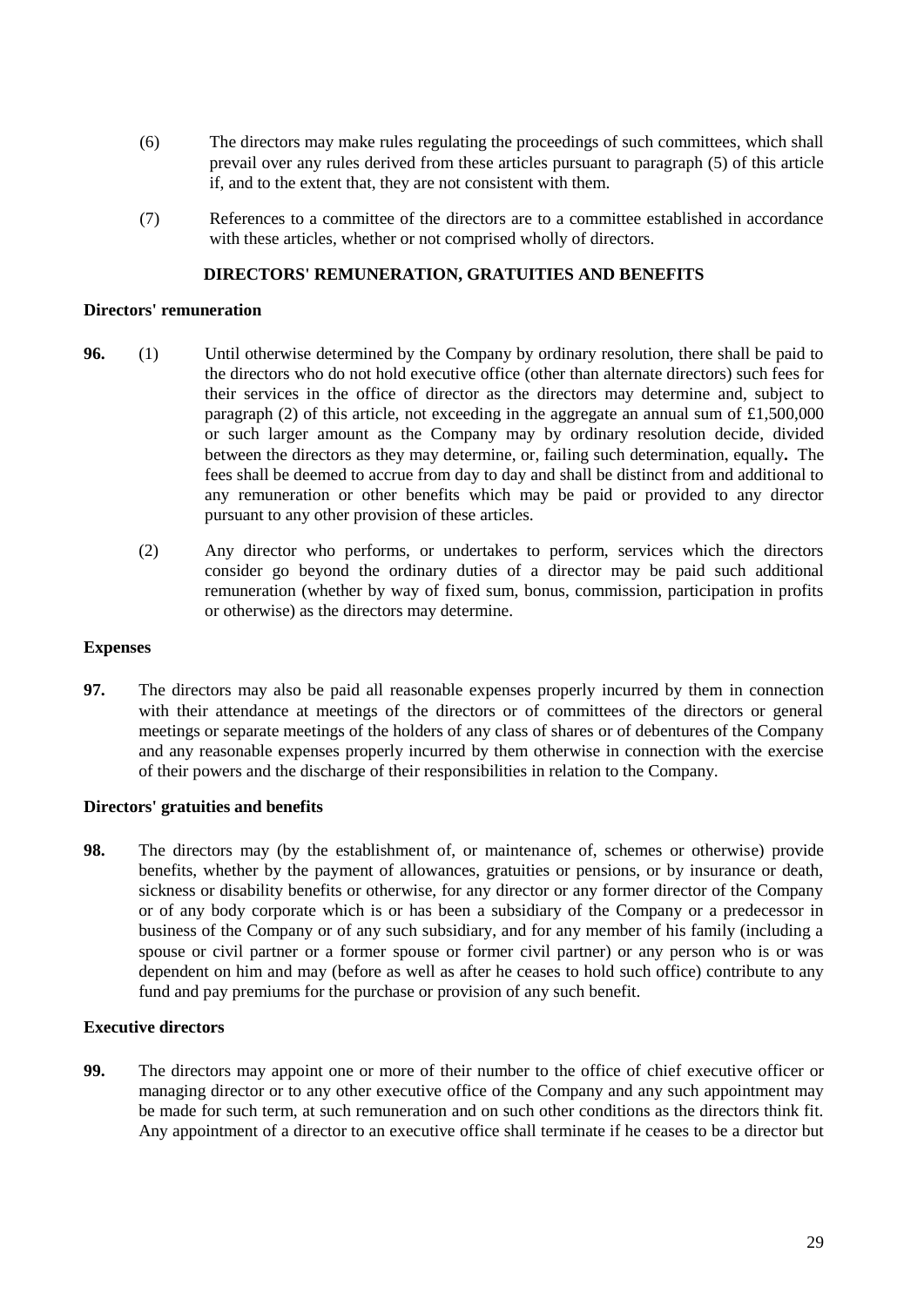(6) The directors may make rules regulating the proceedings of such committees, which shall prevail over any rules derived from these articles pursuant to paragraph (5) of this article if, and to the extent that, they are not consistent with them.

(7) References to a committee of the directors are to a committee established in accordance with these articles, whether or not comprised wholly of directors.

## DIRECTORS' REMUNERATION, GRATUITIES AND BENEFITS

**Directors' remuneration**

**96.** (1) Until otherwise determined by the Company by ordinary resolution, there shall be paid to the directors who do not hold executive office (other than alternate directors) such fees for their services in the office of director as the directors may determine and, subject to paragraph (2) of this article, not exceeding in the aggregate an annual sum of £1,500,000 or such larger amount as the Company may by ordinary resolution decide, divided between the directors as they may determine, or, failing such determination, equally**.** The fees shall be deemed to accrue from day to day and shall be distinct from and additional to any remuneration or other benefits which may be paid or provided to any director pursuant to any other provision of these articles.

(2) Any director who performs, or undertakes to perform, services which the directors consider go beyond the ordinary duties of a director may be paid such additional remuneration (whether by way of fixed sum, bonus, commission, participation in profits or otherwise) as the directors may determine.

**Expenses**

**97.** The directors may also be paid all reasonable expenses properly incurred by them in connection with their attendance at meetings of the directors or of committees of the directors or general meetings or separate meetings of the holders of any class of shares or of debentures of the Company and any reasonable expenses properly incurred by them otherwise in connection with the exercise of their powers and the discharge of their responsibilities in relation to the Company.

**Directors' gratuities and benefits**

**98.** The directors may (by the establishment of, or maintenance of, schemes or otherwise) provide benefits, whether by the payment of allowances, gratuities or pensions, or by insurance or death, sickness or disability benefits or otherwise, for any director or any former director of the Company or of any body corporate which is or has been a subsidiary of the Company or a predecessor in business of the Company or of any such subsidiary, and for any member of his family (including a spouse or civil partner or a former spouse or former civil partner) or any person who is or was dependent on him and may (before as well as after he ceases to hold such office) contribute to any fund and pay premiums for the purchase or provision of any such benefit.

**Executive directors**

**99.** The directors may appoint one or more of their number to the office of chief executive officer or managing director or to any other executive office of the Company and any such appointment may be made for such term, at such remuneration and on such other conditions as the directors think fit. Any appointment of a director to an executive office shall terminate if he ceases to be a director but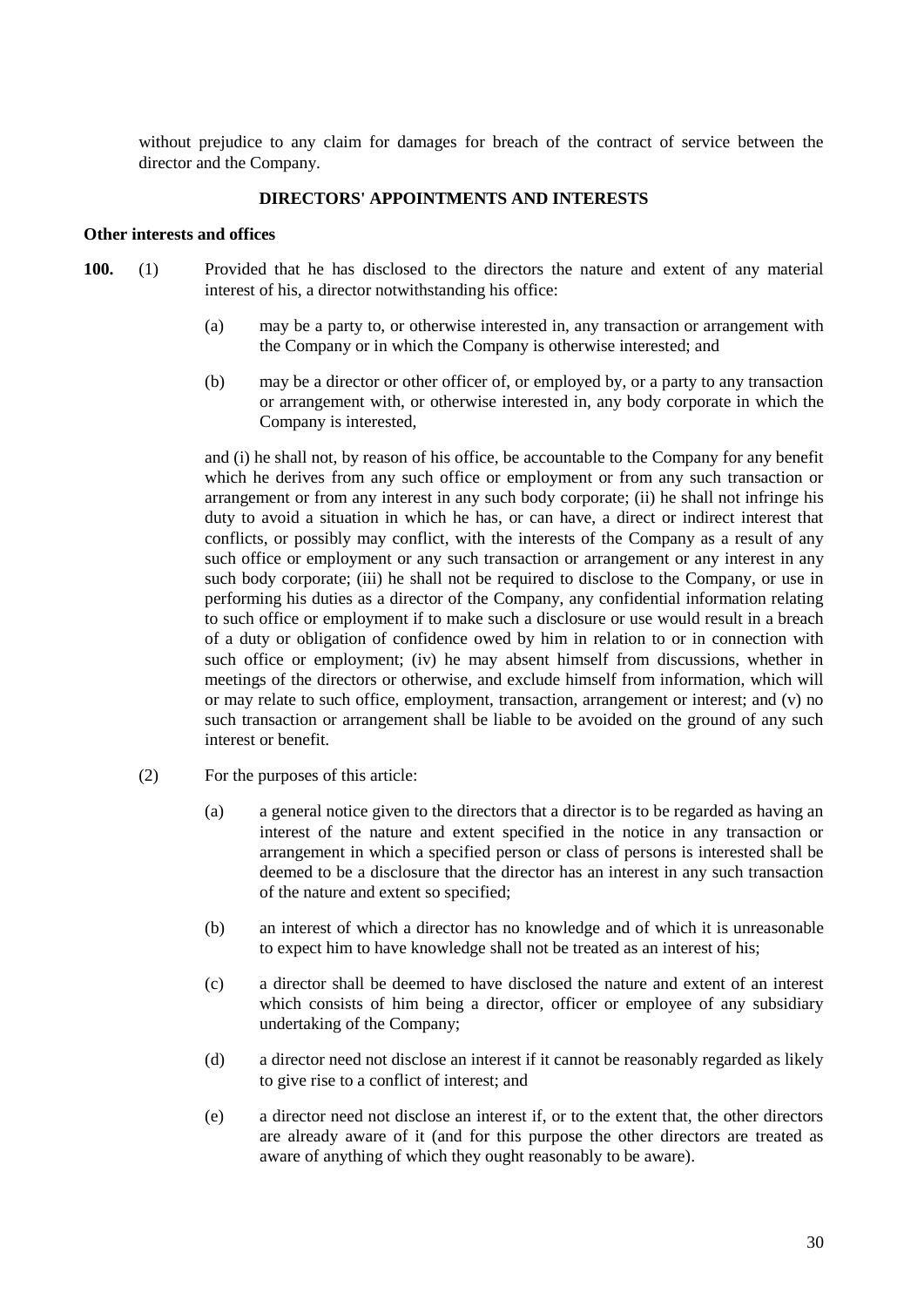without prejudice to any claim for damages for breach of the contract of service between the director and the Company.

## DIRECTORS' APPOINTMENTS AND INTERESTS

**Other interests and offices**

**100.** (1) Provided that he has disclosed to the directors the nature and extent of any material interest of his, a director notwithstanding his office:

(a) may be a party to, or otherwise interested in, any transaction or arrangement with the Company or in which the Company is otherwise interested; and

(b) may be a director or other officer of, or employed by, or a party to any transaction or arrangement with, or otherwise interested in, any body corporate in which the Company is interested,

and (i) he shall not, by reason of his office, be accountable to the Company for any benefit which he derives from any such office or employment or from any such transaction or arrangement or from any interest in any such body corporate; (ii) he shall not infringe his duty to avoid a situation in which he has, or can have, a direct or indirect interest that conflicts, or possibly may conflict, with the interests of the Company as a result of any such office or employment or any such transaction or arrangement or any interest in any such body corporate; (iii) he shall not be required to disclose to the Company, or use in performing his duties as a director of the Company, any confidential information relating to such office or employment if to make such a disclosure or use would result in a breach of a duty or obligation of confidence owed by him in relation to or in connection with such office or employment; (iv) he may absent himself from discussions, whether in meetings of the directors or otherwise, and exclude himself from information, which will or may relate to such office, employment, transaction, arrangement or interest; and (v) no such transaction or arrangement shall be liable to be avoided on the ground of any such interest or benefit.

(2) For the purposes of this article:

(a) a general notice given to the directors that a director is to be regarded as having an interest of the nature and extent specified in the notice in any transaction or arrangement in which a specified person or class of persons is interested shall be deemed to be a disclosure that the director has an interest in any such transaction of the nature and extent so specified;

(b) an interest of which a director has no knowledge and of which it is unreasonable to expect him to have knowledge shall not be treated as an interest of his;

(c) a director shall be deemed to have disclosed the nature and extent of an interest which consists of him being a director, officer or employee of any subsidiary undertaking of the Company;

(d) a director need not disclose an interest if it cannot be reasonably regarded as likely to give rise to a conflict of interest; and

(e) a director need not disclose an interest if, or to the extent that, the other directors are already aware of it (and for this purpose the other directors are treated as aware of anything of which they ought reasonably to be aware).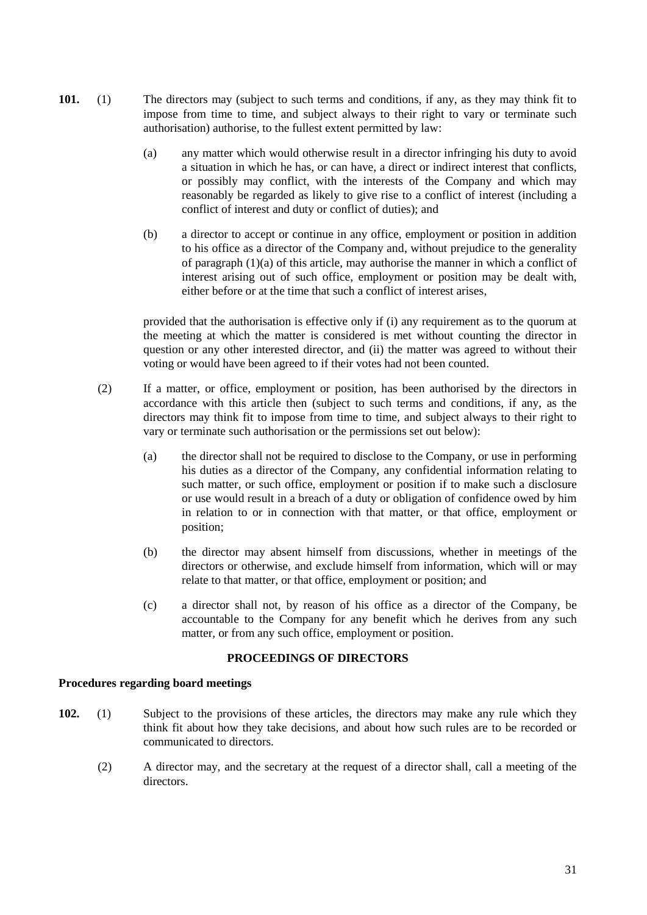**101.** (1) The directors may (subject to such terms and conditions, if any, as they may think fit to impose from time to time, and subject always to their right to vary or terminate such authorisation) authorise, to the fullest extent permitted by law:

(a) any matter which would otherwise result in a director infringing his duty to avoid a situation in which he has, or can have, a direct or indirect interest that conflicts, or possibly may conflict, with the interests of the Company and which may reasonably be regarded as likely to give rise to a conflict of interest (including a conflict of interest and duty or conflict of duties); and

(b) a director to accept or continue in any office, employment or position in addition to his office as a director of the Company and, without prejudice to the generality of paragraph (1)(a) of this article, may authorise the manner in which a conflict of interest arising out of such office, employment or position may be dealt with, either before or at the time that such a conflict of interest arises,

provided that the authorisation is effective only if (i) any requirement as to the quorum at the meeting at which the matter is considered is met without counting the director in question or any other interested director, and (ii) the matter was agreed to without their voting or would have been agreed to if their votes had not been counted.

(2) If a matter, or office, employment or position, has been authorised by the directors in accordance with this article then (subject to such terms and conditions, if any, as the directors may think fit to impose from time to time, and subject always to their right to vary or terminate such authorisation or the permissions set out below):

(a) the director shall not be required to disclose to the Company, or use in performing his duties as a director of the Company, any confidential information relating to such matter, or such office, employment or position if to make such a disclosure or use would result in a breach of a duty or obligation of confidence owed by him in relation to or in connection with that matter, or that office, employment or position;

(b) the director may absent himself from discussions, whether in meetings of the directors or otherwise, and exclude himself from information, which will or may relate to that matter, or that office, employment or position; and

(c) a director shall not, by reason of his office as a director of the Company, be accountable to the Company for any benefit which he derives from any such matter, or from any such office, employment or position.

## PROCEEDINGS OF DIRECTORS

### Procedures regarding board meetings

**102.** (1) Subject to the provisions of these articles, the directors may make any rule which they think fit about how they take decisions, and about how such rules are to be recorded or communicated to directors.

(2) A director may, and the secretary at the request of a director shall, call a meeting of the directors.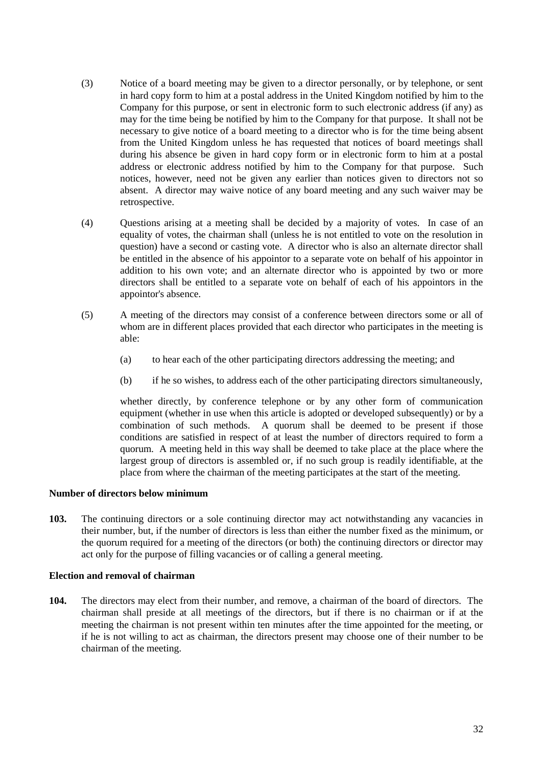(3) Notice of a board meeting may be given to a director personally, or by telephone, or sent in hard copy form to him at a postal address in the United Kingdom notified by him to the Company for this purpose, or sent in electronic form to such electronic address (if any) as may for the time being be notified by him to the Company for that purpose. It shall not be necessary to give notice of a board meeting to a director who is for the time being absent from the United Kingdom unless he has requested that notices of board meetings shall during his absence be given in hard copy form or in electronic form to him at a postal address or electronic address notified by him to the Company for that purpose. Such notices, however, need not be given any earlier than notices given to directors not so absent. A director may waive notice of any board meeting and any such waiver may be retrospective.

(4) Questions arising at a meeting shall be decided by a majority of votes. In case of an equality of votes, the chairman shall (unless he is not entitled to vote on the resolution in question) have a second or casting vote. A director who is also an alternate director shall be entitled in the absence of his appointor to a separate vote on behalf of his appointor in addition to his own vote; and an alternate director who is appointed by two or more directors shall be entitled to a separate vote on behalf of each of his appointors in the appointor's absence.

(5) A meeting of the directors may consist of a conference between directors some or all of whom are in different places provided that each director who participates in the meeting is able:

(a) to hear each of the other participating directors addressing the meeting; and

(b) if he so wishes, to address each of the other participating directors simultaneously,

whether directly, by conference telephone or by any other form of communication equipment (whether in use when this article is adopted or developed subsequently) or by a combination of such methods. A quorum shall be deemed to be present if those conditions are satisfied in respect of at least the number of directors required to form a quorum. A meeting held in this way shall be deemed to take place at the place where the largest group of directors is assembled or, if no such group is readily identifiable, at the place from where the chairman of the meeting participates at the start of the meeting.

**Number of directors below minimum**

**103.** The continuing directors or a sole continuing director may act notwithstanding any vacancies in their number, but, if the number of directors is less than either the number fixed as the minimum, or the quorum required for a meeting of the directors (or both) the continuing directors or director may act only for the purpose of filling vacancies or of calling a general meeting.

**Election and removal of chairman**

**104.** The directors may elect from their number, and remove, a chairman of the board of directors. The chairman shall preside at all meetings of the directors, but if there is no chairman or if at the meeting the chairman is not present within ten minutes after the time appointed for the meeting, or if he is not willing to act as chairman, the directors present may choose one of their number to be chairman of the meeting.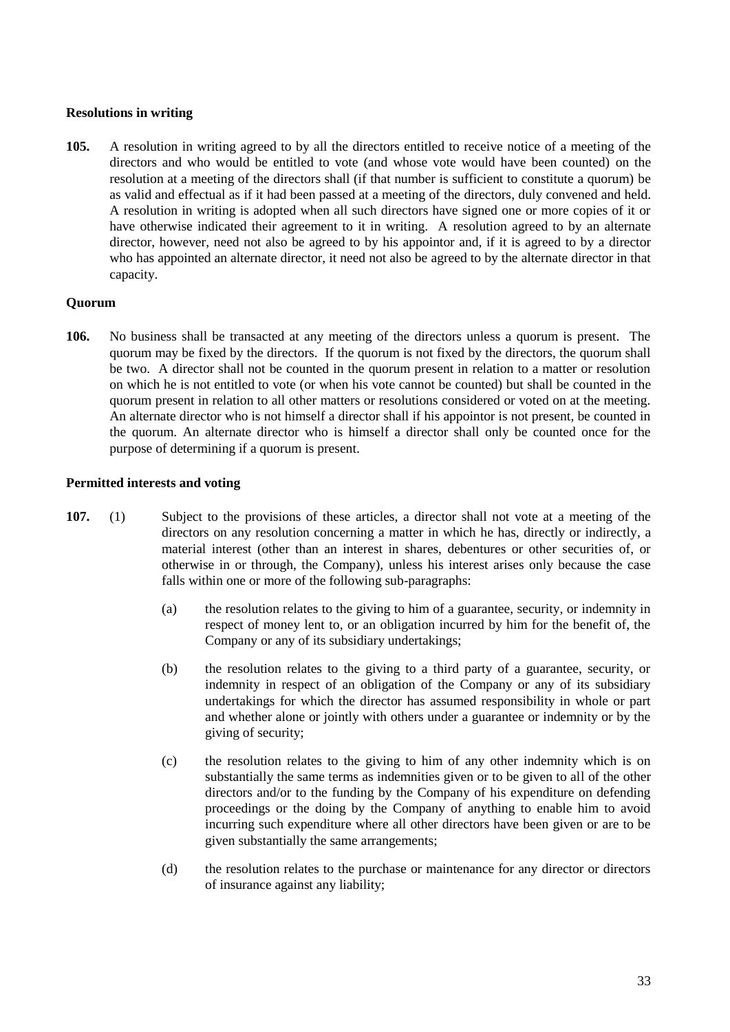**Resolutions in writing**

**105.** A resolution in writing agreed to by all the directors entitled to receive notice of a meeting of the directors and who would be entitled to vote (and whose vote would have been counted) on the resolution at a meeting of the directors shall (if that number is sufficient to constitute a quorum) be as valid and effectual as if it had been passed at a meeting of the directors, duly convened and held. A resolution in writing is adopted when all such directors have signed one or more copies of it or have otherwise indicated their agreement to it in writing. A resolution agreed to by an alternate director, however, need not also be agreed to by his appointor and, if it is agreed to by a director who has appointed an alternate director, it need not also be agreed to by the alternate director in that capacity.

**Quorum**

**106.** No business shall be transacted at any meeting of the directors unless a quorum is present. The quorum may be fixed by the directors. If the quorum is not fixed by the directors, the quorum shall be two. A director shall not be counted in the quorum present in relation to a matter or resolution on which he is not entitled to vote (or when his vote cannot be counted) but shall be counted in the quorum present in relation to all other matters or resolutions considered or voted on at the meeting. An alternate director who is not himself a director shall if his appointor is not present, be counted in the quorum. An alternate director who is himself a director shall only be counted once for the purpose of determining if a quorum is present.

**Permitted interests and voting**

**107.** (1) Subject to the provisions of these articles, a director shall not vote at a meeting of the directors on any resolution concerning a matter in which he has, directly or indirectly, a material interest (other than an interest in shares, debentures or other securities of, or otherwise in or through, the Company), unless his interest arises only because the case falls within one or more of the following sub-paragraphs:

(a) the resolution relates to the giving to him of a guarantee, security, or indemnity in respect of money lent to, or an obligation incurred by him for the benefit of, the Company or any of its subsidiary undertakings;

(b) the resolution relates to the giving to a third party of a guarantee, security, or indemnity in respect of an obligation of the Company or any of its subsidiary undertakings for which the director has assumed responsibility in whole or part and whether alone or jointly with others under a guarantee or indemnity or by the giving of security;

(c) the resolution relates to the giving to him of any other indemnity which is on substantially the same terms as indemnities given or to be given to all of the other directors and/or to the funding by the Company of his expenditure on defending proceedings or the doing by the Company of anything to enable him to avoid incurring such expenditure where all other directors have been given or are to be given substantially the same arrangements;

(d) the resolution relates to the purchase or maintenance for any director or directors of insurance against any liability;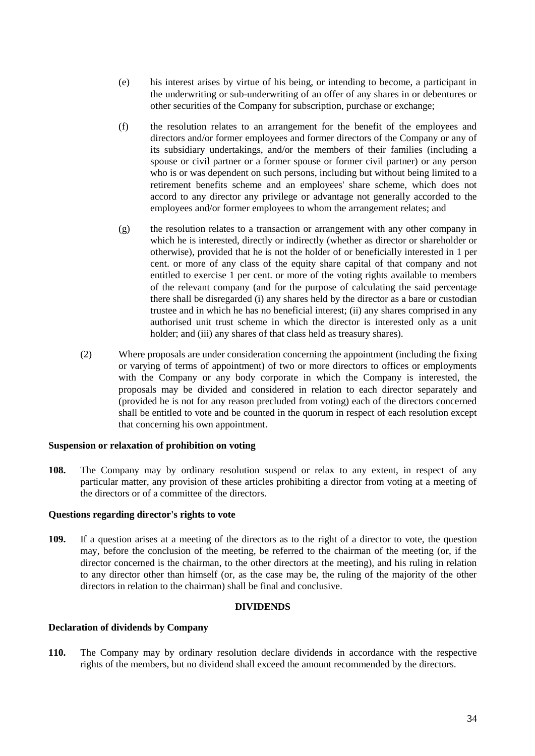(e) his interest arises by virtue of his being, or intending to become, a participant in the underwriting or sub-underwriting of an offer of any shares in or debentures or other securities of the Company for subscription, purchase or exchange;

(f) the resolution relates to an arrangement for the benefit of the employees and directors and/or former employees and former directors of the Company or any of its subsidiary undertakings, and/or the members of their families (including a spouse or civil partner or a former spouse or former civil partner) or any person who is or was dependent on such persons, including but without being limited to a retirement benefits scheme and an employees' share scheme, which does not accord to any director any privilege or advantage not generally accorded to the employees and/or former employees to whom the arrangement relates; and

(g) the resolution relates to a transaction or arrangement with any other company in which he is interested, directly or indirectly (whether as director or shareholder or otherwise), provided that he is not the holder of or beneficially interested in 1 per cent. or more of any class of the equity share capital of that company and not entitled to exercise 1 per cent. or more of the voting rights available to members of the relevant company (and for the purpose of calculating the said percentage there shall be disregarded (i) any shares held by the director as a bare or custodian trustee and in which he has no beneficial interest; (ii) any shares comprised in any authorised unit trust scheme in which the director is interested only as a unit holder; and (iii) any shares of that class held as treasury shares).

(2) Where proposals are under consideration concerning the appointment (including the fixing or varying of terms of appointment) of two or more directors to offices or employments with the Company or any body corporate in which the Company is interested, the proposals may be divided and considered in relation to each director separately and (provided he is not for any reason precluded from voting) each of the directors concerned shall be entitled to vote and be counted in the quorum in respect of each resolution except that concerning his own appointment.

**Suspension or relaxation of prohibition on voting**

**108.** The Company may by ordinary resolution suspend or relax to any extent, in respect of any particular matter, any provision of these articles prohibiting a director from voting at a meeting of the directors or of a committee of the directors.

**Questions regarding director's rights to vote**

**109.** If a question arises at a meeting of the directors as to the right of a director to vote, the question may, before the conclusion of the meeting, be referred to the chairman of the meeting (or, if the director concerned is the chairman, to the other directors at the meeting), and his ruling in relation to any director other than himself (or, as the case may be, the ruling of the majority of the other directors in relation to the chairman) shall be final and conclusive.

## DIVIDENDS

**Declaration of dividends by Company**

**110.** The Company may by ordinary resolution declare dividends in accordance with the respective rights of the members, but no dividend shall exceed the amount recommended by the directors.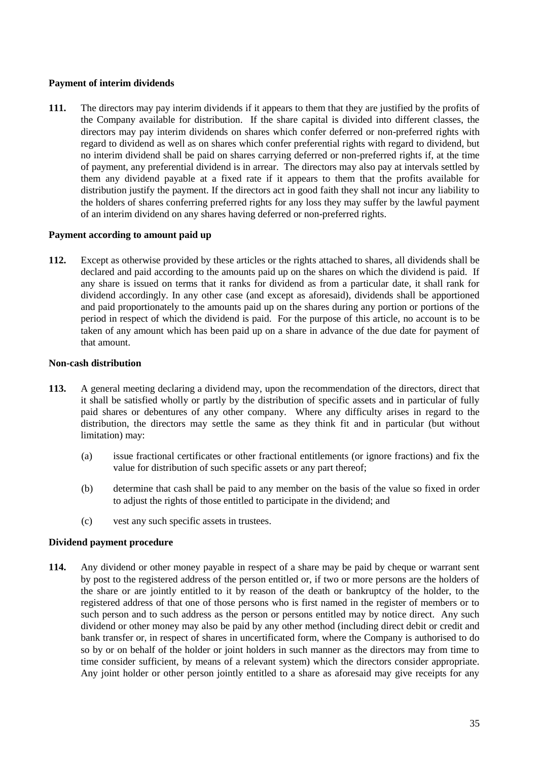**Payment of interim dividends**

**111.** The directors may pay interim dividends if it appears to them that they are justified by the profits of the Company available for distribution. If the share capital is divided into different classes, the directors may pay interim dividends on shares which confer deferred or non-preferred rights with regard to dividend as well as on shares which confer preferential rights with regard to dividend, but no interim dividend shall be paid on shares carrying deferred or non-preferred rights if, at the time of payment, any preferential dividend is in arrear. The directors may also pay at intervals settled by them any dividend payable at a fixed rate if it appears to them that the profits available for distribution justify the payment. If the directors act in good faith they shall not incur any liability to the holders of shares conferring preferred rights for any loss they may suffer by the lawful payment of an interim dividend on any shares having deferred or non-preferred rights.

**Payment according to amount paid up**

**112.** Except as otherwise provided by these articles or the rights attached to shares, all dividends shall be declared and paid according to the amounts paid up on the shares on which the dividend is paid. If any share is issued on terms that it ranks for dividend as from a particular date, it shall rank for dividend accordingly. In any other case (and except as aforesaid), dividends shall be apportioned and paid proportionately to the amounts paid up on the shares during any portion or portions of the period in respect of which the dividend is paid. For the purpose of this article, no account is to be taken of any amount which has been paid up on a share in advance of the due date for payment of that amount.

**Non-cash distribution**

**113.** A general meeting declaring a dividend may, upon the recommendation of the directors, direct that it shall be satisfied wholly or partly by the distribution of specific assets and in particular of fully paid shares or debentures of any other company. Where any difficulty arises in regard to the distribution, the directors may settle the same as they think fit and in particular (but without limitation) may:

(a) issue fractional certificates or other fractional entitlements (or ignore fractions) and fix the value for distribution of such specific assets or any part thereof;

(b) determine that cash shall be paid to any member on the basis of the value so fixed in order to adjust the rights of those entitled to participate in the dividend; and

(c) vest any such specific assets in trustees.

**Dividend payment procedure**

**114.** Any dividend or other money payable in respect of a share may be paid by cheque or warrant sent by post to the registered address of the person entitled or, if two or more persons are the holders of the share or are jointly entitled to it by reason of the death or bankruptcy of the holder, to the registered address of that one of those persons who is first named in the register of members or to such person and to such address as the person or persons entitled may by notice direct. Any such dividend or other money may also be paid by any other method (including direct debit or credit and bank transfer or, in respect of shares in uncertificated form, where the Company is authorised to do so by or on behalf of the holder or joint holders in such manner as the directors may from time to time consider sufficient, by means of a relevant system) which the directors consider appropriate. Any joint holder or other person jointly entitled to a share as aforesaid may give receipts for any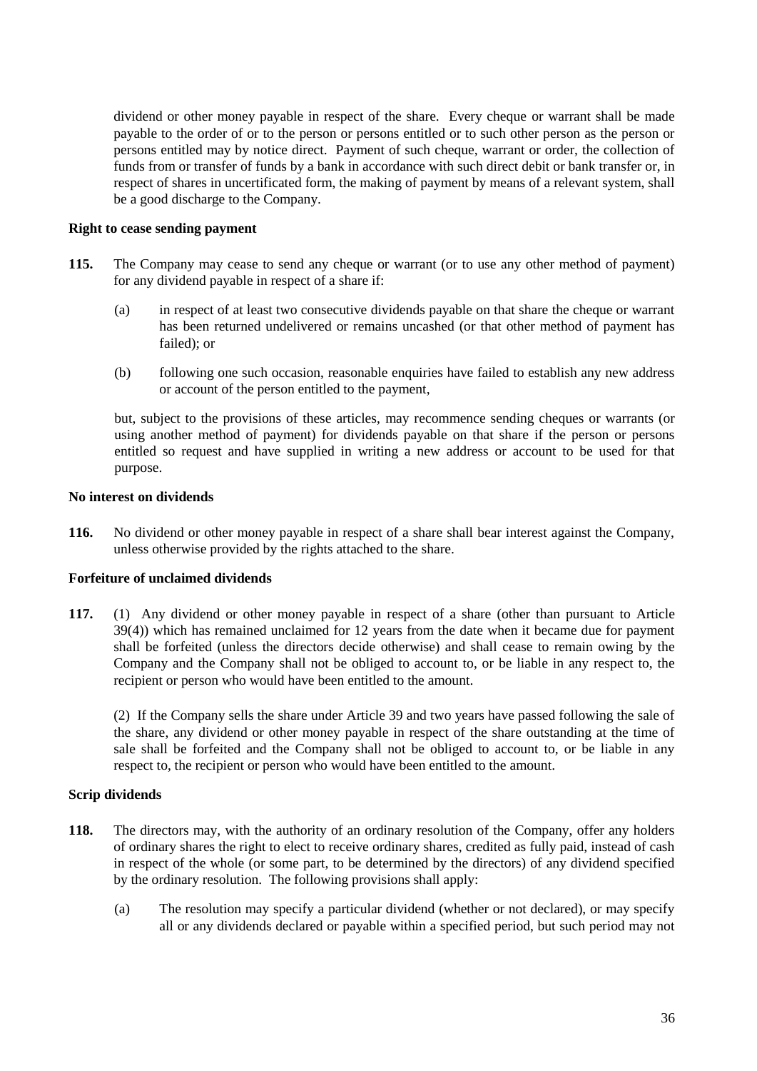dividend or other money payable in respect of the share. Every cheque or warrant shall be made payable to the order of or to the person or persons entitled or to such other person as the person or persons entitled may by notice direct. Payment of such cheque, warrant or order, the collection of funds from or transfer of funds by a bank in accordance with such direct debit or bank transfer or, in respect of shares in uncertificated form, the making of payment by means of a relevant system, shall be a good discharge to the Company.

**Right to cease sending payment**

**115.** The Company may cease to send any cheque or warrant (or to use any other method of payment) for any dividend payable in respect of a share if:

(a) in respect of at least two consecutive dividends payable on that share the cheque or warrant has been returned undelivered or remains uncashed (or that other method of payment has failed); or

(b) following one such occasion, reasonable enquiries have failed to establish any new address or account of the person entitled to the payment,

but, subject to the provisions of these articles, may recommence sending cheques or warrants (or using another method of payment) for dividends payable on that share if the person or persons entitled so request and have supplied in writing a new address or account to be used for that purpose.

**No interest on dividends**

**116.** No dividend or other money payable in respect of a share shall bear interest against the Company, unless otherwise provided by the rights attached to the share.

**Forfeiture of unclaimed dividends**

**117.** (1) Any dividend or other money payable in respect of a share (other than pursuant to Article 39(4)) which has remained unclaimed for 12 years from the date when it became due for payment shall be forfeited (unless the directors decide otherwise) and shall cease to remain owing by the Company and the Company shall not be obliged to account to, or be liable in any respect to, the recipient or person who would have been entitled to the amount.

(2) If the Company sells the share under Article 39 and two years have passed following the sale of the share, any dividend or other money payable in respect of the share outstanding at the time of sale shall be forfeited and the Company shall not be obliged to account to, or be liable in any respect to, the recipient or person who would have been entitled to the amount.

**Scrip dividends**

**118.** The directors may, with the authority of an ordinary resolution of the Company, offer any holders of ordinary shares the right to elect to receive ordinary shares, credited as fully paid, instead of cash in respect of the whole (or some part, to be determined by the directors) of any dividend specified by the ordinary resolution. The following provisions shall apply:

(a) The resolution may specify a particular dividend (whether or not declared), or may specify all or any dividends declared or payable within a specified period, but such period may not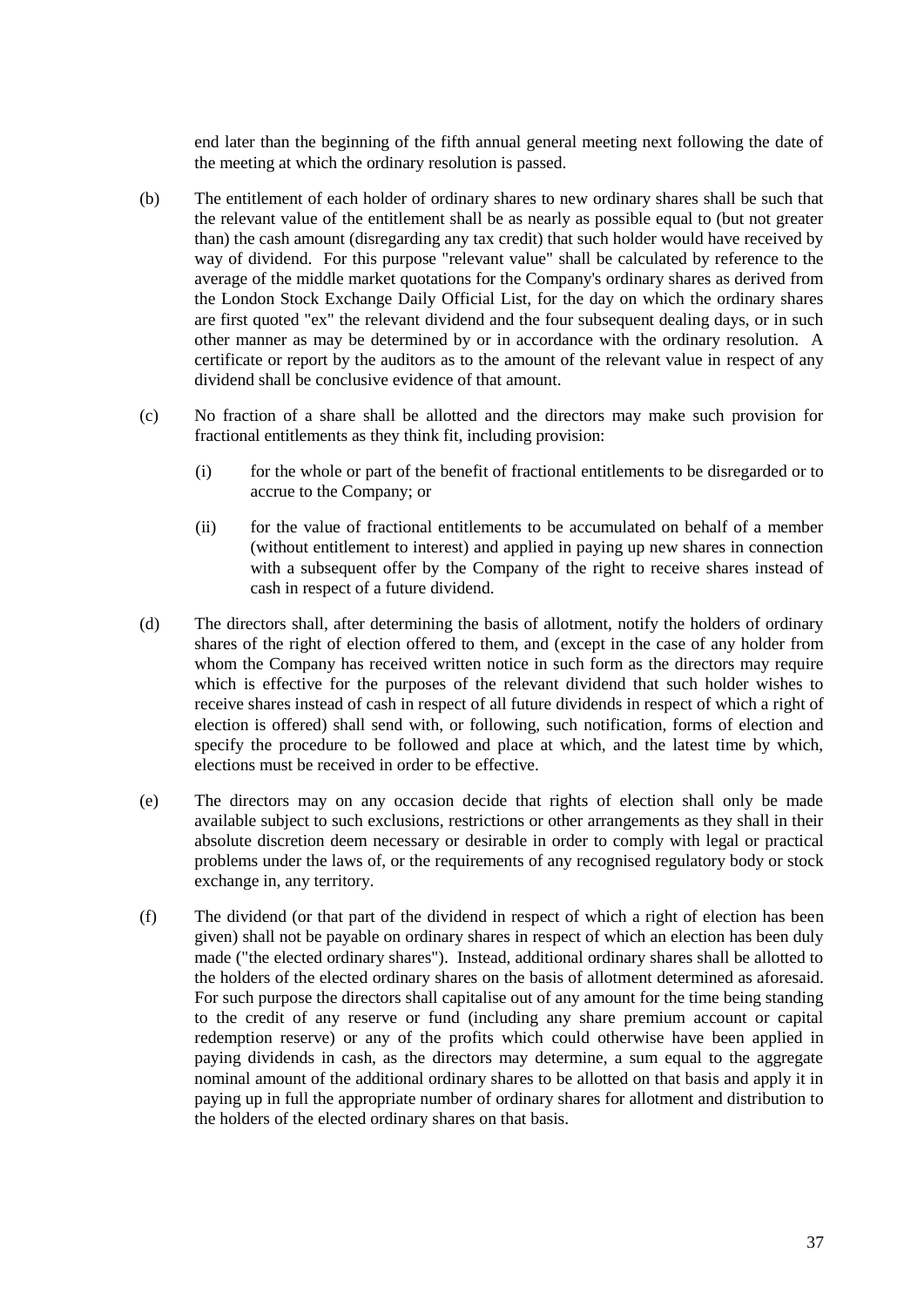end later than the beginning of the fifth annual general meeting next following the date of the meeting at which the ordinary resolution is passed.

(b) The entitlement of each holder of ordinary shares to new ordinary shares shall be such that the relevant value of the entitlement shall be as nearly as possible equal to (but not greater than) the cash amount (disregarding any tax credit) that such holder would have received by way of dividend. For this purpose "relevant value" shall be calculated by reference to the average of the middle market quotations for the Company's ordinary shares as derived from the London Stock Exchange Daily Official List, for the day on which the ordinary shares are first quoted "ex" the relevant dividend and the four subsequent dealing days, or in such other manner as may be determined by or in accordance with the ordinary resolution. A certificate or report by the auditors as to the amount of the relevant value in respect of any dividend shall be conclusive evidence of that amount.

(c) No fraction of a share shall be allotted and the directors may make such provision for fractional entitlements as they think fit, including provision:

   (i) for the whole or part of the benefit of fractional entitlements to be disregarded or to accrue to the Company; or

   (ii) for the value of fractional entitlements to be accumulated on behalf of a member (without entitlement to interest) and applied in paying up new shares in connection with a subsequent offer by the Company of the right to receive shares instead of cash in respect of a future dividend.

(d) The directors shall, after determining the basis of allotment, notify the holders of ordinary shares of the right of election offered to them, and (except in the case of any holder from whom the Company has received written notice in such form as the directors may require which is effective for the purposes of the relevant dividend that such holder wishes to receive shares instead of cash in respect of all future dividends in respect of which a right of election is offered) shall send with, or following, such notification, forms of election and specify the procedure to be followed and place at which, and the latest time by which, elections must be received in order to be effective.

(e) The directors may on any occasion decide that rights of election shall only be made available subject to such exclusions, restrictions or other arrangements as they shall in their absolute discretion deem necessary or desirable in order to comply with legal or practical problems under the laws of, or the requirements of any recognised regulatory body or stock exchange in, any territory.

(f) The dividend (or that part of the dividend in respect of which a right of election has been given) shall not be payable on ordinary shares in respect of which an election has been duly made ("the elected ordinary shares"). Instead, additional ordinary shares shall be allotted to the holders of the elected ordinary shares on the basis of allotment determined as aforesaid. For such purpose the directors shall capitalise out of any amount for the time being standing to the credit of any reserve or fund (including any share premium account or capital redemption reserve) or any of the profits which could otherwise have been applied in paying dividends in cash, as the directors may determine, a sum equal to the aggregate nominal amount of the additional ordinary shares to be allotted on that basis and apply it in paying up in full the appropriate number of ordinary shares for allotment and distribution to the holders of the elected ordinary shares on that basis.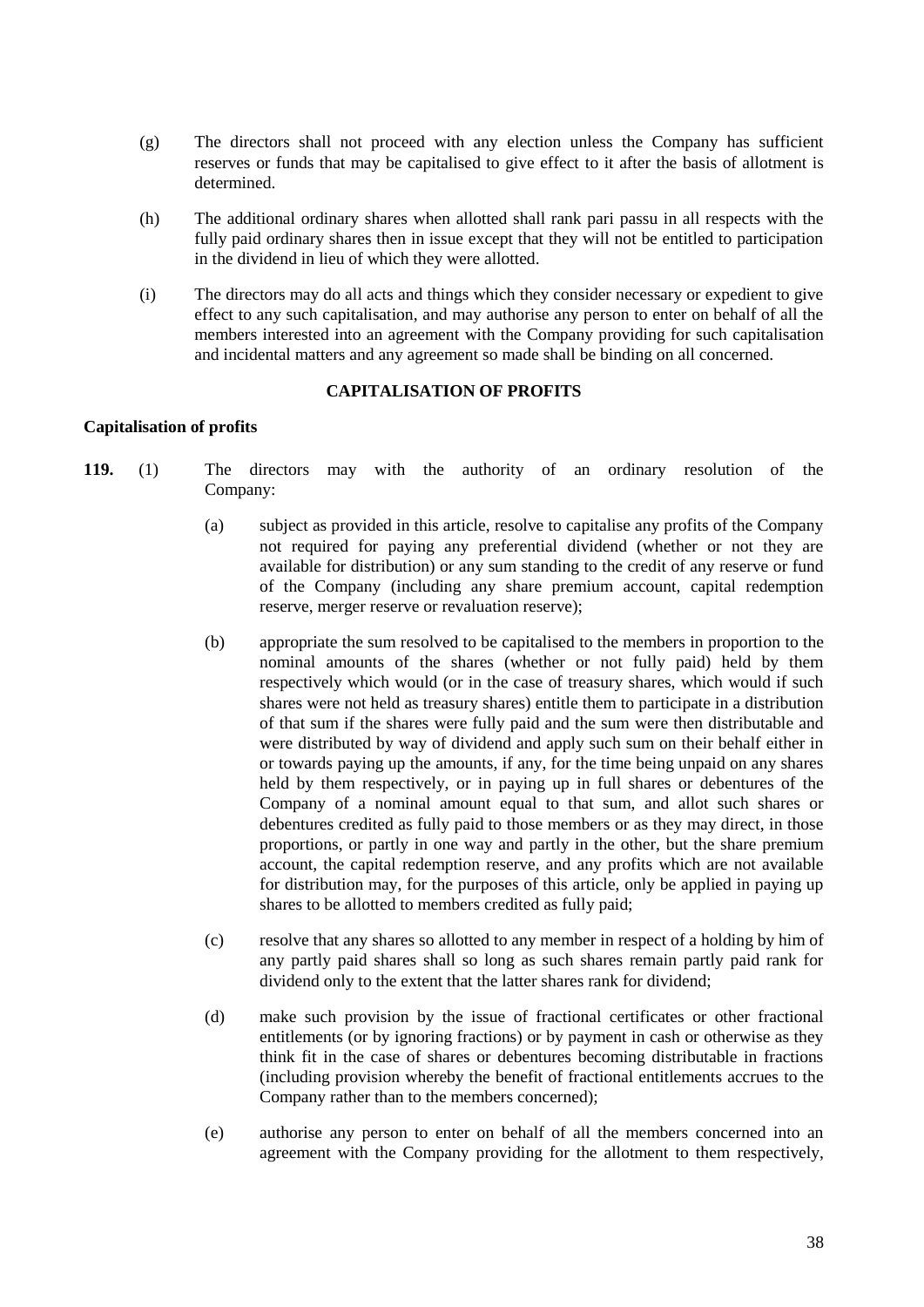(g) The directors shall not proceed with any election unless the Company has sufficient reserves or funds that may be capitalised to give effect to it after the basis of allotment is determined.

(h) The additional ordinary shares when allotted shall rank pari passu in all respects with the fully paid ordinary shares then in issue except that they will not be entitled to participation in the dividend in lieu of which they were allotted.

(i) The directors may do all acts and things which they consider necessary or expedient to give effect to any such capitalisation, and may authorise any person to enter on behalf of all the members interested into an agreement with the Company providing for such capitalisation and incidental matters and any agreement so made shall be binding on all concerned.

## CAPITALISATION OF PROFITS

**Capitalisation of profits**

**119.** (1) The directors may with the authority of an ordinary resolution of the Company:

(a) subject as provided in this article, resolve to capitalise any profits of the Company not required for paying any preferential dividend (whether or not they are available for distribution) or any sum standing to the credit of any reserve or fund of the Company (including any share premium account, capital redemption reserve, merger reserve or revaluation reserve);

(b) appropriate the sum resolved to be capitalised to the members in proportion to the nominal amounts of the shares (whether or not fully paid) held by them respectively which would (or in the case of treasury shares, which would if such shares were not held as treasury shares) entitle them to participate in a distribution of that sum if the shares were fully paid and the sum were then distributable and were distributed by way of dividend and apply such sum on their behalf either in or towards paying up the amounts, if any, for the time being unpaid on any shares held by them respectively, or in paying up in full shares or debentures of the Company of a nominal amount equal to that sum, and allot such shares or debentures credited as fully paid to those members or as they may direct, in those proportions, or partly in one way and partly in the other, but the share premium account, the capital redemption reserve, and any profits which are not available for distribution may, for the purposes of this article, only be applied in paying up shares to be allotted to members credited as fully paid;

(c) resolve that any shares so allotted to any member in respect of a holding by him of any partly paid shares shall so long as such shares remain partly paid rank for dividend only to the extent that the latter shares rank for dividend;

(d) make such provision by the issue of fractional certificates or other fractional entitlements (or by ignoring fractions) or by payment in cash or otherwise as they think fit in the case of shares or debentures becoming distributable in fractions (including provision whereby the benefit of fractional entitlements accrues to the Company rather than to the members concerned);

(e) authorise any person to enter on behalf of all the members concerned into an agreement with the Company providing for the allotment to them respectively,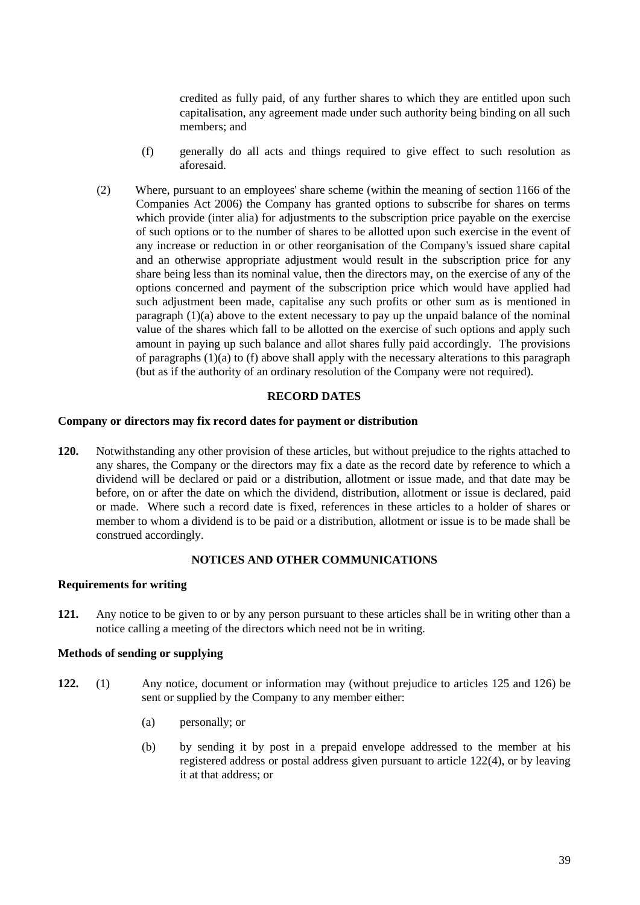credited as fully paid, of any further shares to which they are entitled upon such capitalisation, any agreement made under such authority being binding on all such members; and

(f) generally do all acts and things required to give effect to such resolution as aforesaid.

(2) Where, pursuant to an employees' share scheme (within the meaning of section 1166 of the Companies Act 2006) the Company has granted options to subscribe for shares on terms which provide (inter alia) for adjustments to the subscription price payable on the exercise of such options or to the number of shares to be allotted upon such exercise in the event of any increase or reduction in or other reorganisation of the Company's issued share capital and an otherwise appropriate adjustment would result in the subscription price for any share being less than its nominal value, then the directors may, on the exercise of any of the options concerned and payment of the subscription price which would have applied had such adjustment been made, capitalise any such profits or other sum as is mentioned in paragraph (1)(a) above to the extent necessary to pay up the unpaid balance of the nominal value of the shares which fall to be allotted on the exercise of such options and apply such amount in paying up such balance and allot shares fully paid accordingly. The provisions of paragraphs (1)(a) to (f) above shall apply with the necessary alterations to this paragraph (but as if the authority of an ordinary resolution of the Company were not required).

## RECORD DATES

### Company or directors may fix record dates for payment or distribution

**120.** Notwithstanding any other provision of these articles, but without prejudice to the rights attached to any shares, the Company or the directors may fix a date as the record date by reference to which a dividend will be declared or paid or a distribution, allotment or issue made, and that date may be before, on or after the date on which the dividend, distribution, allotment or issue is declared, paid or made. Where such a record date is fixed, references in these articles to a holder of shares or member to whom a dividend is to be paid or a distribution, allotment or issue is to be made shall be construed accordingly.

## NOTICES AND OTHER COMMUNICATIONS

### Requirements for writing

**121.** Any notice to be given to or by any person pursuant to these articles shall be in writing other than a notice calling a meeting of the directors which need not be in writing.

### Methods of sending or supplying

**122.** (1) Any notice, document or information may (without prejudice to articles 125 and 126) be sent or supplied by the Company to any member either:

(a) personally; or

(b) by sending it by post in a prepaid envelope addressed to the member at his registered address or postal address given pursuant to article 122(4), or by leaving it at that address; or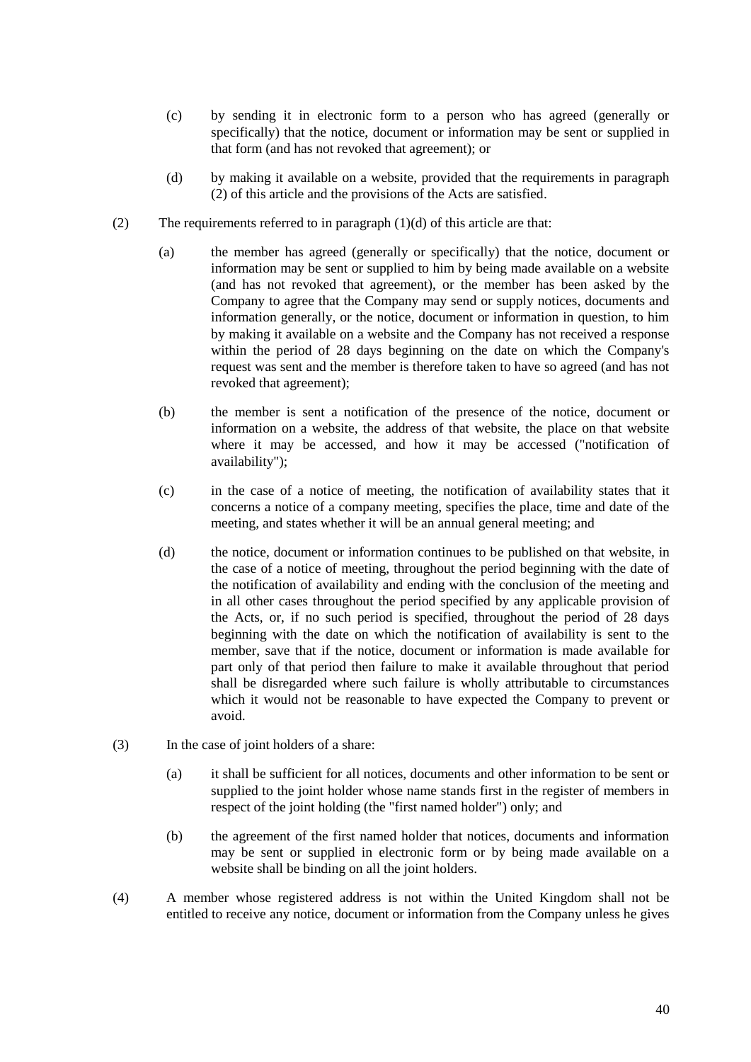(c) by sending it in electronic form to a person who has agreed (generally or specifically) that the notice, document or information may be sent or supplied in that form (and has not revoked that agreement); or

(d) by making it available on a website, provided that the requirements in paragraph (2) of this article and the provisions of the Acts are satisfied.

(2) The requirements referred to in paragraph (1)(d) of this article are that:

(a) the member has agreed (generally or specifically) that the notice, document or information may be sent or supplied to him by being made available on a website (and has not revoked that agreement), or the member has been asked by the Company to agree that the Company may send or supply notices, documents and information generally, or the notice, document or information in question, to him by making it available on a website and the Company has not received a response within the period of 28 days beginning on the date on which the Company's request was sent and the member is therefore taken to have so agreed (and has not revoked that agreement);

(b) the member is sent a notification of the presence of the notice, document or information on a website, the address of that website, the place on that website where it may be accessed, and how it may be accessed ("notification of availability");

(c) in the case of a notice of meeting, the notification of availability states that it concerns a notice of a company meeting, specifies the place, time and date of the meeting, and states whether it will be an annual general meeting; and

(d) the notice, document or information continues to be published on that website, in the case of a notice of meeting, throughout the period beginning with the date of the notification of availability and ending with the conclusion of the meeting and in all other cases throughout the period specified by any applicable provision of the Acts, or, if no such period is specified, throughout the period of 28 days beginning with the date on which the notification of availability is sent to the member, save that if the notice, document or information is made available for part only of that period then failure to make it available throughout that period shall be disregarded where such failure is wholly attributable to circumstances which it would not be reasonable to have expected the Company to prevent or avoid.

(3) In the case of joint holders of a share:

(a) it shall be sufficient for all notices, documents and other information to be sent or supplied to the joint holder whose name stands first in the register of members in respect of the joint holding (the "first named holder") only; and

(b) the agreement of the first named holder that notices, documents and information may be sent or supplied in electronic form or by being made available on a website shall be binding on all the joint holders.

(4) A member whose registered address is not within the United Kingdom shall not be entitled to receive any notice, document or information from the Company unless he gives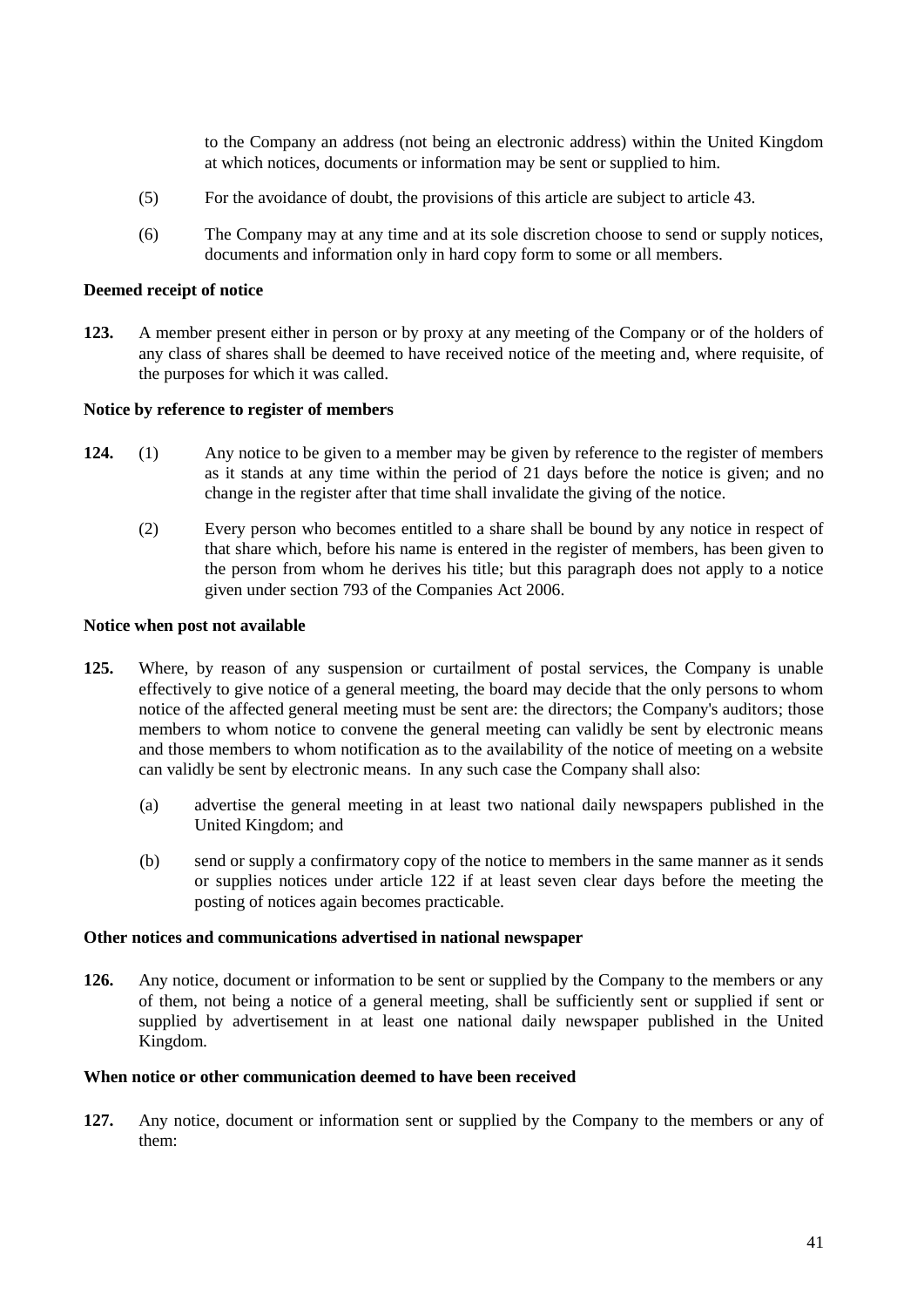to the Company an address (not being an electronic address) within the United Kingdom at which notices, documents or information may be sent or supplied to him.

(5) For the avoidance of doubt, the provisions of this article are subject to article 43.

(6) The Company may at any time and at its sole discretion choose to send or supply notices, documents and information only in hard copy form to some or all members.

**Deemed receipt of notice**

**123.** A member present either in person or by proxy at any meeting of the Company or of the holders of any class of shares shall be deemed to have received notice of the meeting and, where requisite, of the purposes for which it was called.

**Notice by reference to register of members**

**124.** (1) Any notice to be given to a member may be given by reference to the register of members as it stands at any time within the period of 21 days before the notice is given; and no change in the register after that time shall invalidate the giving of the notice.

(2) Every person who becomes entitled to a share shall be bound by any notice in respect of that share which, before his name is entered in the register of members, has been given to the person from whom he derives his title; but this paragraph does not apply to a notice given under section 793 of the Companies Act 2006.

**Notice when post not available**

**125.** Where, by reason of any suspension or curtailment of postal services, the Company is unable effectively to give notice of a general meeting, the board may decide that the only persons to whom notice of the affected general meeting must be sent are: the directors; the Company's auditors; those members to whom notice to convene the general meeting can validly be sent by electronic means and those members to whom notification as to the availability of the notice of meeting on a website can validly be sent by electronic means. In any such case the Company shall also:

(a) advertise the general meeting in at least two national daily newspapers published in the United Kingdom; and

(b) send or supply a confirmatory copy of the notice to members in the same manner as it sends or supplies notices under article 122 if at least seven clear days before the meeting the posting of notices again becomes practicable.

**Other notices and communications advertised in national newspaper**

**126.** Any notice, document or information to be sent or supplied by the Company to the members or any of them, not being a notice of a general meeting, shall be sufficiently sent or supplied if sent or supplied by advertisement in at least one national daily newspaper published in the United Kingdom.

**When notice or other communication deemed to have been received**

**127.** Any notice, document or information sent or supplied by the Company to the members or any of them: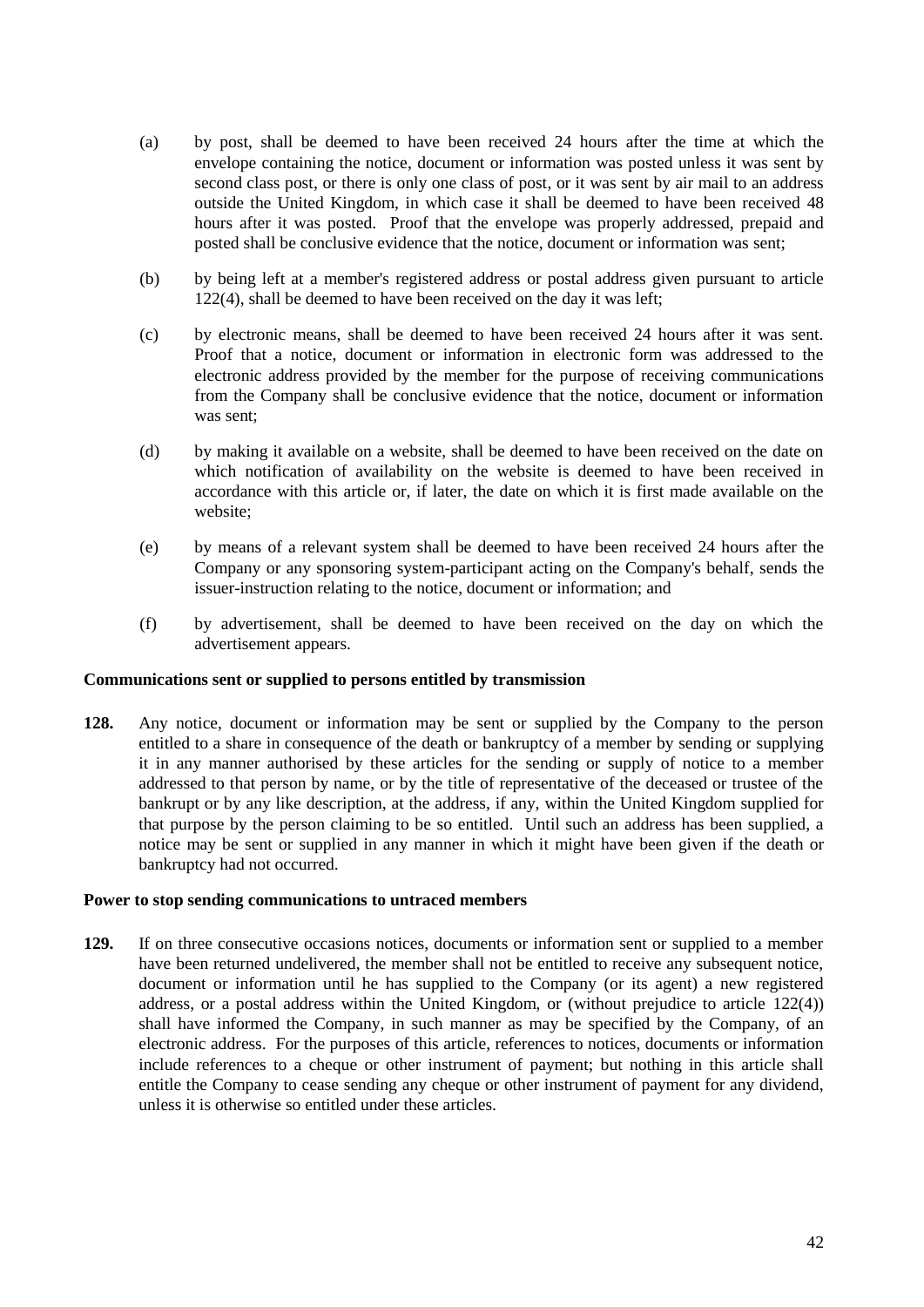(a) by post, shall be deemed to have been received 24 hours after the time at which the envelope containing the notice, document or information was posted unless it was sent by second class post, or there is only one class of post, or it was sent by air mail to an address outside the United Kingdom, in which case it shall be deemed to have been received 48 hours after it was posted. Proof that the envelope was properly addressed, prepaid and posted shall be conclusive evidence that the notice, document or information was sent;

(b) by being left at a member's registered address or postal address given pursuant to article 122(4), shall be deemed to have been received on the day it was left;

(c) by electronic means, shall be deemed to have been received 24 hours after it was sent. Proof that a notice, document or information in electronic form was addressed to the electronic address provided by the member for the purpose of receiving communications from the Company shall be conclusive evidence that the notice, document or information was sent;

(d) by making it available on a website, shall be deemed to have been received on the date on which notification of availability on the website is deemed to have been received in accordance with this article or, if later, the date on which it is first made available on the website;

(e) by means of a relevant system shall be deemed to have been received 24 hours after the Company or any sponsoring system-participant acting on the Company's behalf, sends the issuer-instruction relating to the notice, document or information; and

(f) by advertisement, shall be deemed to have been received on the day on which the advertisement appears.

**Communications sent or supplied to persons entitled by transmission**

**128.** Any notice, document or information may be sent or supplied by the Company to the person entitled to a share in consequence of the death or bankruptcy of a member by sending or supplying it in any manner authorised by these articles for the sending or supply of notice to a member addressed to that person by name, or by the title of representative of the deceased or trustee of the bankrupt or by any like description, at the address, if any, within the United Kingdom supplied for that purpose by the person claiming to be so entitled. Until such an address has been supplied, a notice may be sent or supplied in any manner in which it might have been given if the death or bankruptcy had not occurred.

**Power to stop sending communications to untraced members**

**129.** If on three consecutive occasions notices, documents or information sent or supplied to a member have been returned undelivered, the member shall not be entitled to receive any subsequent notice, document or information until he has supplied to the Company (or its agent) a new registered address, or a postal address within the United Kingdom, or (without prejudice to article 122(4)) shall have informed the Company, in such manner as may be specified by the Company, of an electronic address. For the purposes of this article, references to notices, documents or information include references to a cheque or other instrument of payment; but nothing in this article shall entitle the Company to cease sending any cheque or other instrument of payment for any dividend, unless it is otherwise so entitled under these articles.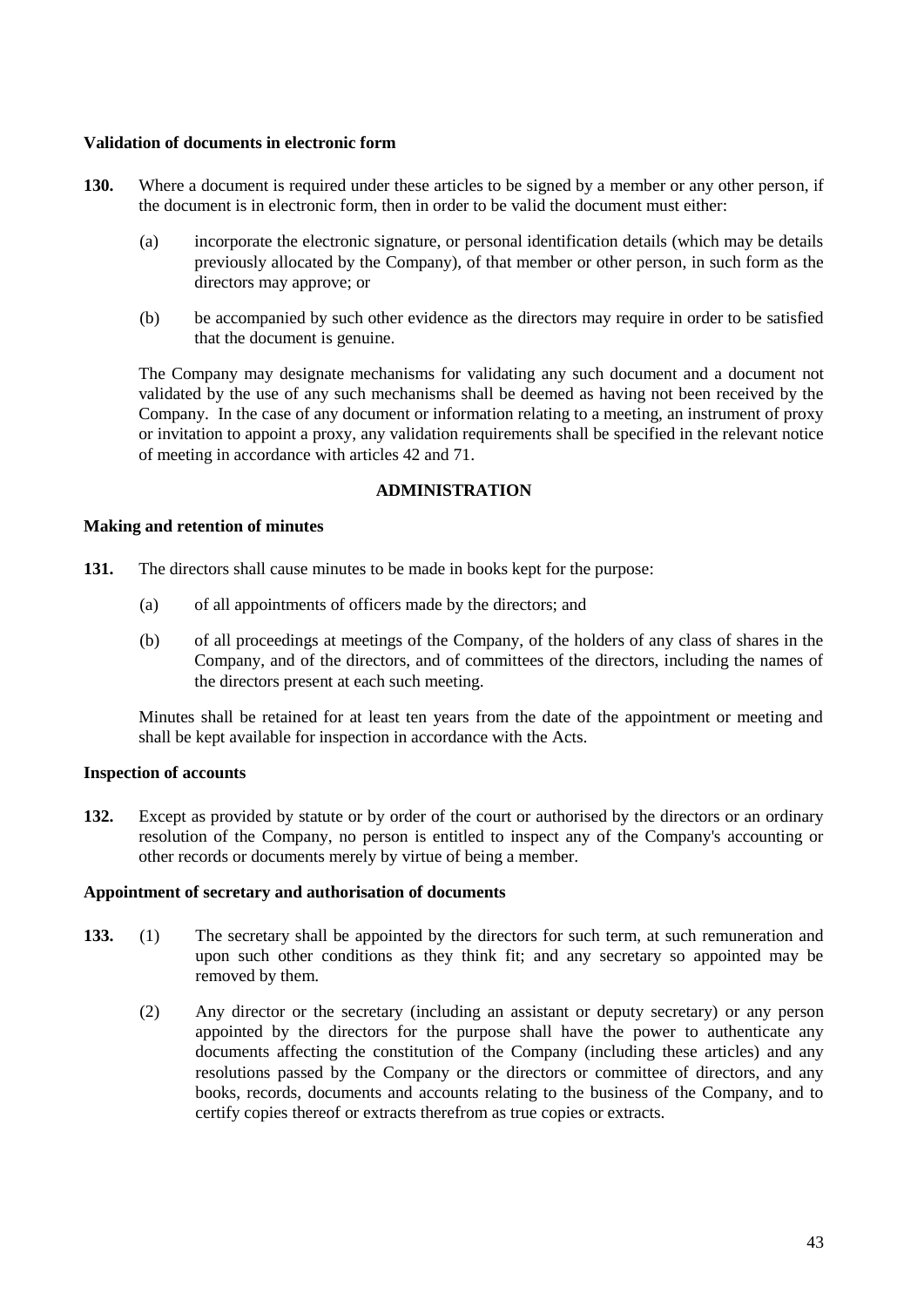**Validation of documents in electronic form**

**130.** Where a document is required under these articles to be signed by a member or any other person, if the document is in electronic form, then in order to be valid the document must either:

(a) incorporate the electronic signature, or personal identification details (which may be details previously allocated by the Company), of that member or other person, in such form as the directors may approve; or

(b) be accompanied by such other evidence as the directors may require in order to be satisfied that the document is genuine.

The Company may designate mechanisms for validating any such document and a document not validated by the use of any such mechanisms shall be deemed as having not been received by the Company. In the case of any document or information relating to a meeting, an instrument of proxy or invitation to appoint a proxy, any validation requirements shall be specified in the relevant notice of meeting in accordance with articles 42 and 71.

## ADMINISTRATION

**Making and retention of minutes**

**131.** The directors shall cause minutes to be made in books kept for the purpose:

(a) of all appointments of officers made by the directors; and

(b) of all proceedings at meetings of the Company, of the holders of any class of shares in the Company, and of the directors, and of committees of the directors, including the names of the directors present at each such meeting.

Minutes shall be retained for at least ten years from the date of the appointment or meeting and shall be kept available for inspection in accordance with the Acts.

**Inspection of accounts**

**132.** Except as provided by statute or by order of the court or authorised by the directors or an ordinary resolution of the Company, no person is entitled to inspect any of the Company's accounting or other records or documents merely by virtue of being a member.

**Appointment of secretary and authorisation of documents**

**133.** (1) The secretary shall be appointed by the directors for such term, at such remuneration and upon such other conditions as they think fit; and any secretary so appointed may be removed by them.

(2) Any director or the secretary (including an assistant or deputy secretary) or any person appointed by the directors for the purpose shall have the power to authenticate any documents affecting the constitution of the Company (including these articles) and any resolutions passed by the Company or the directors or committee of directors, and any books, records, documents and accounts relating to the business of the Company, and to certify copies thereof or extracts therefrom as true copies or extracts.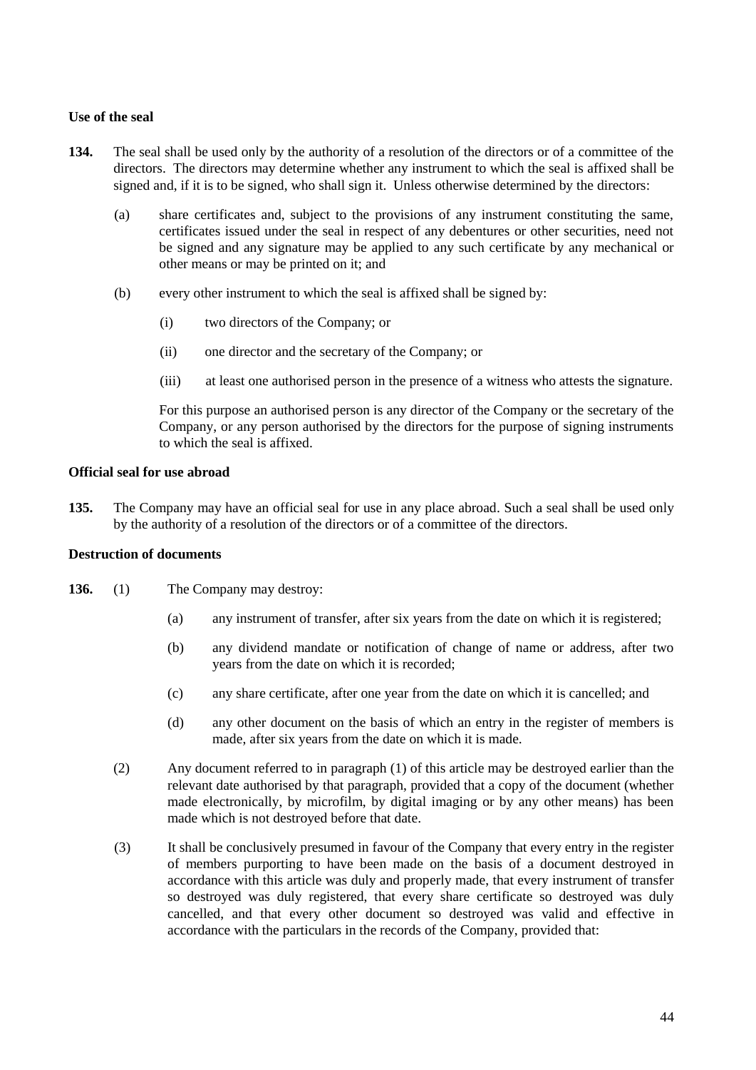**Use of the seal**

**134.** The seal shall be used only by the authority of a resolution of the directors or of a committee of the directors. The directors may determine whether any instrument to which the seal is affixed shall be signed and, if it is to be signed, who shall sign it. Unless otherwise determined by the directors:

(a) share certificates and, subject to the provisions of any instrument constituting the same, certificates issued under the seal in respect of any debentures or other securities, need not be signed and any signature may be applied to any such certificate by any mechanical or other means or may be printed on it; and

(b) every other instrument to which the seal is affixed shall be signed by:

(i) two directors of the Company; or

(ii) one director and the secretary of the Company; or

(iii) at least one authorised person in the presence of a witness who attests the signature.

For this purpose an authorised person is any director of the Company or the secretary of the Company, or any person authorised by the directors for the purpose of signing instruments to which the seal is affixed.

**Official seal for use abroad**

**135.** The Company may have an official seal for use in any place abroad. Such a seal shall be used only by the authority of a resolution of the directors or of a committee of the directors.

**Destruction of documents**

**136.** (1) The Company may destroy:

(a) any instrument of transfer, after six years from the date on which it is registered;

(b) any dividend mandate or notification of change of name or address, after two years from the date on which it is recorded;

(c) any share certificate, after one year from the date on which it is cancelled; and

(d) any other document on the basis of which an entry in the register of members is made, after six years from the date on which it is made.

(2) Any document referred to in paragraph (1) of this article may be destroyed earlier than the relevant date authorised by that paragraph, provided that a copy of the document (whether made electronically, by microfilm, by digital imaging or by any other means) has been made which is not destroyed before that date.

(3) It shall be conclusively presumed in favour of the Company that every entry in the register of members purporting to have been made on the basis of a document destroyed in accordance with this article was duly and properly made, that every instrument of transfer so destroyed was duly registered, that every share certificate so destroyed was duly cancelled, and that every other document so destroyed was valid and effective in accordance with the particulars in the records of the Company, provided that: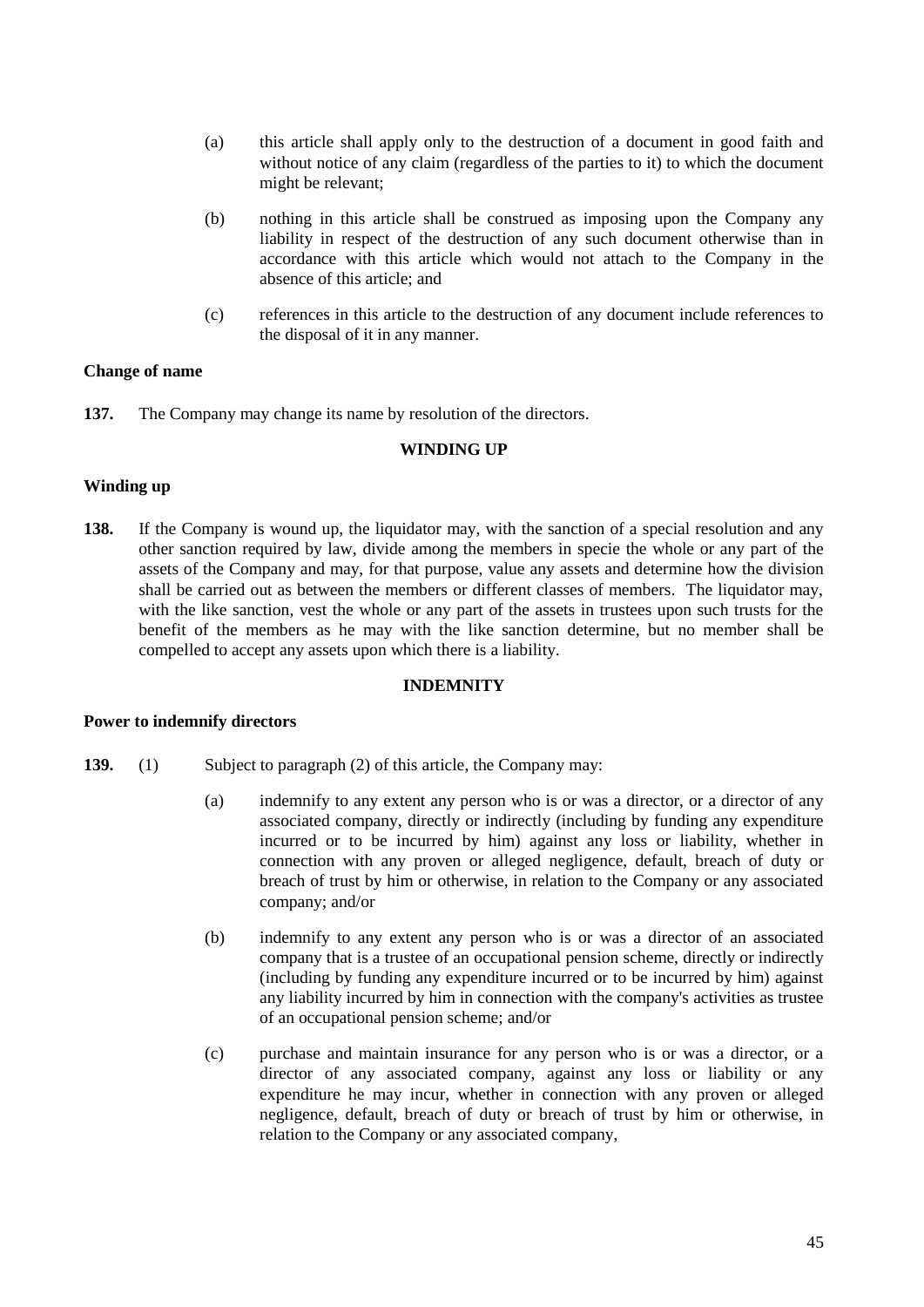(a) this article shall apply only to the destruction of a document in good faith and without notice of any claim (regardless of the parties to it) to which the document might be relevant;

(b) nothing in this article shall be construed as imposing upon the Company any liability in respect of the destruction of any such document otherwise than in accordance with this article which would not attach to the Company in the absence of this article; and

(c) references in this article to the destruction of any document include references to the disposal of it in any manner.

**Change of name**

**137.** The Company may change its name by resolution of the directors.

**WINDING UP**

**Winding up**

**138.** If the Company is wound up, the liquidator may, with the sanction of a special resolution and any other sanction required by law, divide among the members in specie the whole or any part of the assets of the Company and may, for that purpose, value any assets and determine how the division shall be carried out as between the members or different classes of members. The liquidator may, with the like sanction, vest the whole or any part of the assets in trustees upon such trusts for the benefit of the members as he may with the like sanction determine, but no member shall be compelled to accept any assets upon which there is a liability.

**INDEMNITY**

**Power to indemnify directors**

**139.** (1) Subject to paragraph (2) of this article, the Company may:

(a) indemnify to any extent any person who is or was a director, or a director of any associated company, directly or indirectly (including by funding any expenditure incurred or to be incurred by him) against any loss or liability, whether in connection with any proven or alleged negligence, default, breach of duty or breach of trust by him or otherwise, in relation to the Company or any associated company; and/or

(b) indemnify to any extent any person who is or was a director of an associated company that is a trustee of an occupational pension scheme, directly or indirectly (including by funding any expenditure incurred or to be incurred by him) against any liability incurred by him in connection with the company's activities as trustee of an occupational pension scheme; and/or

(c) purchase and maintain insurance for any person who is or was a director, or a director of any associated company, against any loss or liability or any expenditure he may incur, whether in connection with any proven or alleged negligence, default, breach of duty or breach of trust by him or otherwise, in relation to the Company or any associated company,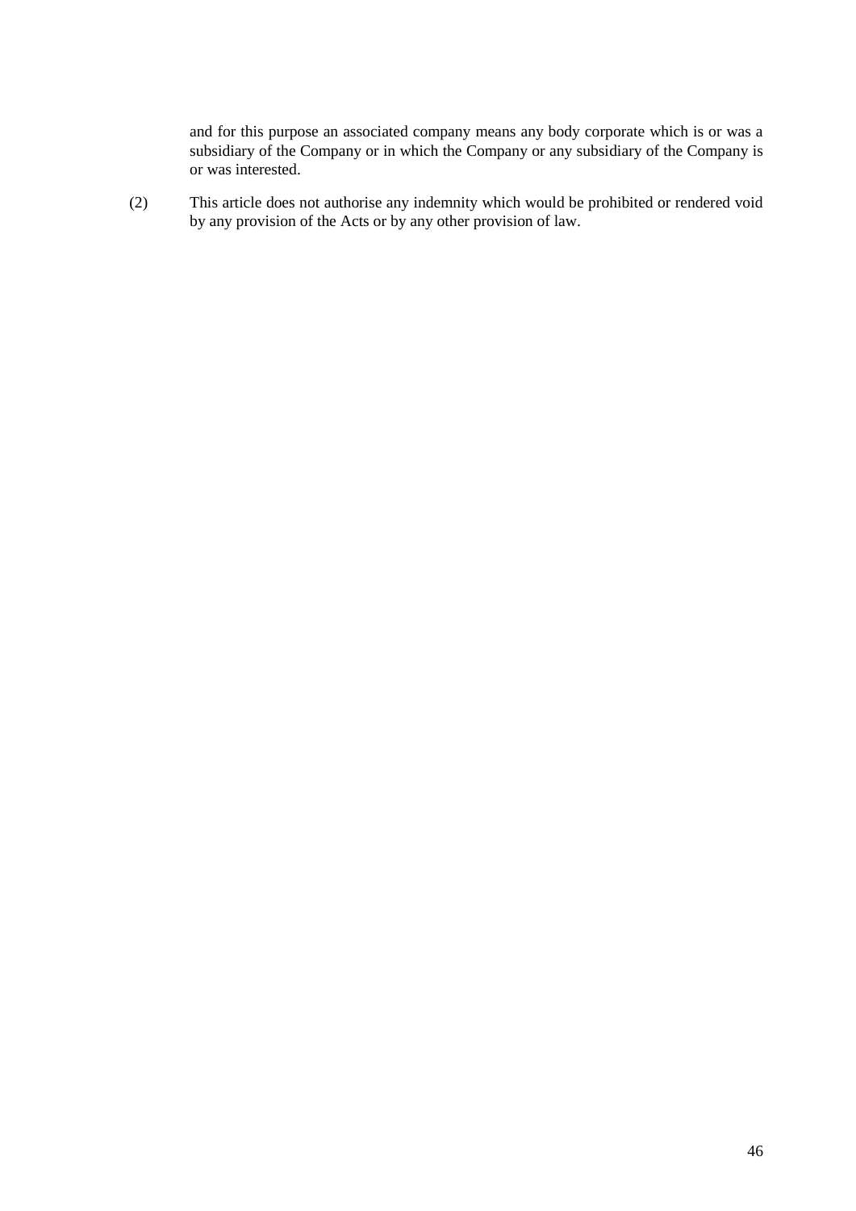and for this purpose an associated company means any body corporate which is or was a subsidiary of the Company or in which the Company or any subsidiary of the Company is or was interested.

(2) This article does not authorise any indemnity which would be prohibited or rendered void by any provision of the Acts or by any other provision of law.